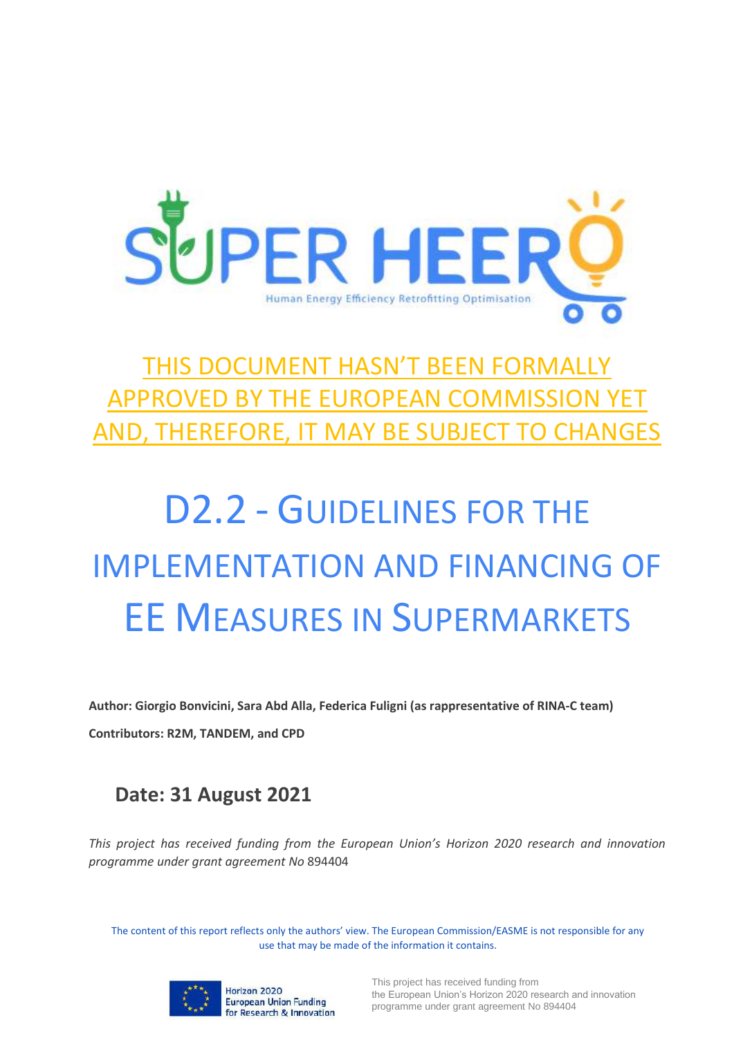SUPER HEERO

Human Energy Efficiency Retrofitting Optimisation

THIS DOCUMENT HASN'T BEEN FORMALLY APPROVED BY THE EUROPEAN COMMISSION YET AND, THEREFORE, IT MAY BE SUBJECT TO CHANGES

# D2.2 - GUIDELINES FOR THE IMPLEMENTATION AND FINANCING OF EE MEASURES IN SUPERMARKETS

**Author: Giorgio Bonvicini, Sara Abd Alla, Federica Fuligni (as rappresentative of RINA-C team)**

**Contributors: R2M, TANDEM, and CPD**

## Date: 31 August 2021

*This project has received funding from the European Union's Horizon 2020 research and innovation programme under grant agreement No* 894404

The content of this report reflects only the authors' view. The European Commission/EASME is not responsible for any use that may be made of the information it contains.

Horizon 2020
European Union Funding
for Research & Innovation

This project has received funding from the European Union's Horizon 2020 research and innovation programme under grant agreement No 894404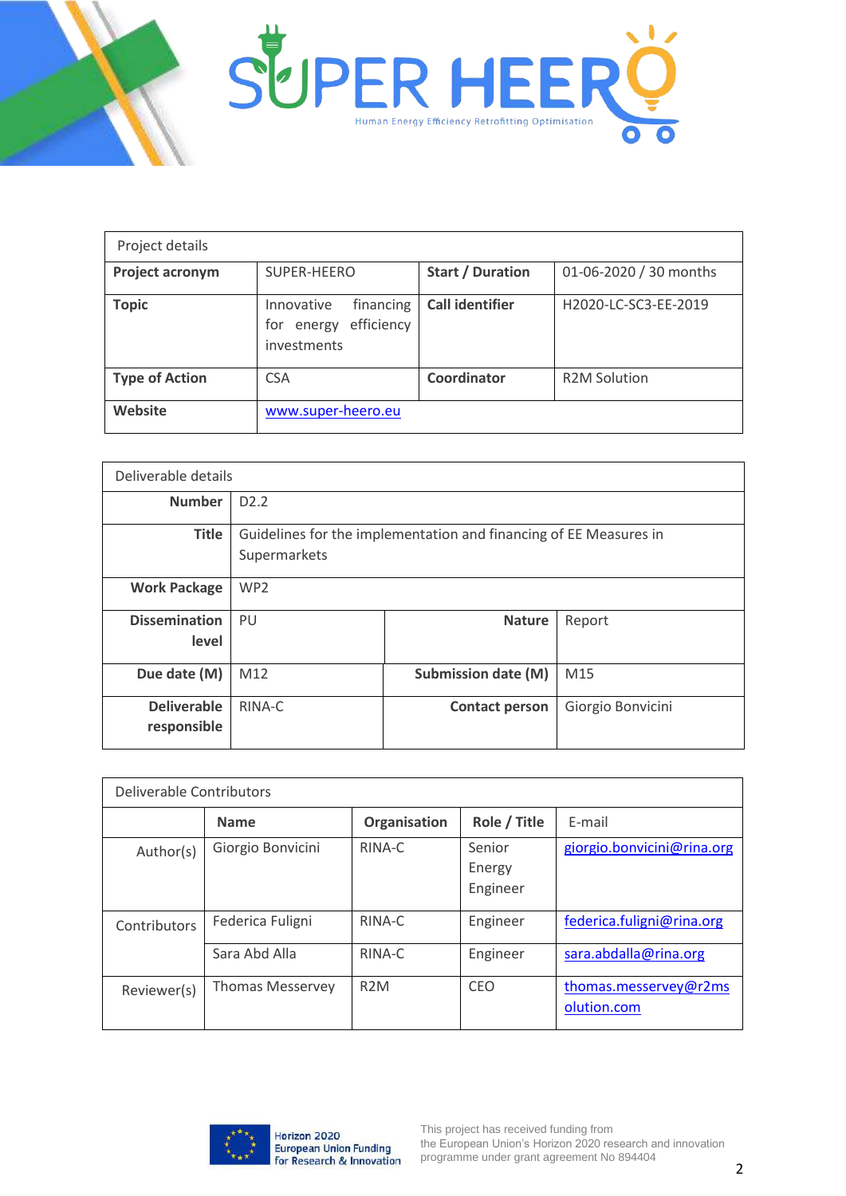| Project details | | | |
|---|---|---|---|
| **Project acronym** | SUPER-HEERO | **Start / Duration** | 01-06-2020 / 30 months |
| **Topic** | Innovative financing for energy efficiency investments | **Call identifier** | H2020-LC-SC3-EE-2019 |
| **Type of Action** | CSA | **Coordinator** | R2M Solution |
| **Website** | www.super-heero.eu | | |

| Deliverable details | | | |
|---|---|---|---|
| **Number** | D2.2 | | |
| **Title** | Guidelines for the implementation and financing of EE Measures in Supermarkets | | |
| **Work Package** | WP2 | | |
| **Dissemination level** | PU | **Nature** | Report |
| **Due date (M)** | M12 | **Submission date (M)** | M15 |
| **Deliverable responsible** | RINA-C | **Contact person** | Giorgio Bonvicini |

| Deliverable Contributors | | | | |
|---|---|---|---|---|
| | **Name** | **Organisation** | **Role / Title** | E-mail |
| Author(s) | Giorgio Bonvicini | RINA-C | Senior Energy Engineer | giorgio.bonvicini@rina.org |
| Contributors | Federica Fuligni | RINA-C | Engineer | federica.fuligni@rina.org |
| | Sara Abd Alla | RINA-C | Engineer | sara.abdalla@rina.org |
| Reviewer(s) | Thomas Messervey | R2M | CEO | thomas.messervey@r2msolution.com |

This project has received funding from the European Union's Horizon 2020 research and innovation programme under grant agreement No 894404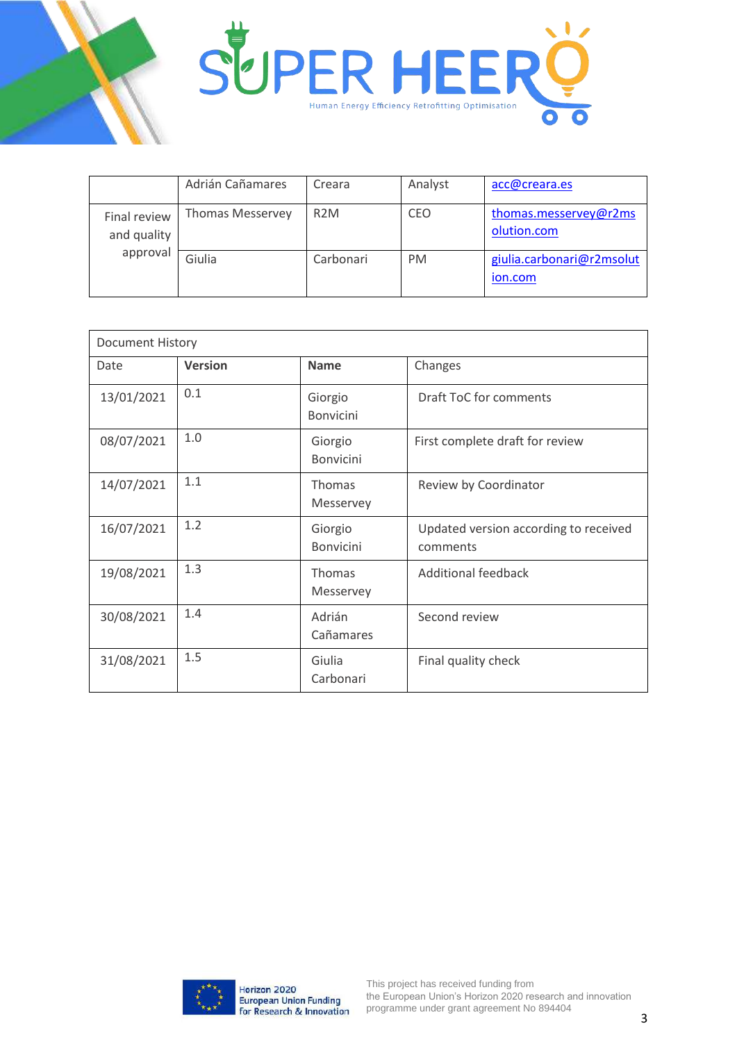| | | | | |
|---|---|---|---|---|
| | Adrián Cañamares | Creara | Analyst | acc@creara.es |
| Final review and quality approval | Thomas Messervey | R2M | CEO | thomas.messervey@r2msolution.com |
| | Giulia | Carbonari | PM | giulia.carbonari@r2msolution.com |

| Document History | | | |
|---|---|---|---|
| Date | **Version** | **Name** | Changes |
| 13/01/2021 | 0.1 | Giorgio Bonvicini | Draft ToC for comments |
| 08/07/2021 | 1.0 | Giorgio Bonvicini | First complete draft for review |
| 14/07/2021 | 1.1 | Thomas Messervey | Review by Coordinator |
| 16/07/2021 | 1.2 | Giorgio Bonvicini | Updated version according to received comments |
| 19/08/2021 | 1.3 | Thomas Messervey | Additional feedback |
| 30/08/2021 | 1.4 | Adrián Cañamares | Second review |
| 31/08/2021 | 1.5 | Giulia Carbonari | Final quality check |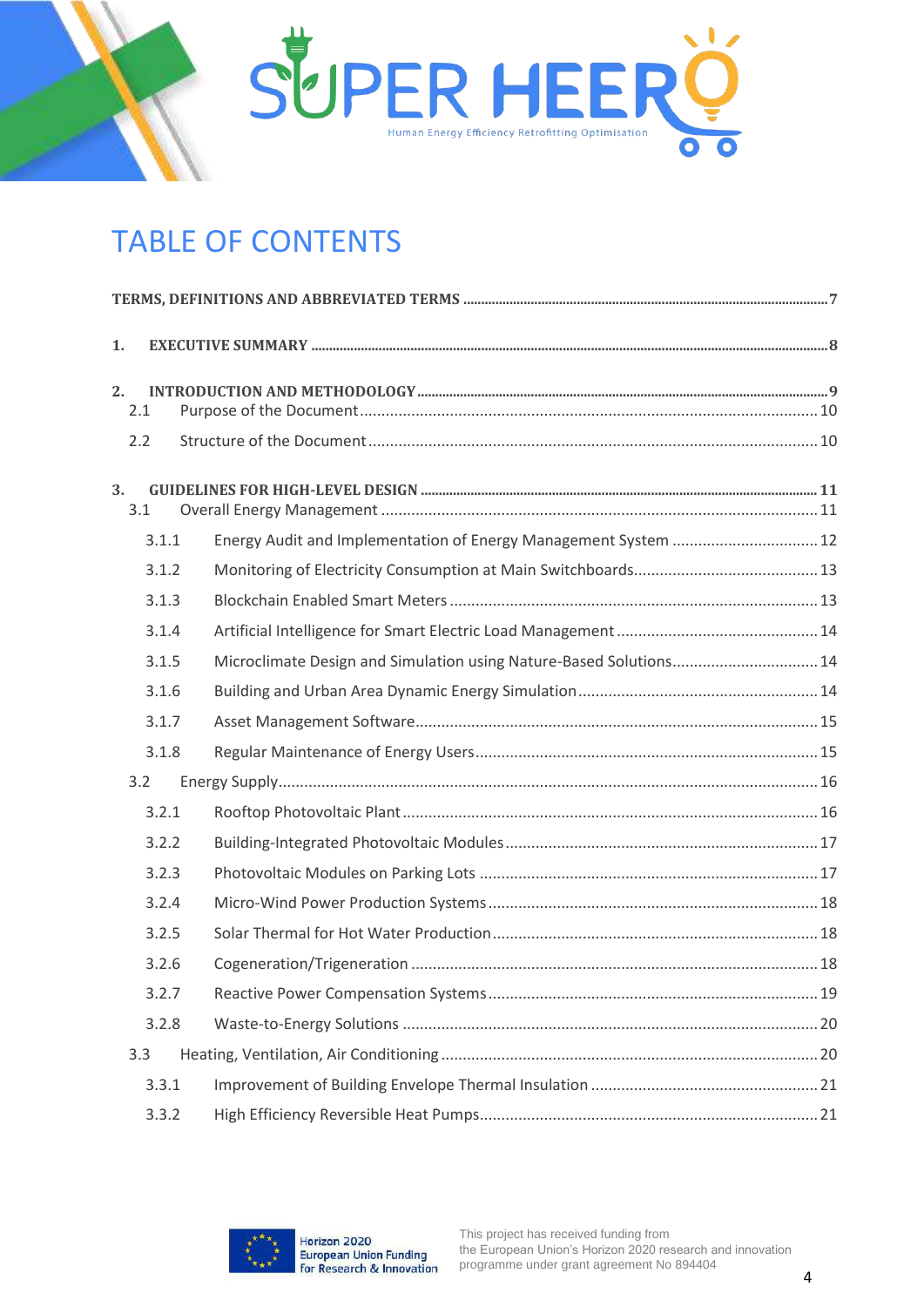# TABLE OF CONTENTS

**TERMS, DEFINITIONS AND ABBREVIATED TERMS** ........................................ 7

**1. EXECUTIVE SUMMARY** ........................................ 8

**2. INTRODUCTION AND METHODOLOGY** ........................................ 9

- 2.1 Purpose of the Document ........................................ 10
- 2.2 Structure of the Document ........................................ 10

**3. GUIDELINES FOR HIGH-LEVEL DESIGN** ........................................ 11

- 3.1 Overall Energy Management ........................................ 11
  - 3.1.1 Energy Audit and Implementation of Energy Management System ........................................ 12
  - 3.1.2 Monitoring of Electricity Consumption at Main Switchboards ........................................ 13
  - 3.1.3 Blockchain Enabled Smart Meters ........................................ 13
  - 3.1.4 Artificial Intelligence for Smart Electric Load Management ........................................ 14
  - 3.1.5 Microclimate Design and Simulation using Nature-Based Solutions ........................................ 14
  - 3.1.6 Building and Urban Area Dynamic Energy Simulation ........................................ 14
  - 3.1.7 Asset Management Software ........................................ 15
  - 3.1.8 Regular Maintenance of Energy Users ........................................ 15
- 3.2 Energy Supply ........................................ 16
  - 3.2.1 Rooftop Photovoltaic Plant ........................................ 16
  - 3.2.2 Building-Integrated Photovoltaic Modules ........................................ 17
  - 3.2.3 Photovoltaic Modules on Parking Lots ........................................ 17
  - 3.2.4 Micro-Wind Power Production Systems ........................................ 18
  - 3.2.5 Solar Thermal for Hot Water Production ........................................ 18
  - 3.2.6 Cogeneration/Trigeneration ........................................ 18
  - 3.2.7 Reactive Power Compensation Systems ........................................ 19
  - 3.2.8 Waste-to-Energy Solutions ........................................ 20
- 3.3 Heating, Ventilation, Air Conditioning ........................................ 20
  - 3.3.1 Improvement of Building Envelope Thermal Insulation ........................................ 21
  - 3.3.2 High Efficiency Reversible Heat Pumps ........................................ 21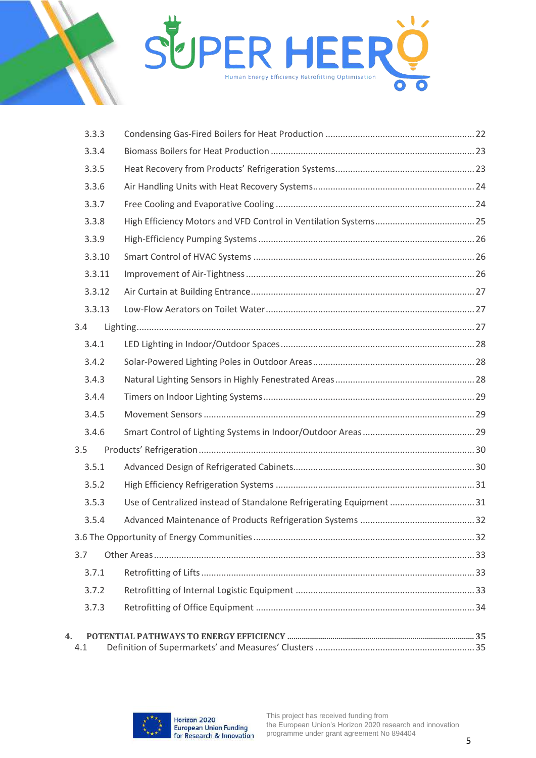3.3.3 Condensing Gas-Fired Boilers for Heat Production ........................................................ 22

3.3.4 Biomass Boilers for Heat Production ........................................................ 23

3.3.5 Heat Recovery from Products' Refrigeration Systems ........................................................ 23

3.3.6 Air Handling Units with Heat Recovery Systems ........................................................ 24

3.3.7 Free Cooling and Evaporative Cooling ........................................................ 24

3.3.8 High Efficiency Motors and VFD Control in Ventilation Systems ........................................................ 25

3.3.9 High-Efficiency Pumping Systems ........................................................ 26

3.3.10 Smart Control of HVAC Systems ........................................................ 26

3.3.11 Improvement of Air-Tightness ........................................................ 26

3.3.12 Air Curtain at Building Entrance ........................................................ 27

3.3.13 Low-Flow Aerators on Toilet Water ........................................................ 27

3.4 Lighting ........................................................ 27

3.4.1 LED Lighting in Indoor/Outdoor Spaces ........................................................ 28

3.4.2 Solar-Powered Lighting Poles in Outdoor Areas ........................................................ 28

3.4.3 Natural Lighting Sensors in Highly Fenestrated Areas ........................................................ 28

3.4.4 Timers on Indoor Lighting Systems ........................................................ 29

3.4.5 Movement Sensors ........................................................ 29

3.4.6 Smart Control of Lighting Systems in Indoor/Outdoor Areas ........................................................ 29

3.5 Products' Refrigeration ........................................................ 30

3.5.1 Advanced Design of Refrigerated Cabinets ........................................................ 30

3.5.2 High Efficiency Refrigeration Systems ........................................................ 31

3.5.3 Use of Centralized instead of Standalone Refrigerating Equipment ........................................................ 31

3.5.4 Advanced Maintenance of Products Refrigeration Systems ........................................................ 32

3.6 The Opportunity of Energy Communities ........................................................ 32

3.7 Other Areas ........................................................ 33

3.7.1 Retrofitting of Lifts ........................................................ 33

3.7.2 Retrofitting of Internal Logistic Equipment ........................................................ 33

3.7.3 Retrofitting of Office Equipment ........................................................ 34

**4. POTENTIAL PATHWAYS TO ENERGY EFFICIENCY ........................................................ 35**

4.1 Definition of Supermarkets' and Measures' Clusters ........................................................ 35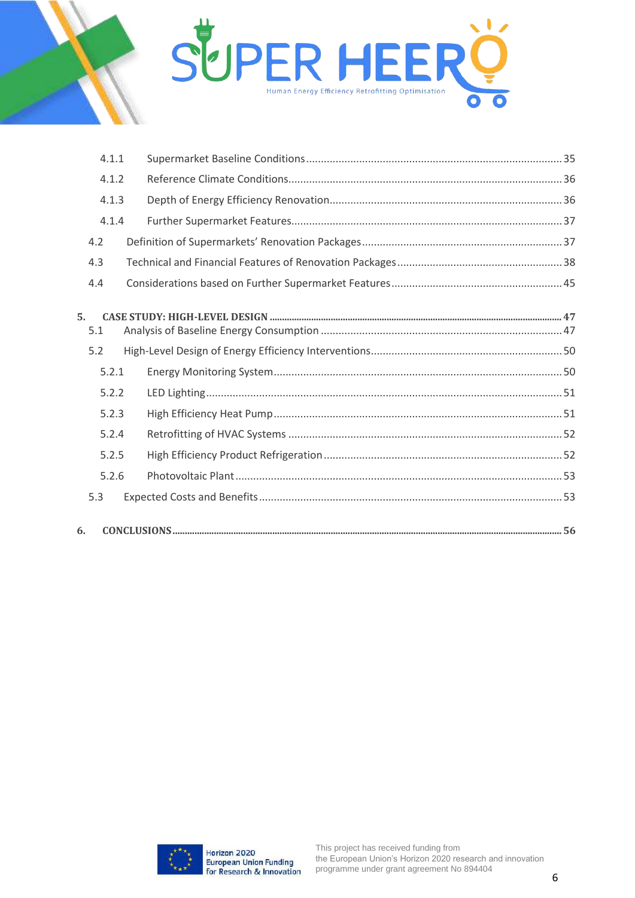4.1.1 Supermarket Baseline Conditions ..... 35
4.1.2 Reference Climate Conditions ..... 36
4.1.3 Depth of Energy Efficiency Renovation ..... 36
4.1.4 Further Supermarket Features ..... 37
4.2 Definition of Supermarkets' Renovation Packages ..... 37
4.3 Technical and Financial Features of Renovation Packages ..... 38
4.4 Considerations based on Further Supermarket Features ..... 45

**5. CASE STUDY: HIGH-LEVEL DESIGN ..... 47**
5.1 Analysis of Baseline Energy Consumption ..... 47
5.2 High-Level Design of Energy Efficiency Interventions ..... 50
5.2.1 Energy Monitoring System ..... 50
5.2.2 LED Lighting ..... 51
5.2.3 High Efficiency Heat Pump ..... 51
5.2.4 Retrofitting of HVAC Systems ..... 52
5.2.5 High Efficiency Product Refrigeration ..... 52
5.2.6 Photovoltaic Plant ..... 53
5.3 Expected Costs and Benefits ..... 53

**6. CONCLUSIONS ..... 56**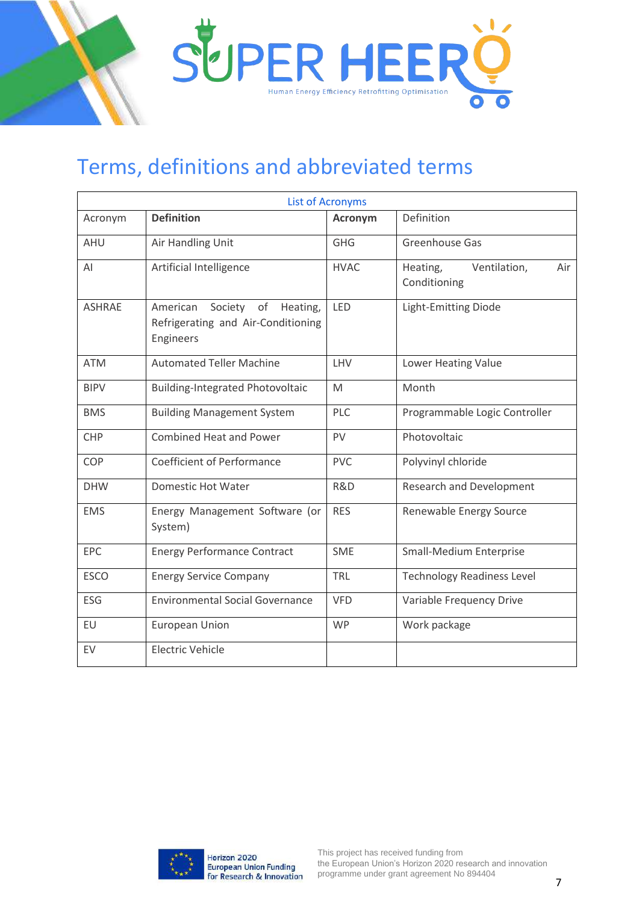# Terms, definitions and abbreviated terms

| List of Acronyms | | | |
|---|---|---|---|
| Acronym | **Definition** | **Acronym** | Definition |
| AHU | Air Handling Unit | GHG | Greenhouse Gas |
| AI | Artificial Intelligence | HVAC | Heating, Ventilation, Air Conditioning |
| ASHRAE | American Society of Heating, Refrigerating and Air-Conditioning Engineers | LED | Light-Emitting Diode |
| ATM | Automated Teller Machine | LHV | Lower Heating Value |
| BIPV | Building-Integrated Photovoltaic | M | Month |
| BMS | Building Management System | PLC | Programmable Logic Controller |
| CHP | Combined Heat and Power | PV | Photovoltaic |
| COP | Coefficient of Performance | PVC | Polyvinyl chloride |
| DHW | Domestic Hot Water | R&D | Research and Development |
| EMS | Energy Management Software (or System) | RES | Renewable Energy Source |
| EPC | Energy Performance Contract | SME | Small-Medium Enterprise |
| ESCO | Energy Service Company | TRL | Technology Readiness Level |
| ESG | Environmental Social Governance | VFD | Variable Frequency Drive |
| EU | European Union | WP | Work package |
| EV | Electric Vehicle | | |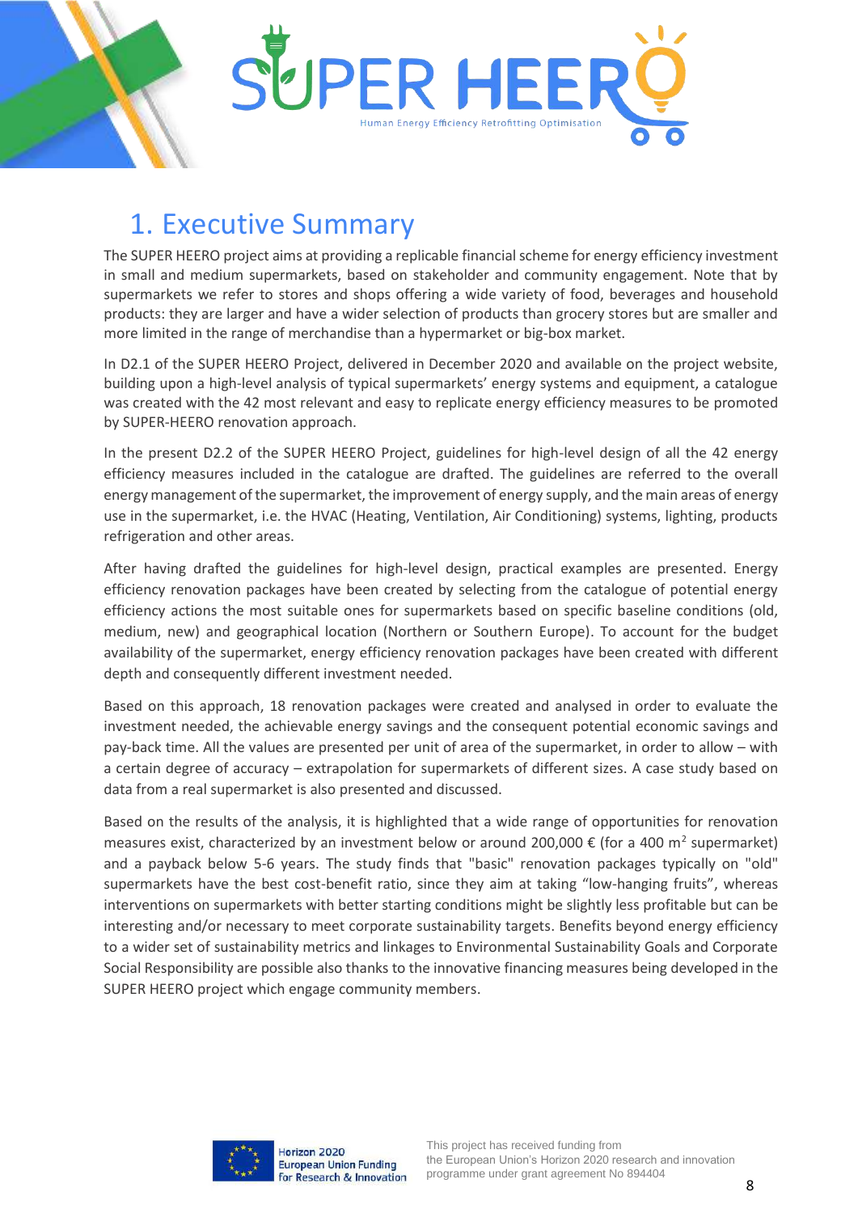# 1. Executive Summary

The SUPER HEERO project aims at providing a replicable financial scheme for energy efficiency investment in small and medium supermarkets, based on stakeholder and community engagement. Note that by supermarkets we refer to stores and shops offering a wide variety of food, beverages and household products: they are larger and have a wider selection of products than grocery stores but are smaller and more limited in the range of merchandise than a hypermarket or big-box market.

In D2.1 of the SUPER HEERO Project, delivered in December 2020 and available on the project website, building upon a high-level analysis of typical supermarkets' energy systems and equipment, a catalogue was created with the 42 most relevant and easy to replicate energy efficiency measures to be promoted by SUPER-HEERO renovation approach.

In the present D2.2 of the SUPER HEERO Project, guidelines for high-level design of all the 42 energy efficiency measures included in the catalogue are drafted. The guidelines are referred to the overall energy management of the supermarket, the improvement of energy supply, and the main areas of energy use in the supermarket, i.e. the HVAC (Heating, Ventilation, Air Conditioning) systems, lighting, products refrigeration and other areas.

After having drafted the guidelines for high-level design, practical examples are presented. Energy efficiency renovation packages have been created by selecting from the catalogue of potential energy efficiency actions the most suitable ones for supermarkets based on specific baseline conditions (old, medium, new) and geographical location (Northern or Southern Europe). To account for the budget availability of the supermarket, energy efficiency renovation packages have been created with different depth and consequently different investment needed.

Based on this approach, 18 renovation packages were created and analysed in order to evaluate the investment needed, the achievable energy savings and the consequent potential economic savings and pay-back time. All the values are presented per unit of area of the supermarket, in order to allow – with a certain degree of accuracy – extrapolation for supermarkets of different sizes. A case study based on data from a real supermarket is also presented and discussed.

Based on the results of the analysis, it is highlighted that a wide range of opportunities for renovation measures exist, characterized by an investment below or around 200,000 € (for a 400 m$^2$ supermarket) and a payback below 5-6 years. The study finds that "basic" renovation packages typically on "old" supermarkets have the best cost-benefit ratio, since they aim at taking "low-hanging fruits", whereas interventions on supermarkets with better starting conditions might be slightly less profitable but can be interesting and/or necessary to meet corporate sustainability targets. Benefits beyond energy efficiency to a wider set of sustainability metrics and linkages to Environmental Sustainability Goals and Corporate Social Responsibility are possible also thanks to the innovative financing measures being developed in the SUPER HEERO project which engage community members.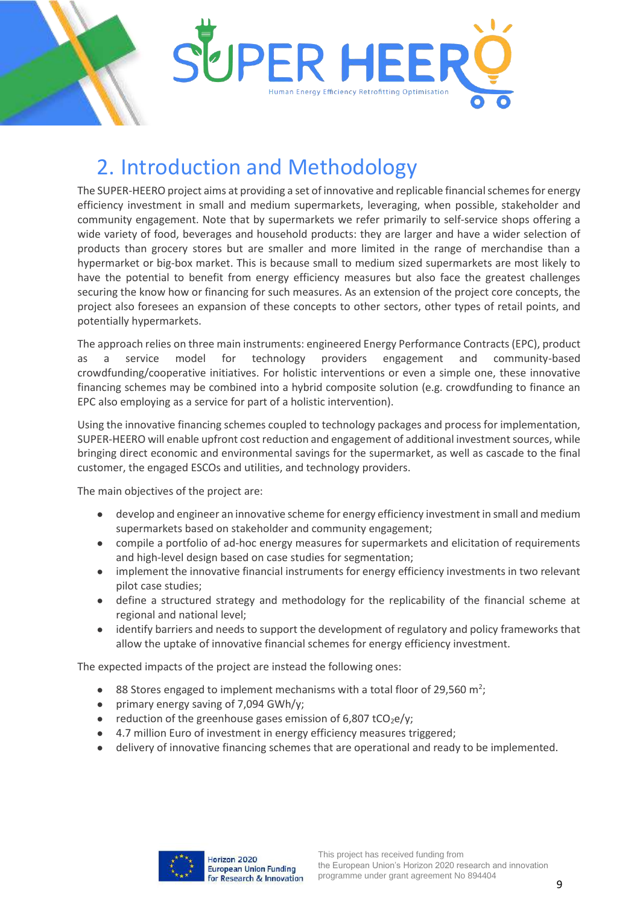# 2. Introduction and Methodology

The SUPER-HEERO project aims at providing a set of innovative and replicable financial schemes for energy efficiency investment in small and medium supermarkets, leveraging, when possible, stakeholder and community engagement. Note that by supermarkets we refer primarily to self-service shops offering a wide variety of food, beverages and household products: they are larger and have a wider selection of products than grocery stores but are smaller and more limited in the range of merchandise than a hypermarket or big-box market. This is because small to medium sized supermarkets are most likely to have the potential to benefit from energy efficiency measures but also face the greatest challenges securing the know how or financing for such measures. As an extension of the project core concepts, the project also foresees an expansion of these concepts to other sectors, other types of retail points, and potentially hypermarkets.

The approach relies on three main instruments: engineered Energy Performance Contracts (EPC), product as a service model for technology providers engagement and community-based crowdfunding/cooperative initiatives. For holistic interventions or even a simple one, these innovative financing schemes may be combined into a hybrid composite solution (e.g. crowdfunding to finance an EPC also employing as a service for part of a holistic intervention).

Using the innovative financing schemes coupled to technology packages and process for implementation, SUPER-HEERO will enable upfront cost reduction and engagement of additional investment sources, while bringing direct economic and environmental savings for the supermarket, as well as cascade to the final customer, the engaged ESCOs and utilities, and technology providers.

The main objectives of the project are:

- develop and engineer an innovative scheme for energy efficiency investment in small and medium supermarkets based on stakeholder and community engagement;
- compile a portfolio of ad-hoc energy measures for supermarkets and elicitation of requirements and high-level design based on case studies for segmentation;
- implement the innovative financial instruments for energy efficiency investments in two relevant pilot case studies;
- define a structured strategy and methodology for the replicability of the financial scheme at regional and national level;
- identify barriers and needs to support the development of regulatory and policy frameworks that allow the uptake of innovative financial schemes for energy efficiency investment.

The expected impacts of the project are instead the following ones:

- 88 Stores engaged to implement mechanisms with a total floor of 29,560 $m^2$;
- primary energy saving of 7,094 GWh/y;
- reduction of the greenhouse gases emission of 6,807 $tCO_2e/y$;
- 4.7 million Euro of investment in energy efficiency measures triggered;
- delivery of innovative financing schemes that are operational and ready to be implemented.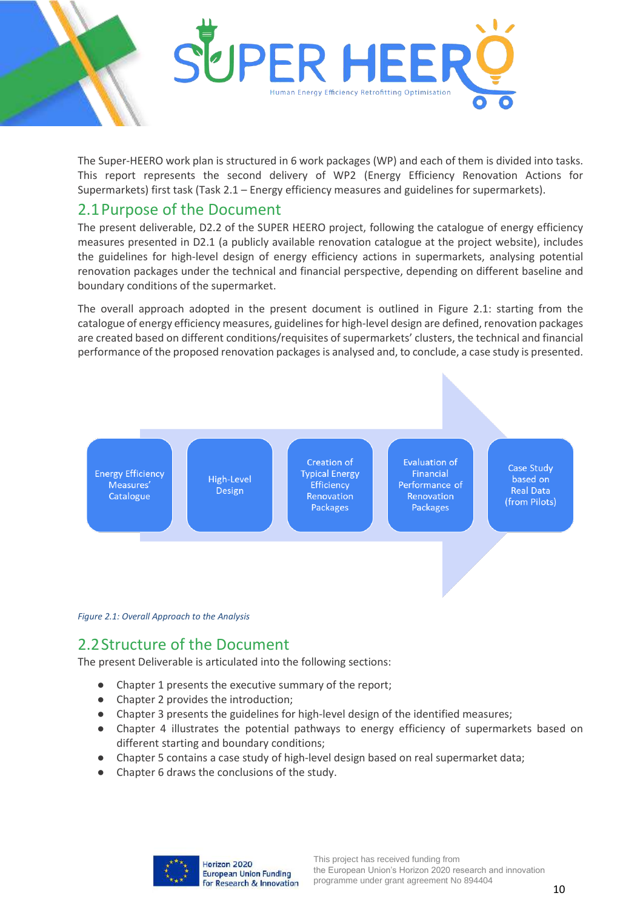The Super-HEERO work plan is structured in 6 work packages (WP) and each of them is divided into tasks. This report represents the second delivery of WP2 (Energy Efficiency Renovation Actions for Supermarkets) first task (Task 2.1 – Energy efficiency measures and guidelines for supermarkets).

## 2.1 Purpose of the Document

The present deliverable, D2.2 of the SUPER HEERO project, following the catalogue of energy efficiency measures presented in D2.1 (a publicly available renovation catalogue at the project website), includes the guidelines for high-level design of energy efficiency actions in supermarkets, analysing potential renovation packages under the technical and financial perspective, depending on different baseline and boundary conditions of the supermarket.

The overall approach adopted in the present document is outlined in Figure 2.1: starting from the catalogue of energy efficiency measures, guidelines for high-level design are defined, renovation packages are created based on different conditions/requisites of supermarkets' clusters, the technical and financial performance of the proposed renovation packages is analysed and, to conclude, a case study is presented.

Energy Efficiency Measures' Catalogue

High-Level Design

Creation of Typical Energy Efficiency Renovation Packages

Evaluation of Financial Performance of Renovation Packages

Case Study based on Real Data (from Pilots)

*Figure 2.1: Overall Approach to the Analysis*

## 2.2 Structure of the Document

The present Deliverable is articulated into the following sections:

- Chapter 1 presents the executive summary of the report;
- Chapter 2 provides the introduction;
- Chapter 3 presents the guidelines for high-level design of the identified measures;
- Chapter 4 illustrates the potential pathways to energy efficiency of supermarkets based on different starting and boundary conditions;
- Chapter 5 contains a case study of high-level design based on real supermarket data;
- Chapter 6 draws the conclusions of the study.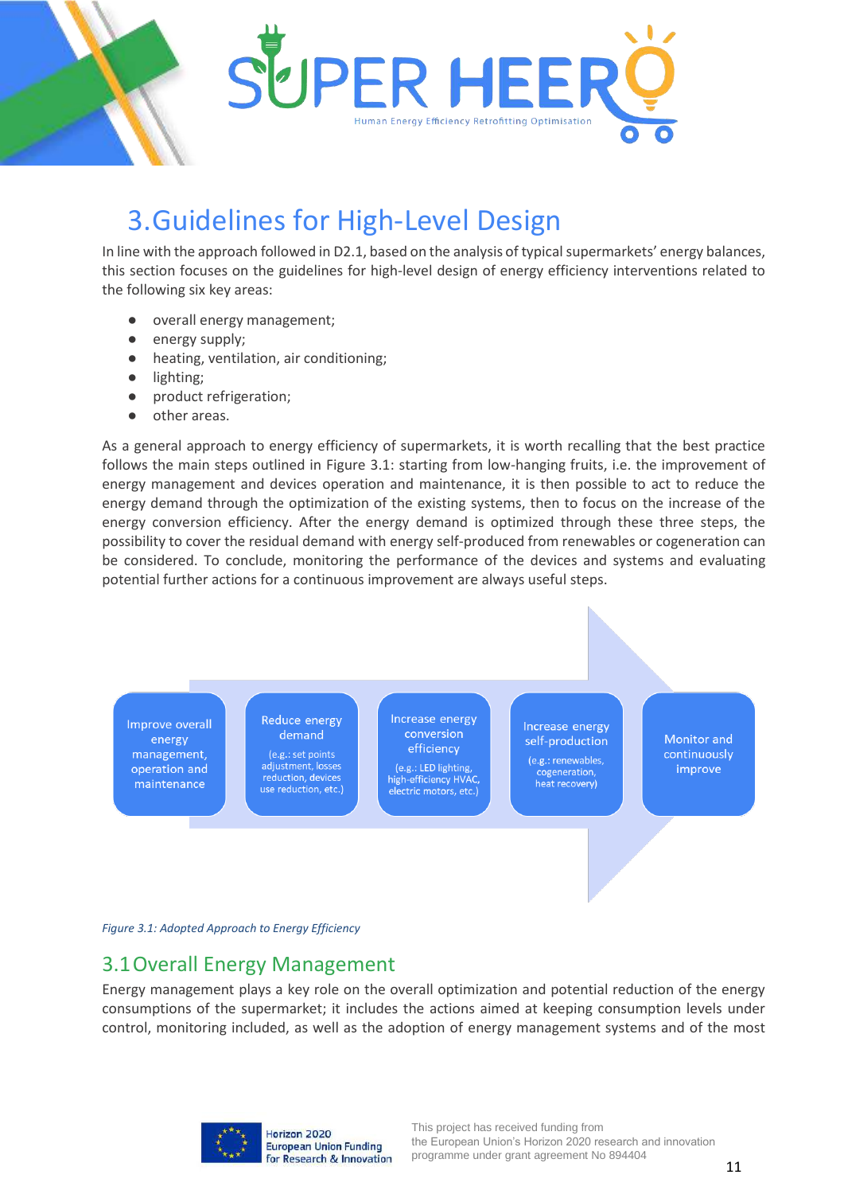# 3. Guidelines for High-Level Design

In line with the approach followed in D2.1, based on the analysis of typical supermarkets' energy balances, this section focuses on the guidelines for high-level design of energy efficiency interventions related to the following six key areas:

- overall energy management;
- energy supply;
- heating, ventilation, air conditioning;
- lighting;
- product refrigeration;
- other areas.

As a general approach to energy efficiency of supermarkets, it is worth recalling that the best practice follows the main steps outlined in Figure 3.1: starting from low-hanging fruits, i.e. the improvement of energy management and devices operation and maintenance, it is then possible to act to reduce the energy demand through the optimization of the existing systems, then to focus on the increase of the energy conversion efficiency. After the energy demand is optimized through these three steps, the possibility to cover the residual demand with energy self-produced from renewables or cogeneration can be considered. To conclude, monitoring the performance of the devices and systems and evaluating potential further actions for a continuous improvement are always useful steps.

Improve overall energy management, operation and maintenance

Reduce energy demand
(e.g.: set points adjustment, losses reduction, devices use reduction, etc.)

Increase energy conversion efficiency
(e.g.: LED lighting, high-efficiency HVAC, electric motors, etc.)

Increase energy self-production
(e.g.: renewables, cogeneration, heat recovery)

Monitor and continuously improve

*Figure 3.1: Adopted Approach to Energy Efficiency*

## 3.1 Overall Energy Management

Energy management plays a key role on the overall optimization and potential reduction of the energy consumptions of the supermarket; it includes the actions aimed at keeping consumption levels under control, monitoring included, as well as the adoption of energy management systems and of the most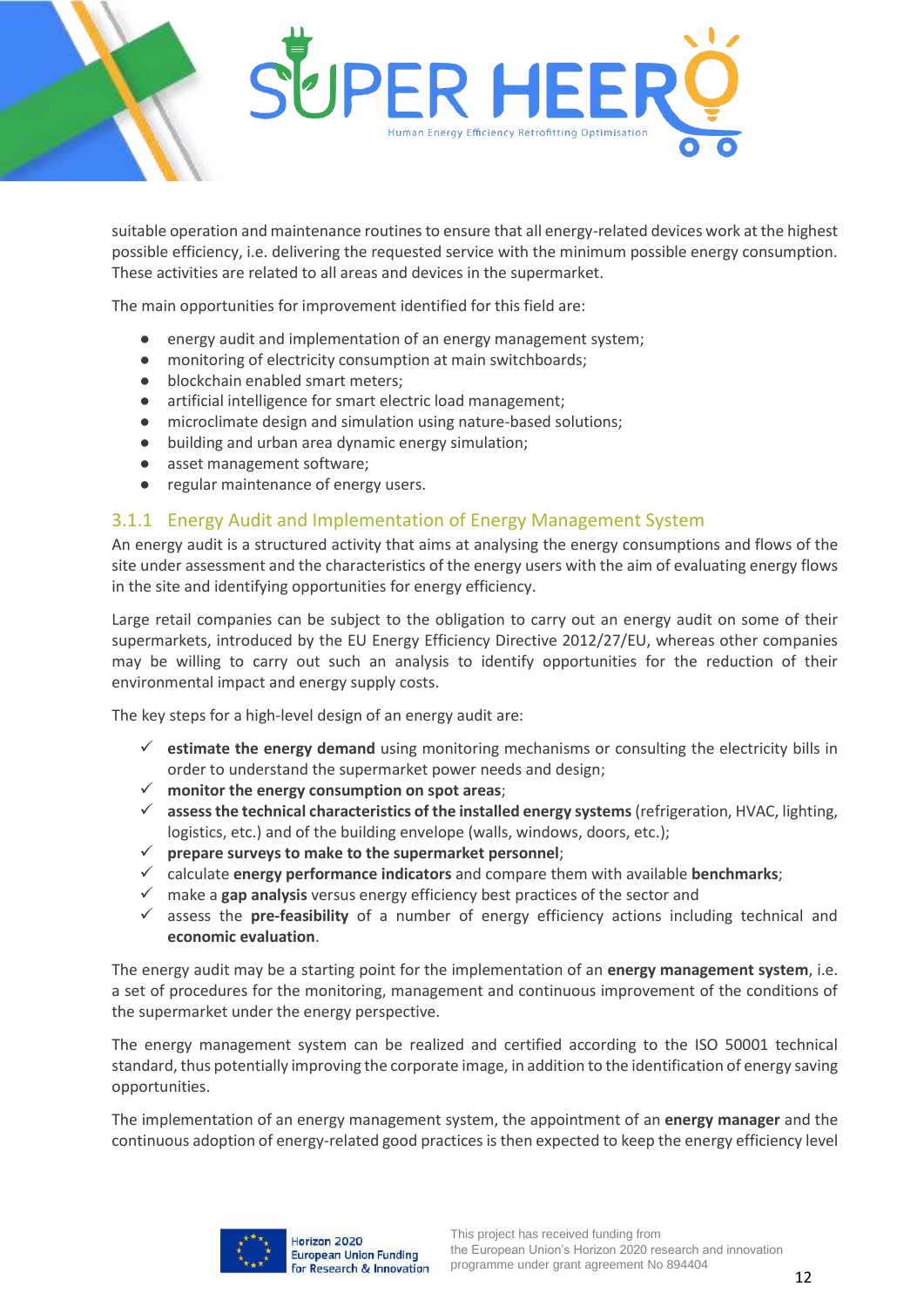suitable operation and maintenance routines to ensure that all energy-related devices work at the highest possible efficiency, i.e. delivering the requested service with the minimum possible energy consumption. These activities are related to all areas and devices in the supermarket.

The main opportunities for improvement identified for this field are:

- energy audit and implementation of an energy management system;
- monitoring of electricity consumption at main switchboards;
- blockchain enabled smart meters;
- artificial intelligence for smart electric load management;
- microclimate design and simulation using nature-based solutions;
- building and urban area dynamic energy simulation;
- asset management software;
- regular maintenance of energy users.

### 3.1.1 Energy Audit and Implementation of Energy Management System

An energy audit is a structured activity that aims at analysing the energy consumptions and flows of the site under assessment and the characteristics of the energy users with the aim of evaluating energy flows in the site and identifying opportunities for energy efficiency.

Large retail companies can be subject to the obligation to carry out an energy audit on some of their supermarkets, introduced by the EU Energy Efficiency Directive 2012/27/EU, whereas other companies may be willing to carry out such an analysis to identify opportunities for the reduction of their environmental impact and energy supply costs.

The key steps for a high-level design of an energy audit are:

- ✓ **estimate the energy demand** using monitoring mechanisms or consulting the electricity bills in order to understand the supermarket power needs and design;
- ✓ **monitor the energy consumption on spot areas**;
- ✓ **assess the technical characteristics of the installed energy systems** (refrigeration, HVAC, lighting, logistics, etc.) and of the building envelope (walls, windows, doors, etc.);
- ✓ **prepare surveys to make to the supermarket personnel**;
- ✓ calculate **energy performance indicators** and compare them with available **benchmarks**;
- ✓ make a **gap analysis** versus energy efficiency best practices of the sector and
- ✓ assess the **pre-feasibility** of a number of energy efficiency actions including technical and **economic evaluation**.

The energy audit may be a starting point for the implementation of an **energy management system**, i.e. a set of procedures for the monitoring, management and continuous improvement of the conditions of the supermarket under the energy perspective.

The energy management system can be realized and certified according to the ISO 50001 technical standard, thus potentially improving the corporate image, in addition to the identification of energy saving opportunities.

The implementation of an energy management system, the appointment of an **energy manager** and the continuous adoption of energy-related good practices is then expected to keep the energy efficiency level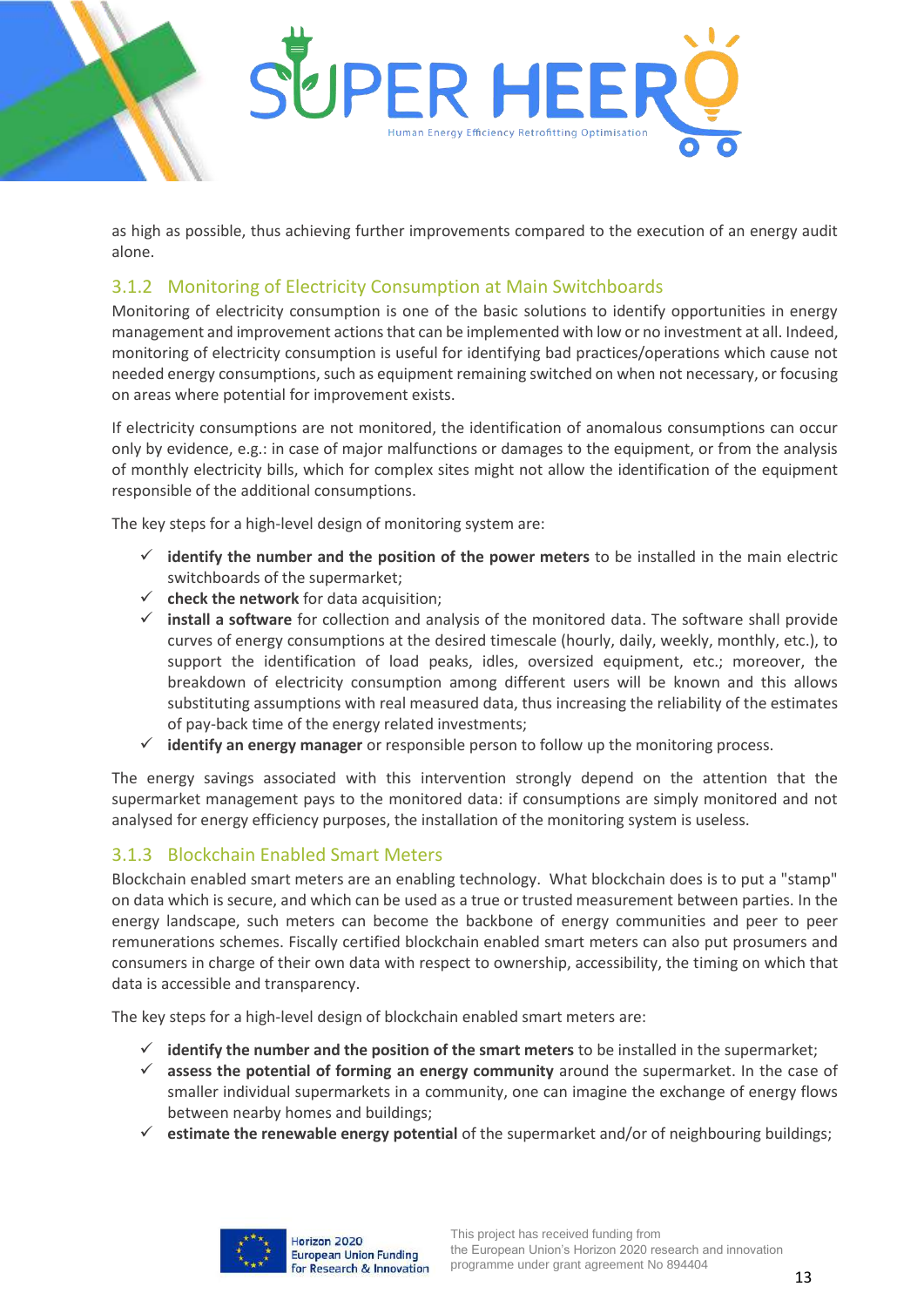as high as possible, thus achieving further improvements compared to the execution of an energy audit alone.

### 3.1.2 Monitoring of Electricity Consumption at Main Switchboards

Monitoring of electricity consumption is one of the basic solutions to identify opportunities in energy management and improvement actions that can be implemented with low or no investment at all. Indeed, monitoring of electricity consumption is useful for identifying bad practices/operations which cause not needed energy consumptions, such as equipment remaining switched on when not necessary, or focusing on areas where potential for improvement exists.

If electricity consumptions are not monitored, the identification of anomalous consumptions can occur only by evidence, e.g.: in case of major malfunctions or damages to the equipment, or from the analysis of monthly electricity bills, which for complex sites might not allow the identification of the equipment responsible of the additional consumptions.

The key steps for a high-level design of monitoring system are:

- ✓ **identify the number and the position of the power meters** to be installed in the main electric switchboards of the supermarket;
- ✓ **check the network** for data acquisition;
- ✓ **install a software** for collection and analysis of the monitored data. The software shall provide curves of energy consumptions at the desired timescale (hourly, daily, weekly, monthly, etc.), to support the identification of load peaks, idles, oversized equipment, etc.; moreover, the breakdown of electricity consumption among different users will be known and this allows substituting assumptions with real measured data, thus increasing the reliability of the estimates of pay-back time of the energy related investments;
- ✓ **identify an energy manager** or responsible person to follow up the monitoring process.

The energy savings associated with this intervention strongly depend on the attention that the supermarket management pays to the monitored data: if consumptions are simply monitored and not analysed for energy efficiency purposes, the installation of the monitoring system is useless.

### 3.1.3 Blockchain Enabled Smart Meters

Blockchain enabled smart meters are an enabling technology. What blockchain does is to put a "stamp" on data which is secure, and which can be used as a true or trusted measurement between parties. In the energy landscape, such meters can become the backbone of energy communities and peer to peer remunerations schemes. Fiscally certified blockchain enabled smart meters can also put prosumers and consumers in charge of their own data with respect to ownership, accessibility, the timing on which that data is accessible and transparency.

The key steps for a high-level design of blockchain enabled smart meters are:

- ✓ **identify the number and the position of the smart meters** to be installed in the supermarket;
- ✓ **assess the potential of forming an energy community** around the supermarket. In the case of smaller individual supermarkets in a community, one can imagine the exchange of energy flows between nearby homes and buildings;
- ✓ **estimate the renewable energy potential** of the supermarket and/or of neighbouring buildings;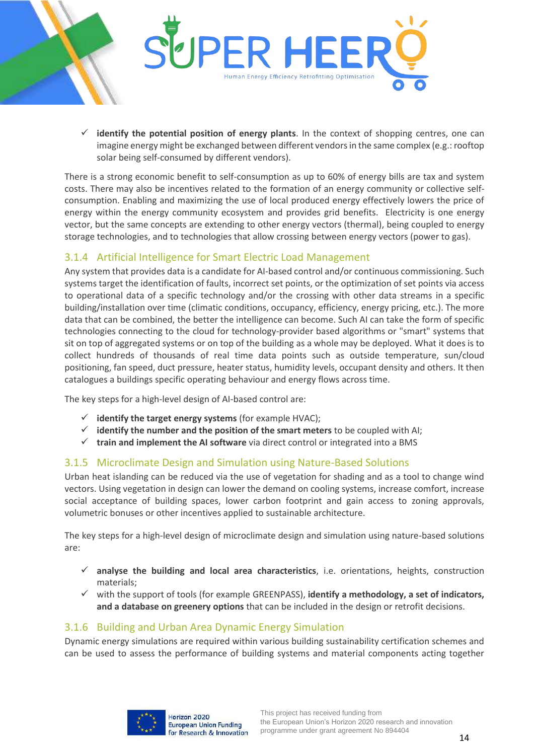- ✓ **identify the potential position of energy plants**. In the context of shopping centres, one can imagine energy might be exchanged between different vendors in the same complex (e.g.: rooftop solar being self-consumed by different vendors).

There is a strong economic benefit to self-consumption as up to 60% of energy bills are tax and system costs. There may also be incentives related to the formation of an energy community or collective self-consumption. Enabling and maximizing the use of local produced energy effectively lowers the price of energy within the energy community ecosystem and provides grid benefits. Electricity is one energy vector, but the same concepts are extending to other energy vectors (thermal), being coupled to energy storage technologies, and to technologies that allow crossing between energy vectors (power to gas).

### 3.1.4 Artificial Intelligence for Smart Electric Load Management

Any system that provides data is a candidate for AI-based control and/or continuous commissioning. Such systems target the identification of faults, incorrect set points, or the optimization of set points via access to operational data of a specific technology and/or the crossing with other data streams in a specific building/installation over time (climatic conditions, occupancy, efficiency, energy pricing, etc.). The more data that can be combined, the better the intelligence can become. Such AI can take the form of specific technologies connecting to the cloud for technology-provider based algorithms or "smart" systems that sit on top of aggregated systems or on top of the building as a whole may be deployed. What it does is to collect hundreds of thousands of real time data points such as outside temperature, sun/cloud positioning, fan speed, duct pressure, heater status, humidity levels, occupant density and others. It then catalogues a buildings specific operating behaviour and energy flows across time.

The key steps for a high-level design of AI-based control are:

- ✓ **identify the target energy systems** (for example HVAC);
- ✓ **identify the number and the position of the smart meters** to be coupled with AI;
- ✓ **train and implement the AI software** via direct control or integrated into a BMS

### 3.1.5 Microclimate Design and Simulation using Nature-Based Solutions

Urban heat islanding can be reduced via the use of vegetation for shading and as a tool to change wind vectors. Using vegetation in design can lower the demand on cooling systems, increase comfort, increase social acceptance of building spaces, lower carbon footprint and gain access to zoning approvals, volumetric bonuses or other incentives applied to sustainable architecture.

The key steps for a high-level design of microclimate design and simulation using nature-based solutions are:

- ✓ **analyse the building and local area characteristics**, i.e. orientations, heights, construction materials;
- ✓ with the support of tools (for example GREENPASS), **identify a methodology, a set of indicators, and a database on greenery options** that can be included in the design or retrofit decisions.

### 3.1.6 Building and Urban Area Dynamic Energy Simulation

Dynamic energy simulations are required within various building sustainability certification schemes and can be used to assess the performance of building systems and material components acting together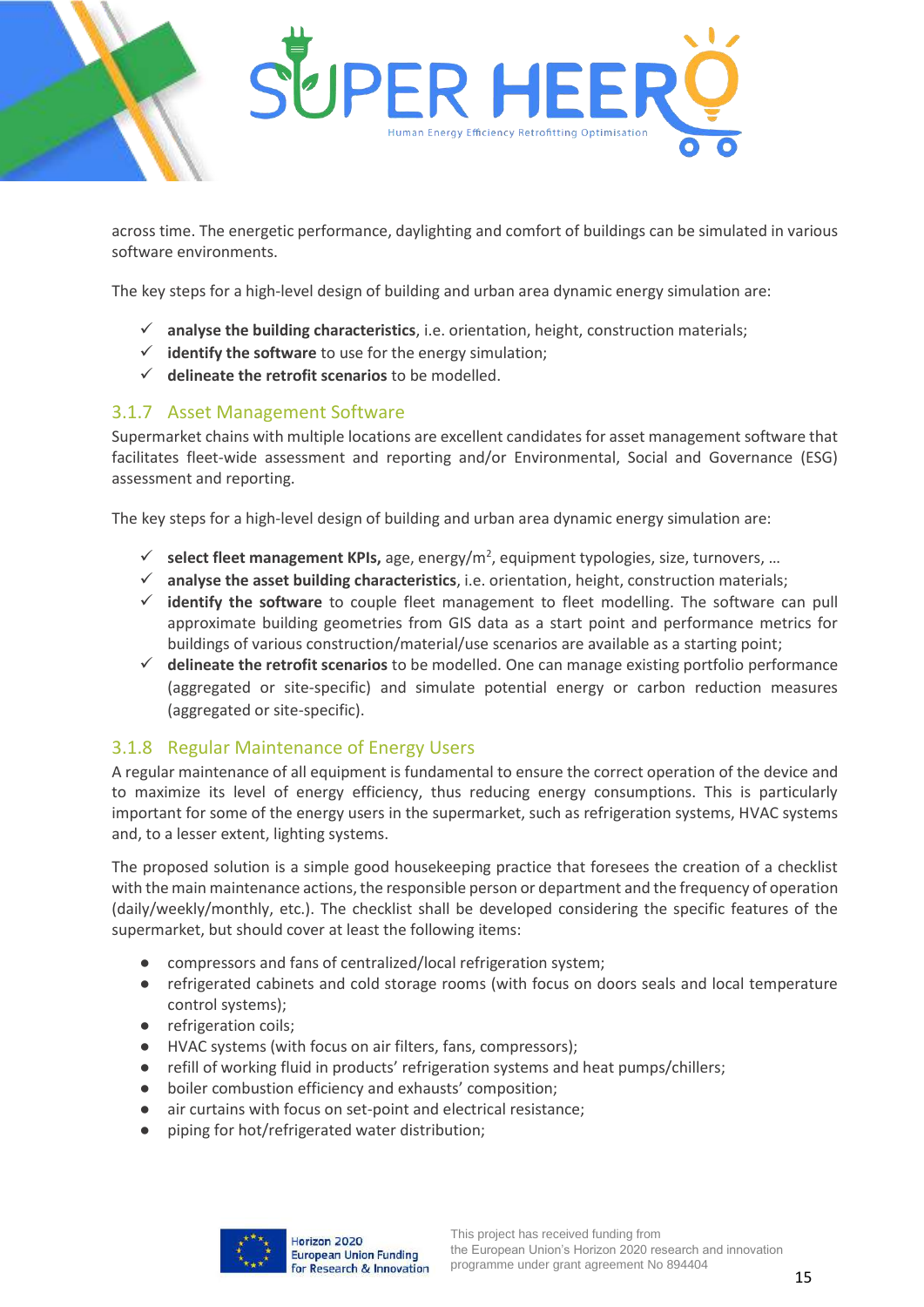across time. The energetic performance, daylighting and comfort of buildings can be simulated in various software environments.

The key steps for a high-level design of building and urban area dynamic energy simulation are:

- ✓ **analyse the building characteristics**, i.e. orientation, height, construction materials;
- ✓ **identify the software** to use for the energy simulation;
- ✓ **delineate the retrofit scenarios** to be modelled.

### 3.1.7 Asset Management Software

Supermarket chains with multiple locations are excellent candidates for asset management software that facilitates fleet-wide assessment and reporting and/or Environmental, Social and Governance (ESG) assessment and reporting.

The key steps for a high-level design of building and urban area dynamic energy simulation are:

- ✓ **select fleet management KPIs,** age, energy/m$^2$, equipment typologies, size, turnovers, …
- ✓ **analyse the asset building characteristics**, i.e. orientation, height, construction materials;
- ✓ **identify the software** to couple fleet management to fleet modelling. The software can pull approximate building geometries from GIS data as a start point and performance metrics for buildings of various construction/material/use scenarios are available as a starting point;
- ✓ **delineate the retrofit scenarios** to be modelled. One can manage existing portfolio performance (aggregated or site-specific) and simulate potential energy or carbon reduction measures (aggregated or site-specific).

### 3.1.8 Regular Maintenance of Energy Users

A regular maintenance of all equipment is fundamental to ensure the correct operation of the device and to maximize its level of energy efficiency, thus reducing energy consumptions. This is particularly important for some of the energy users in the supermarket, such as refrigeration systems, HVAC systems and, to a lesser extent, lighting systems.

The proposed solution is a simple good housekeeping practice that foresees the creation of a checklist with the main maintenance actions, the responsible person or department and the frequency of operation (daily/weekly/monthly, etc.). The checklist shall be developed considering the specific features of the supermarket, but should cover at least the following items:

- compressors and fans of centralized/local refrigeration system;
- refrigerated cabinets and cold storage rooms (with focus on doors seals and local temperature control systems);
- refrigeration coils;
- HVAC systems (with focus on air filters, fans, compressors);
- refill of working fluid in products' refrigeration systems and heat pumps/chillers;
- boiler combustion efficiency and exhausts' composition;
- air curtains with focus on set-point and electrical resistance;
- piping for hot/refrigerated water distribution;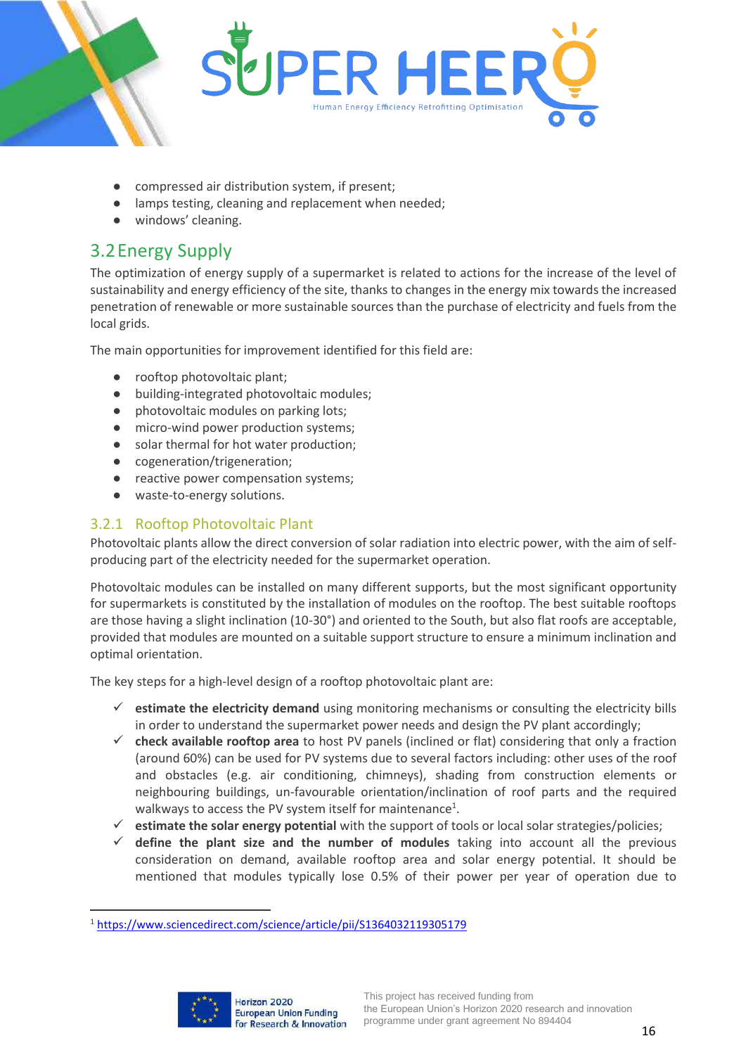- compressed air distribution system, if present;
- lamps testing, cleaning and replacement when needed;
- windows' cleaning.

## 3.2 Energy Supply

The optimization of energy supply of a supermarket is related to actions for the increase of the level of sustainability and energy efficiency of the site, thanks to changes in the energy mix towards the increased penetration of renewable or more sustainable sources than the purchase of electricity and fuels from the local grids.

The main opportunities for improvement identified for this field are:

- rooftop photovoltaic plant;
- building-integrated photovoltaic modules;
- photovoltaic modules on parking lots;
- micro-wind power production systems;
- solar thermal for hot water production;
- cogeneration/trigeneration;
- reactive power compensation systems;
- waste-to-energy solutions.

### 3.2.1 Rooftop Photovoltaic Plant

Photovoltaic plants allow the direct conversion of solar radiation into electric power, with the aim of self-producing part of the electricity needed for the supermarket operation.

Photovoltaic modules can be installed on many different supports, but the most significant opportunity for supermarkets is constituted by the installation of modules on the rooftop. The best suitable rooftops are those having a slight inclination (10-30°) and oriented to the South, but also flat roofs are acceptable, provided that modules are mounted on a suitable support structure to ensure a minimum inclination and optimal orientation.

The key steps for a high-level design of a rooftop photovoltaic plant are:

- ✓ **estimate the electricity demand** using monitoring mechanisms or consulting the electricity bills in order to understand the supermarket power needs and design the PV plant accordingly;
- ✓ **check available rooftop area** to host PV panels (inclined or flat) considering that only a fraction (around 60%) can be used for PV systems due to several factors including: other uses of the roof and obstacles (e.g. air conditioning, chimneys), shading from construction elements or neighbouring buildings, un-favourable orientation/inclination of roof parts and the required walkways to access the PV system itself for maintenance[1].
- ✓ **estimate the solar energy potential** with the support of tools or local solar strategies/policies;
- ✓ **define the plant size and the number of modules** taking into account all the previous consideration on demand, available rooftop area and solar energy potential. It should be mentioned that modules typically lose 0.5% of their power per year of operation due to

[1] https://www.sciencedirect.com/science/article/pii/S1364032119305179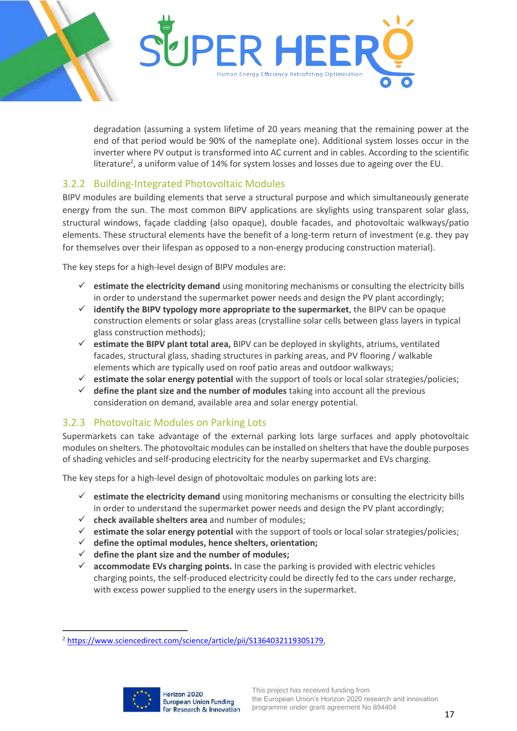degradation (assuming a system lifetime of 20 years meaning that the remaining power at the end of that period would be 90% of the nameplate one). Additional system losses occur in the inverter where PV output is transformed into AC current and in cables. According to the scientific literature[2], a uniform value of 14% for system losses and losses due to ageing over the EU.

### 3.2.2 Building-Integrated Photovoltaic Modules

BIPV modules are building elements that serve a structural purpose and which simultaneously generate energy from the sun. The most common BIPV applications are skylights using transparent solar glass, structural windows, façade cladding (also opaque), double facades, and photovoltaic walkways/patio elements. These structural elements have the benefit of a long-term return of investment (e.g. they pay for themselves over their lifespan as opposed to a non-energy producing construction material).

The key steps for a high-level design of BIPV modules are:

- ✓ **estimate the electricity demand** using monitoring mechanisms or consulting the electricity bills in order to understand the supermarket power needs and design the PV plant accordingly;
- ✓ **identify the BIPV typology more appropriate to the supermarket**, the BIPV can be opaque construction elements or solar glass areas (crystalline solar cells between glass layers in typical glass construction methods);
- ✓ **estimate the BIPV plant total area,** BIPV can be deployed in skylights, atriums, ventilated facades, structural glass, shading structures in parking areas, and PV flooring / walkable elements which are typically used on roof patio areas and outdoor walkways;
- ✓ **estimate the solar energy potential** with the support of tools or local solar strategies/policies;
- ✓ **define the plant size and the number of modules** taking into account all the previous consideration on demand, available area and solar energy potential.

### 3.2.3 Photovoltaic Modules on Parking Lots

Supermarkets can take advantage of the external parking lots large surfaces and apply photovoltaic modules on shelters. The photovoltaic modules can be installed on shelters that have the double purposes of shading vehicles and self-producing electricity for the nearby supermarket and EVs charging.

The key steps for a high-level design of photovoltaic modules on parking lots are:

- ✓ **estimate the electricity demand** using monitoring mechanisms or consulting the electricity bills in order to understand the supermarket power needs and design the PV plant accordingly;
- ✓ **check available shelters area** and number of modules;
- ✓ **estimate the solar energy potential** with the support of tools or local solar strategies/policies;
- ✓ **define the optimal modules, hence shelters, orientation;**
- ✓ **define the plant size and the number of modules;**
- ✓ **accommodate EVs charging points.** In case the parking is provided with electric vehicles charging points, the self-produced electricity could be directly fed to the cars under recharge, with excess power supplied to the energy users in the supermarket.

[2] https://www.sciencedirect.com/science/article/pii/S1364032119305179,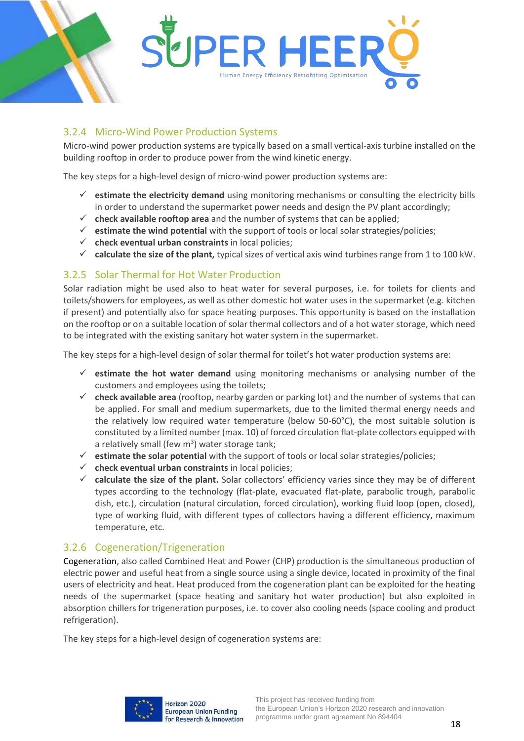### 3.2.4 Micro-Wind Power Production Systems

Micro-wind power production systems are typically based on a small vertical-axis turbine installed on the building rooftop in order to produce power from the wind kinetic energy.

The key steps for a high-level design of micro-wind power production systems are:

- ✓ **estimate the electricity demand** using monitoring mechanisms or consulting the electricity bills in order to understand the supermarket power needs and design the PV plant accordingly;
- ✓ **check available rooftop area** and the number of systems that can be applied;
- ✓ **estimate the wind potential** with the support of tools or local solar strategies/policies;
- ✓ **check eventual urban constraints** in local policies;
- ✓ **calculate the size of the plant,** typical sizes of vertical axis wind turbines range from 1 to 100 kW.

### 3.2.5 Solar Thermal for Hot Water Production

Solar radiation might be used also to heat water for several purposes, i.e. for toilets for clients and toilets/showers for employees, as well as other domestic hot water uses in the supermarket (e.g. kitchen if present) and potentially also for space heating purposes. This opportunity is based on the installation on the rooftop or on a suitable location of solar thermal collectors and of a hot water storage, which need to be integrated with the existing sanitary hot water system in the supermarket.

The key steps for a high-level design of solar thermal for toilet's hot water production systems are:

- ✓ **estimate the hot water demand** using monitoring mechanisms or analysing number of the customers and employees using the toilets;
- ✓ **check available area** (rooftop, nearby garden or parking lot) and the number of systems that can be applied. For small and medium supermarkets, due to the limited thermal energy needs and the relatively low required water temperature (below 50-60°C), the most suitable solution is constituted by a limited number (max. 10) of forced circulation flat-plate collectors equipped with a relatively small (few $m^3$) water storage tank;
- ✓ **estimate the solar potential** with the support of tools or local solar strategies/policies;
- ✓ **check eventual urban constraints** in local policies;
- ✓ **calculate the size of the plant.** Solar collectors' efficiency varies since they may be of different types according to the technology (flat-plate, evacuated flat-plate, parabolic trough, parabolic dish, etc.), circulation (natural circulation, forced circulation), working fluid loop (open, closed), type of working fluid, with different types of collectors having a different efficiency, maximum temperature, etc.

### 3.2.6 Cogeneration/Trigeneration

Cogeneration, also called Combined Heat and Power (CHP) production is the simultaneous production of electric power and useful heat from a single source using a single device, located in proximity of the final users of electricity and heat. Heat produced from the cogeneration plant can be exploited for the heating needs of the supermarket (space heating and sanitary hot water production) but also exploited in absorption chillers for trigeneration purposes, i.e. to cover also cooling needs (space cooling and product refrigeration).

The key steps for a high-level design of cogeneration systems are: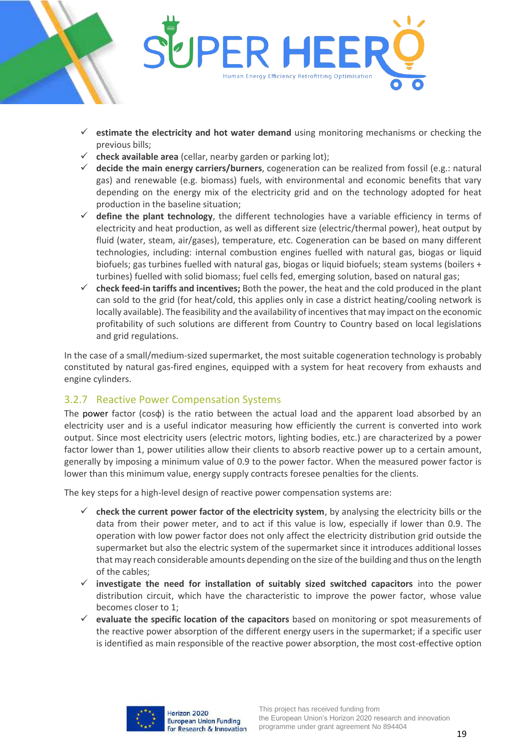- **estimate the electricity and hot water demand** using monitoring mechanisms or checking the previous bills;
- **check available area** (cellar, nearby garden or parking lot);
- **decide the main energy carriers/burners**, cogeneration can be realized from fossil (e.g.: natural gas) and renewable (e.g. biomass) fuels, with environmental and economic benefits that vary depending on the energy mix of the electricity grid and on the technology adopted for heat production in the baseline situation;
- **define the plant technology**, the different technologies have a variable efficiency in terms of electricity and heat production, as well as different size (electric/thermal power), heat output by fluid (water, steam, air/gases), temperature, etc. Cogeneration can be based on many different technologies, including: internal combustion engines fuelled with natural gas, biogas or liquid biofuels; gas turbines fuelled with natural gas, biogas or liquid biofuels; steam systems (boilers + turbines) fuelled with solid biomass; fuel cells fed, emerging solution, based on natural gas;
- **check feed-in tariffs and incentives;** Both the power, the heat and the cold produced in the plant can sold to the grid (for heat/cold, this applies only in case a district heating/cooling network is locally available). The feasibility and the availability of incentives that may impact on the economic profitability of such solutions are different from Country to Country based on local legislations and grid regulations.

In the case of a small/medium-sized supermarket, the most suitable cogeneration technology is probably constituted by natural gas-fired engines, equipped with a system for heat recovery from exhausts and engine cylinders.

### 3.2.7 Reactive Power Compensation Systems

The power factor (cosϕ) is the ratio between the actual load and the apparent load absorbed by an electricity user and is a useful indicator measuring how efficiently the current is converted into work output. Since most electricity users (electric motors, lighting bodies, etc.) are characterized by a power factor lower than 1, power utilities allow their clients to absorb reactive power up to a certain amount, generally by imposing a minimum value of 0.9 to the power factor. When the measured power factor is lower than this minimum value, energy supply contracts foresee penalties for the clients.

The key steps for a high-level design of reactive power compensation systems are:

- **check the current power factor of the electricity system**, by analysing the electricity bills or the data from their power meter, and to act if this value is low, especially if lower than 0.9. The operation with low power factor does not only affect the electricity distribution grid outside the supermarket but also the electric system of the supermarket since it introduces additional losses that may reach considerable amounts depending on the size of the building and thus on the length of the cables;
- **investigate the need for installation of suitably sized switched capacitors** into the power distribution circuit, which have the characteristic to improve the power factor, whose value becomes closer to 1;
- **evaluate the specific location of the capacitors** based on monitoring or spot measurements of the reactive power absorption of the different energy users in the supermarket; if a specific user is identified as main responsible of the reactive power absorption, the most cost-effective option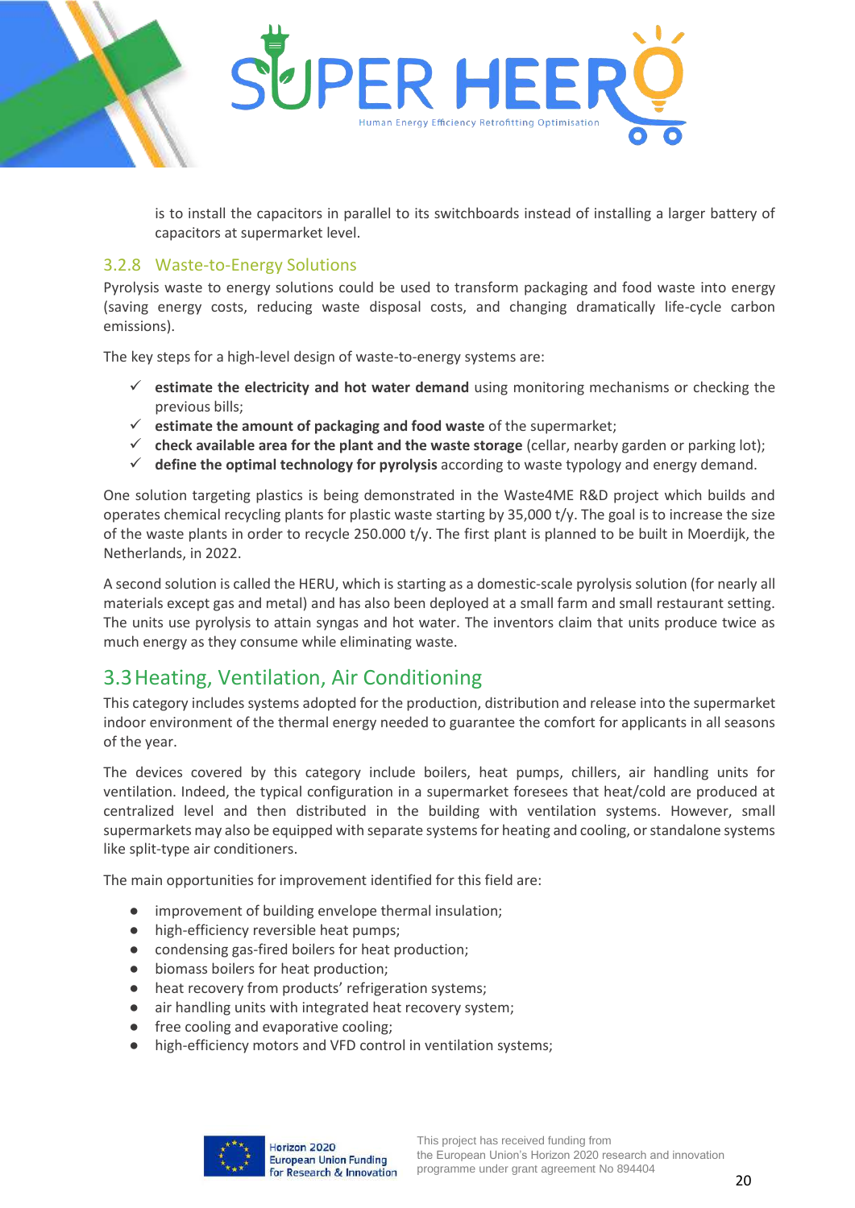is to install the capacitors in parallel to its switchboards instead of installing a larger battery of capacitors at supermarket level.

### 3.2.8 Waste-to-Energy Solutions

Pyrolysis waste to energy solutions could be used to transform packaging and food waste into energy (saving energy costs, reducing waste disposal costs, and changing dramatically life-cycle carbon emissions).

The key steps for a high-level design of waste-to-energy systems are:

- ✓ **estimate the electricity and hot water demand** using monitoring mechanisms or checking the previous bills;
- ✓ **estimate the amount of packaging and food waste** of the supermarket;
- ✓ **check available area for the plant and the waste storage** (cellar, nearby garden or parking lot);
- ✓ **define the optimal technology for pyrolysis** according to waste typology and energy demand.

One solution targeting plastics is being demonstrated in the Waste4ME R&D project which builds and operates chemical recycling plants for plastic waste starting by 35,000 t/y. The goal is to increase the size of the waste plants in order to recycle 250.000 t/y. The first plant is planned to be built in Moerdijk, the Netherlands, in 2022.

A second solution is called the HERU, which is starting as a domestic-scale pyrolysis solution (for nearly all materials except gas and metal) and has also been deployed at a small farm and small restaurant setting. The units use pyrolysis to attain syngas and hot water. The inventors claim that units produce twice as much energy as they consume while eliminating waste.

## 3.3 Heating, Ventilation, Air Conditioning

This category includes systems adopted for the production, distribution and release into the supermarket indoor environment of the thermal energy needed to guarantee the comfort for applicants in all seasons of the year.

The devices covered by this category include boilers, heat pumps, chillers, air handling units for ventilation. Indeed, the typical configuration in a supermarket foresees that heat/cold are produced at centralized level and then distributed in the building with ventilation systems. However, small supermarkets may also be equipped with separate systems for heating and cooling, or standalone systems like split-type air conditioners.

The main opportunities for improvement identified for this field are:

- improvement of building envelope thermal insulation;
- high-efficiency reversible heat pumps;
- condensing gas-fired boilers for heat production;
- biomass boilers for heat production;
- heat recovery from products' refrigeration systems;
- air handling units with integrated heat recovery system;
- free cooling and evaporative cooling;
- high-efficiency motors and VFD control in ventilation systems;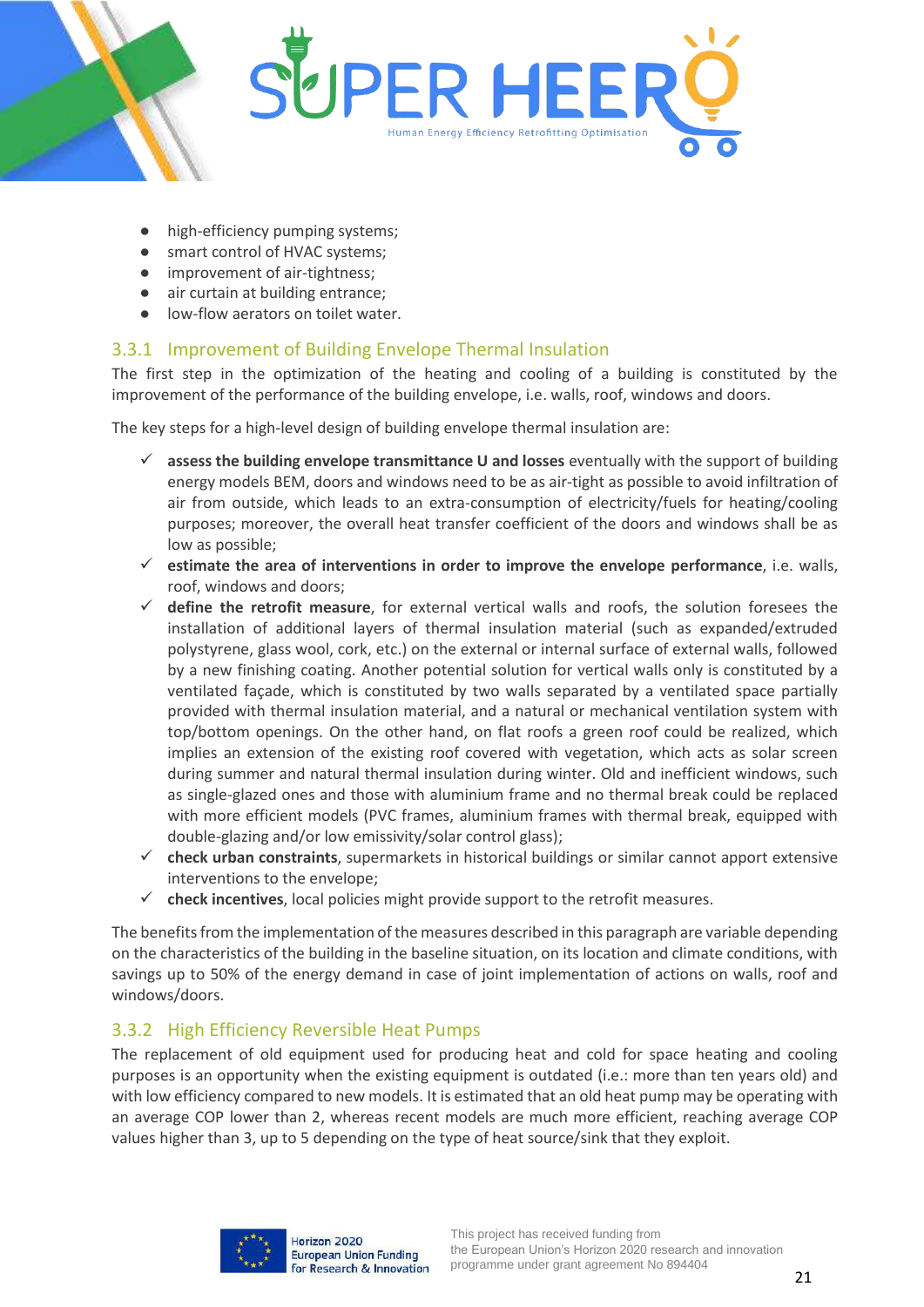- high-efficiency pumping systems;
- smart control of HVAC systems;
- improvement of air-tightness;
- air curtain at building entrance;
- low-flow aerators on toilet water.

### 3.3.1 Improvement of Building Envelope Thermal Insulation

The first step in the optimization of the heating and cooling of a building is constituted by the improvement of the performance of the building envelope, i.e. walls, roof, windows and doors.

The key steps for a high-level design of building envelope thermal insulation are:

- ✓ **assess the building envelope transmittance U and losses** eventually with the support of building energy models BEM, doors and windows need to be as air-tight as possible to avoid infiltration of air from outside, which leads to an extra-consumption of electricity/fuels for heating/cooling purposes; moreover, the overall heat transfer coefficient of the doors and windows shall be as low as possible;
- ✓ **estimate the area of interventions in order to improve the envelope performance**, i.e. walls, roof, windows and doors;
- ✓ **define the retrofit measure**, for external vertical walls and roofs, the solution foresees the installation of additional layers of thermal insulation material (such as expanded/extruded polystyrene, glass wool, cork, etc.) on the external or internal surface of external walls, followed by a new finishing coating. Another potential solution for vertical walls only is constituted by a ventilated façade, which is constituted by two walls separated by a ventilated space partially provided with thermal insulation material, and a natural or mechanical ventilation system with top/bottom openings. On the other hand, on flat roofs a green roof could be realized, which implies an extension of the existing roof covered with vegetation, which acts as solar screen during summer and natural thermal insulation during winter. Old and inefficient windows, such as single-glazed ones and those with aluminium frame and no thermal break could be replaced with more efficient models (PVC frames, aluminium frames with thermal break, equipped with double-glazing and/or low emissivity/solar control glass);
- ✓ **check urban constraints**, supermarkets in historical buildings or similar cannot apport extensive interventions to the envelope;
- ✓ **check incentives**, local policies might provide support to the retrofit measures.

The benefits from the implementation of the measures described in this paragraph are variable depending on the characteristics of the building in the baseline situation, on its location and climate conditions, with savings up to 50% of the energy demand in case of joint implementation of actions on walls, roof and windows/doors.

### 3.3.2 High Efficiency Reversible Heat Pumps

The replacement of old equipment used for producing heat and cold for space heating and cooling purposes is an opportunity when the existing equipment is outdated (i.e.: more than ten years old) and with low efficiency compared to new models. It is estimated that an old heat pump may be operating with an average COP lower than 2, whereas recent models are much more efficient, reaching average COP values higher than 3, up to 5 depending on the type of heat source/sink that they exploit.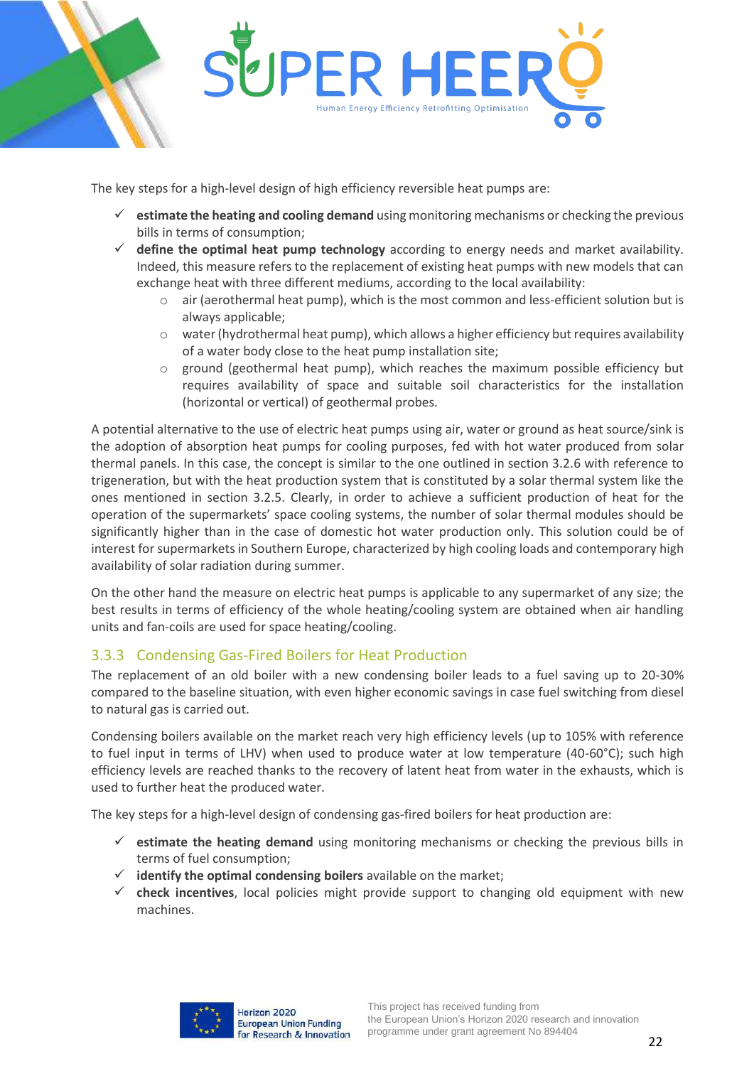The key steps for a high-level design of high efficiency reversible heat pumps are:

- ✓ **estimate the heating and cooling demand** using monitoring mechanisms or checking the previous bills in terms of consumption;
- ✓ **define the optimal heat pump technology** according to energy needs and market availability. Indeed, this measure refers to the replacement of existing heat pumps with new models that can exchange heat with three different mediums, according to the local availability:
  - air (aerothermal heat pump), which is the most common and less-efficient solution but is always applicable;
  - water (hydrothermal heat pump), which allows a higher efficiency but requires availability of a water body close to the heat pump installation site;
  - ground (geothermal heat pump), which reaches the maximum possible efficiency but requires availability of space and suitable soil characteristics for the installation (horizontal or vertical) of geothermal probes.

A potential alternative to the use of electric heat pumps using air, water or ground as heat source/sink is the adoption of absorption heat pumps for cooling purposes, fed with hot water produced from solar thermal panels. In this case, the concept is similar to the one outlined in section 3.2.6 with reference to trigeneration, but with the heat production system that is constituted by a solar thermal system like the ones mentioned in section 3.2.5. Clearly, in order to achieve a sufficient production of heat for the operation of the supermarkets' space cooling systems, the number of solar thermal modules should be significantly higher than in the case of domestic hot water production only. This solution could be of interest for supermarkets in Southern Europe, characterized by high cooling loads and contemporary high availability of solar radiation during summer.

On the other hand the measure on electric heat pumps is applicable to any supermarket of any size; the best results in terms of efficiency of the whole heating/cooling system are obtained when air handling units and fan-coils are used for space heating/cooling.

### 3.3.3 Condensing Gas-Fired Boilers for Heat Production

The replacement of an old boiler with a new condensing boiler leads to a fuel saving up to 20-30% compared to the baseline situation, with even higher economic savings in case fuel switching from diesel to natural gas is carried out.

Condensing boilers available on the market reach very high efficiency levels (up to 105% with reference to fuel input in terms of LHV) when used to produce water at low temperature (40-60°C); such high efficiency levels are reached thanks to the recovery of latent heat from water in the exhausts, which is used to further heat the produced water.

The key steps for a high-level design of condensing gas-fired boilers for heat production are:

- ✓ **estimate the heating demand** using monitoring mechanisms or checking the previous bills in terms of fuel consumption;
- ✓ **identify the optimal condensing boilers** available on the market;
- ✓ **check incentives**, local policies might provide support to changing old equipment with new machines.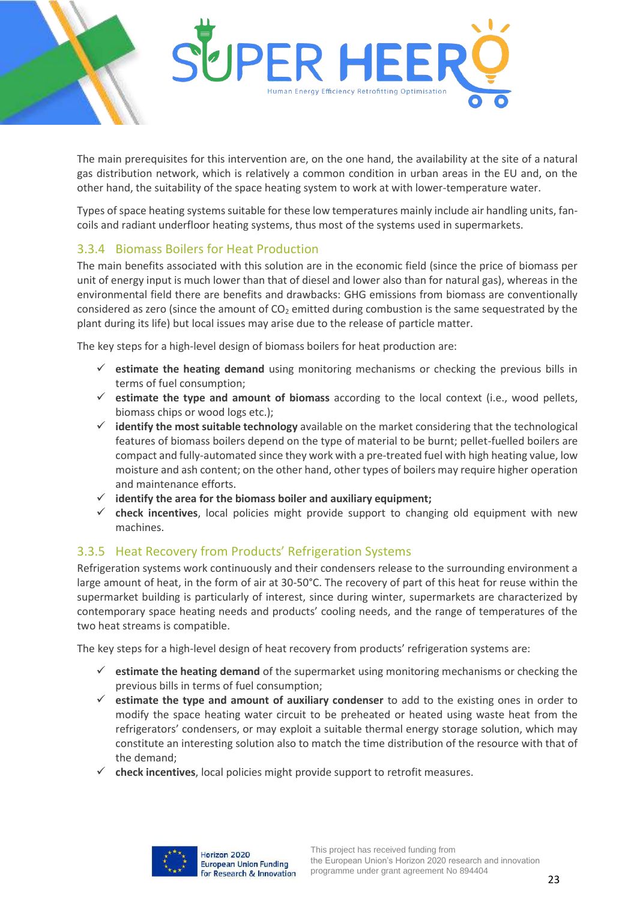The main prerequisites for this intervention are, on the one hand, the availability at the site of a natural gas distribution network, which is relatively a common condition in urban areas in the EU and, on the other hand, the suitability of the space heating system to work at with lower-temperature water.

Types of space heating systems suitable for these low temperatures mainly include air handling units, fan-coils and radiant underfloor heating systems, thus most of the systems used in supermarkets.

### 3.3.4 Biomass Boilers for Heat Production

The main benefits associated with this solution are in the economic field (since the price of biomass per unit of energy input is much lower than that of diesel and lower also than for natural gas), whereas in the environmental field there are benefits and drawbacks: GHG emissions from biomass are conventionally considered as zero (since the amount of $CO_2$ emitted during combustion is the same sequestrated by the plant during its life) but local issues may arise due to the release of particle matter.

The key steps for a high-level design of biomass boilers for heat production are:

- ✓ **estimate the heating demand** using monitoring mechanisms or checking the previous bills in terms of fuel consumption;
- ✓ **estimate the type and amount of biomass** according to the local context (i.e., wood pellets, biomass chips or wood logs etc.);
- ✓ **identify the most suitable technology** available on the market considering that the technological features of biomass boilers depend on the type of material to be burnt; pellet-fuelled boilers are compact and fully-automated since they work with a pre-treated fuel with high heating value, low moisture and ash content; on the other hand, other types of boilers may require higher operation and maintenance efforts.
- ✓ **identify the area for the biomass boiler and auxiliary equipment;**
- ✓ **check incentives**, local policies might provide support to changing old equipment with new machines.

### 3.3.5 Heat Recovery from Products' Refrigeration Systems

Refrigeration systems work continuously and their condensers release to the surrounding environment a large amount of heat, in the form of air at 30-50°C. The recovery of part of this heat for reuse within the supermarket building is particularly of interest, since during winter, supermarkets are characterized by contemporary space heating needs and products' cooling needs, and the range of temperatures of the two heat streams is compatible.

The key steps for a high-level design of heat recovery from products' refrigeration systems are:

- ✓ **estimate the heating demand** of the supermarket using monitoring mechanisms or checking the previous bills in terms of fuel consumption;
- ✓ **estimate the type and amount of auxiliary condenser** to add to the existing ones in order to modify the space heating water circuit to be preheated or heated using waste heat from the refrigerators' condensers, or may exploit a suitable thermal energy storage solution, which may constitute an interesting solution also to match the time distribution of the resource with that of the demand;
- ✓ **check incentives**, local policies might provide support to retrofit measures.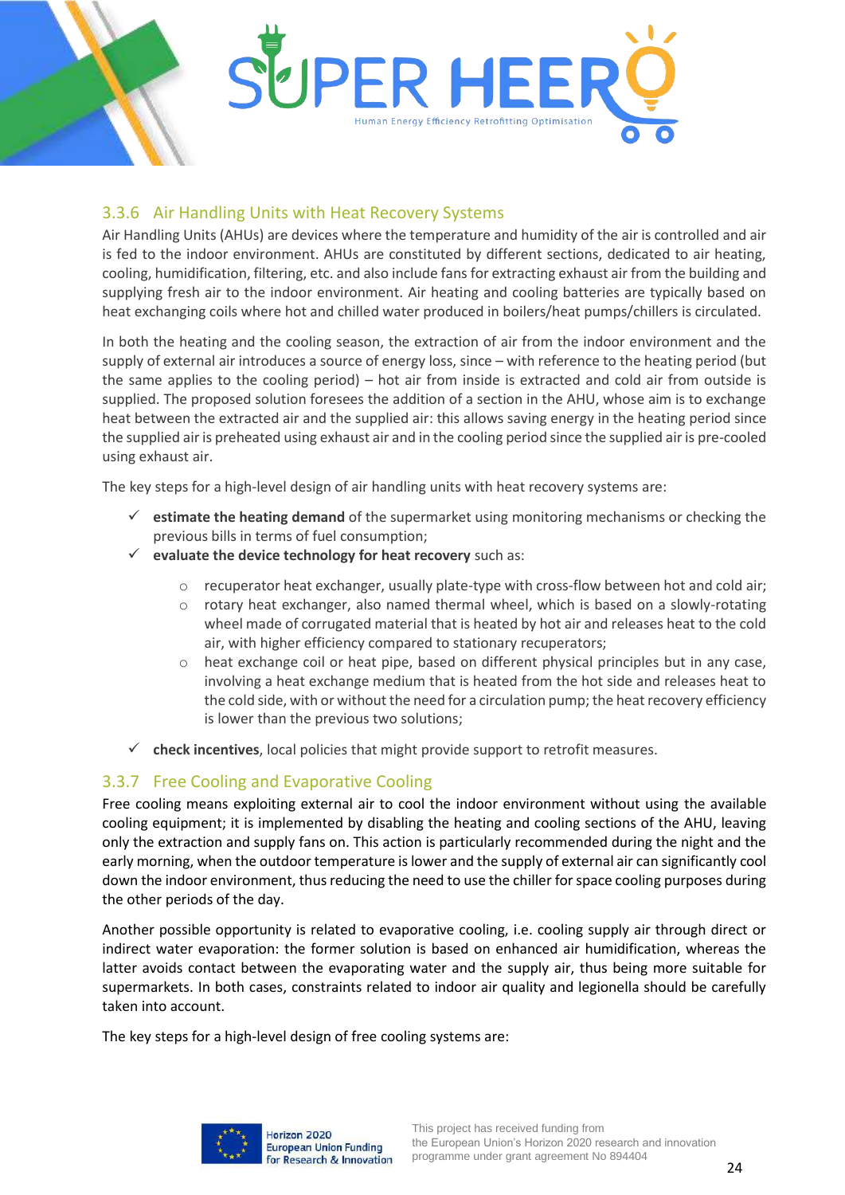### 3.3.6 Air Handling Units with Heat Recovery Systems

Air Handling Units (AHUs) are devices where the temperature and humidity of the air is controlled and air is fed to the indoor environment. AHUs are constituted by different sections, dedicated to air heating, cooling, humidification, filtering, etc. and also include fans for extracting exhaust air from the building and supplying fresh air to the indoor environment. Air heating and cooling batteries are typically based on heat exchanging coils where hot and chilled water produced in boilers/heat pumps/chillers is circulated.

In both the heating and the cooling season, the extraction of air from the indoor environment and the supply of external air introduces a source of energy loss, since – with reference to the heating period (but the same applies to the cooling period) – hot air from inside is extracted and cold air from outside is supplied. The proposed solution foresees the addition of a section in the AHU, whose aim is to exchange heat between the extracted air and the supplied air: this allows saving energy in the heating period since the supplied air is preheated using exhaust air and in the cooling period since the supplied air is pre-cooled using exhaust air.

The key steps for a high-level design of air handling units with heat recovery systems are:

- ✓ **estimate the heating demand** of the supermarket using monitoring mechanisms or checking the previous bills in terms of fuel consumption;
- ✓ **evaluate the device technology for heat recovery** such as:
    - recuperator heat exchanger, usually plate-type with cross-flow between hot and cold air;
    - rotary heat exchanger, also named thermal wheel, which is based on a slowly-rotating wheel made of corrugated material that is heated by hot air and releases heat to the cold air, with higher efficiency compared to stationary recuperators;
    - heat exchange coil or heat pipe, based on different physical principles but in any case, involving a heat exchange medium that is heated from the hot side and releases heat to the cold side, with or without the need for a circulation pump; the heat recovery efficiency is lower than the previous two solutions;
- ✓ **check incentives**, local policies that might provide support to retrofit measures.

### 3.3.7 Free Cooling and Evaporative Cooling

Free cooling means exploiting external air to cool the indoor environment without using the available cooling equipment; it is implemented by disabling the heating and cooling sections of the AHU, leaving only the extraction and supply fans on. This action is particularly recommended during the night and the early morning, when the outdoor temperature is lower and the supply of external air can significantly cool down the indoor environment, thus reducing the need to use the chiller for space cooling purposes during the other periods of the day.

Another possible opportunity is related to evaporative cooling, i.e. cooling supply air through direct or indirect water evaporation: the former solution is based on enhanced air humidification, whereas the latter avoids contact between the evaporating water and the supply air, thus being more suitable for supermarkets. In both cases, constraints related to indoor air quality and legionella should be carefully taken into account.

The key steps for a high-level design of free cooling systems are: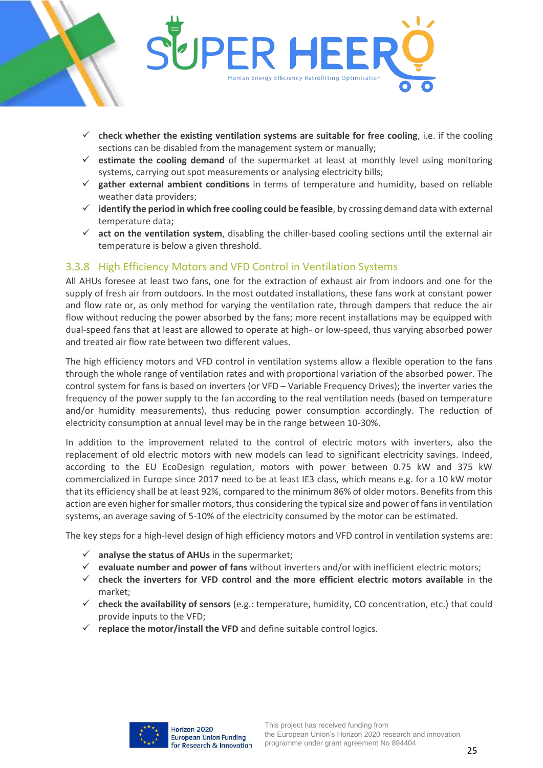- ✓ **check whether the existing ventilation systems are suitable for free cooling**, i.e. if the cooling sections can be disabled from the management system or manually;
- ✓ **estimate the cooling demand** of the supermarket at least at monthly level using monitoring systems, carrying out spot measurements or analysing electricity bills;
- ✓ **gather external ambient conditions** in terms of temperature and humidity, based on reliable weather data providers;
- ✓ **identify the period in which free cooling could be feasible**, by crossing demand data with external temperature data;
- ✓ **act on the ventilation system**, disabling the chiller-based cooling sections until the external air temperature is below a given threshold.

### 3.3.8 High Efficiency Motors and VFD Control in Ventilation Systems

All AHUs foresee at least two fans, one for the extraction of exhaust air from indoors and one for the supply of fresh air from outdoors. In the most outdated installations, these fans work at constant power and flow rate or, as only method for varying the ventilation rate, through dampers that reduce the air flow without reducing the power absorbed by the fans; more recent installations may be equipped with dual-speed fans that at least are allowed to operate at high- or low-speed, thus varying absorbed power and treated air flow rate between two different values.

The high efficiency motors and VFD control in ventilation systems allow a flexible operation to the fans through the whole range of ventilation rates and with proportional variation of the absorbed power. The control system for fans is based on inverters (or VFD – Variable Frequency Drives); the inverter varies the frequency of the power supply to the fan according to the real ventilation needs (based on temperature and/or humidity measurements), thus reducing power consumption accordingly. The reduction of electricity consumption at annual level may be in the range between 10-30%.

In addition to the improvement related to the control of electric motors with inverters, also the replacement of old electric motors with new models can lead to significant electricity savings. Indeed, according to the EU EcoDesign regulation, motors with power between 0.75 kW and 375 kW commercialized in Europe since 2017 need to be at least IE3 class, which means e.g. for a 10 kW motor that its efficiency shall be at least 92%, compared to the minimum 86% of older motors. Benefits from this action are even higher for smaller motors, thus considering the typical size and power of fans in ventilation systems, an average saving of 5-10% of the electricity consumed by the motor can be estimated.

The key steps for a high-level design of high efficiency motors and VFD control in ventilation systems are:

- ✓ **analyse the status of AHUs** in the supermarket;
- ✓ **evaluate number and power of fans** without inverters and/or with inefficient electric motors;
- ✓ **check the inverters for VFD control and the more efficient electric motors available** in the market;
- ✓ **check the availability of sensors** (e.g.: temperature, humidity, CO concentration, etc.) that could provide inputs to the VFD;
- ✓ **replace the motor/install the VFD** and define suitable control logics.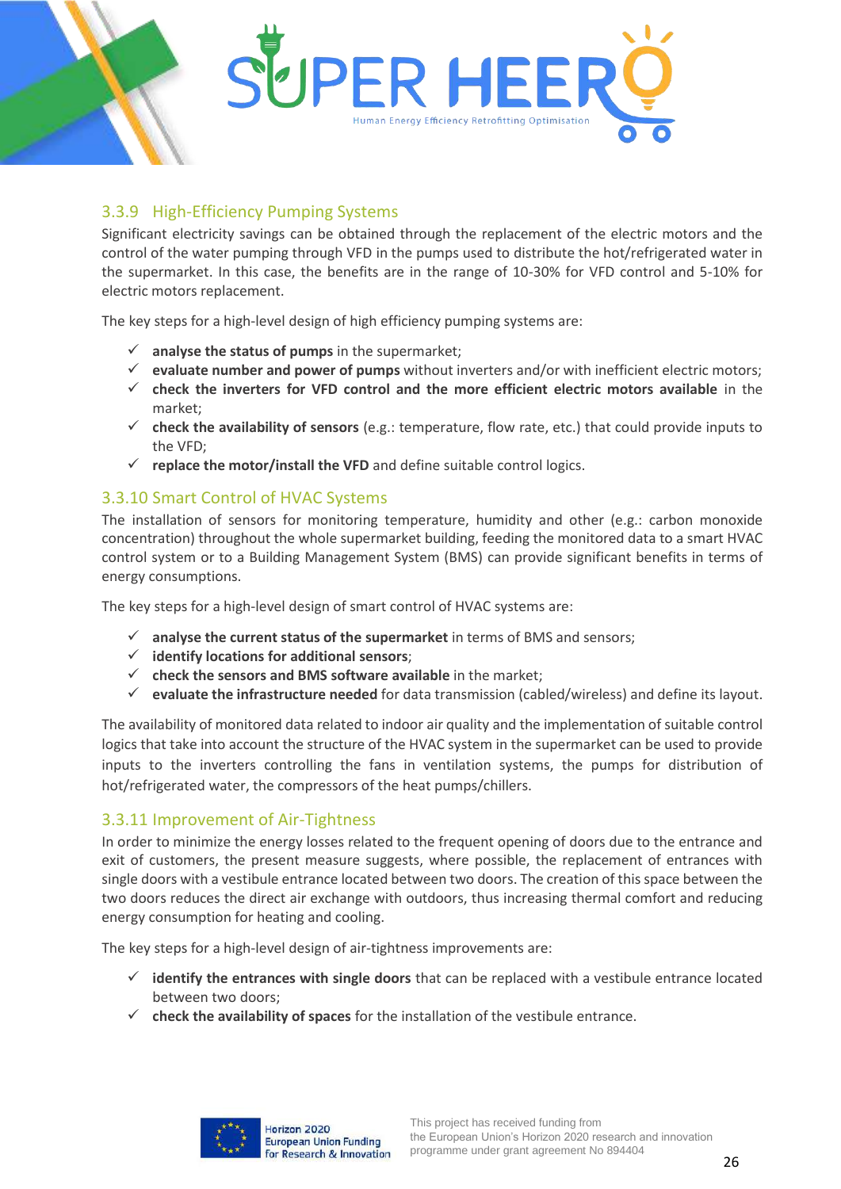### 3.3.9 High-Efficiency Pumping Systems

Significant electricity savings can be obtained through the replacement of the electric motors and the control of the water pumping through VFD in the pumps used to distribute the hot/refrigerated water in the supermarket. In this case, the benefits are in the range of 10-30% for VFD control and 5-10% for electric motors replacement.

The key steps for a high-level design of high efficiency pumping systems are:

- ✓ **analyse the status of pumps** in the supermarket;
- ✓ **evaluate number and power of pumps** without inverters and/or with inefficient electric motors;
- ✓ **check the inverters for VFD control and the more efficient electric motors available** in the market;
- ✓ **check the availability of sensors** (e.g.: temperature, flow rate, etc.) that could provide inputs to the VFD;
- ✓ **replace the motor/install the VFD** and define suitable control logics.

### 3.3.10 Smart Control of HVAC Systems

The installation of sensors for monitoring temperature, humidity and other (e.g.: carbon monoxide concentration) throughout the whole supermarket building, feeding the monitored data to a smart HVAC control system or to a Building Management System (BMS) can provide significant benefits in terms of energy consumptions.

The key steps for a high-level design of smart control of HVAC systems are:

- ✓ **analyse the current status of the supermarket** in terms of BMS and sensors;
- ✓ **identify locations for additional sensors**;
- ✓ **check the sensors and BMS software available** in the market;
- ✓ **evaluate the infrastructure needed** for data transmission (cabled/wireless) and define its layout.

The availability of monitored data related to indoor air quality and the implementation of suitable control logics that take into account the structure of the HVAC system in the supermarket can be used to provide inputs to the inverters controlling the fans in ventilation systems, the pumps for distribution of hot/refrigerated water, the compressors of the heat pumps/chillers.

### 3.3.11 Improvement of Air-Tightness

In order to minimize the energy losses related to the frequent opening of doors due to the entrance and exit of customers, the present measure suggests, where possible, the replacement of entrances with single doors with a vestibule entrance located between two doors. The creation of this space between the two doors reduces the direct air exchange with outdoors, thus increasing thermal comfort and reducing energy consumption for heating and cooling.

The key steps for a high-level design of air-tightness improvements are:

- ✓ **identify the entrances with single doors** that can be replaced with a vestibule entrance located between two doors;
- ✓ **check the availability of spaces** for the installation of the vestibule entrance.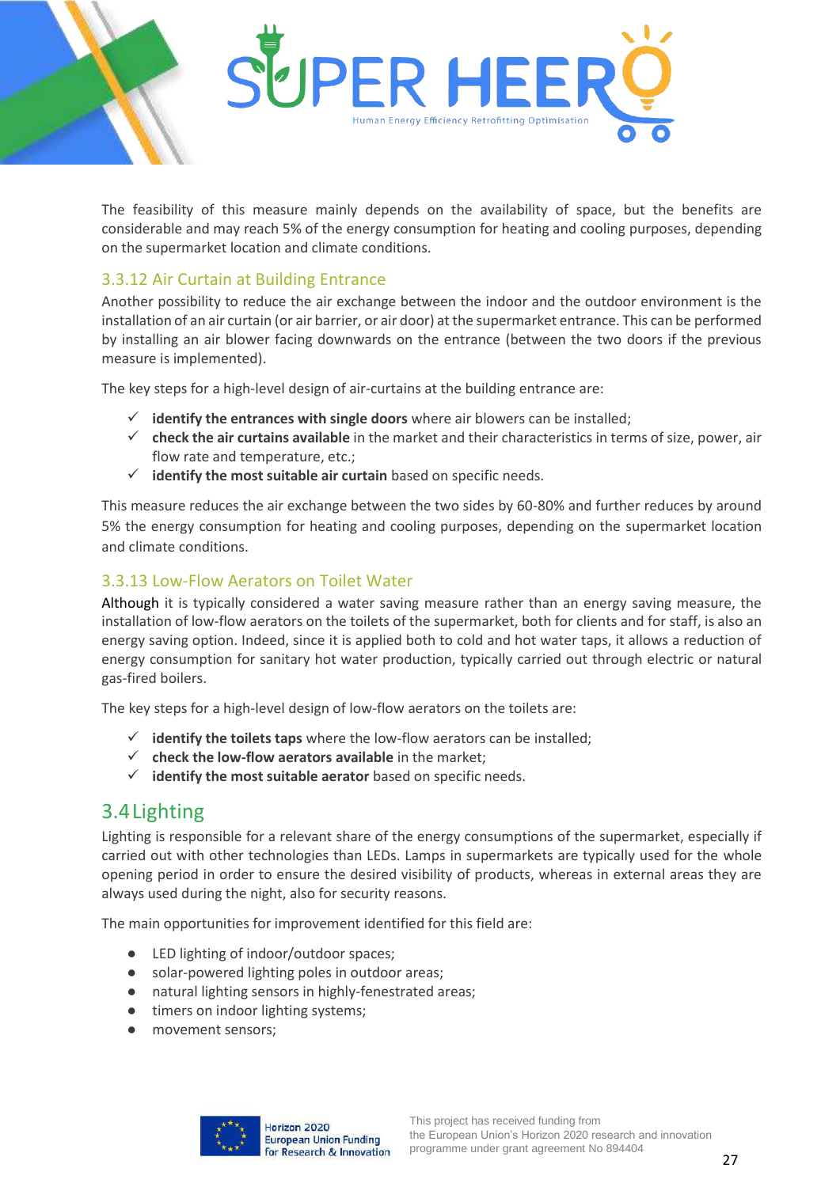The feasibility of this measure mainly depends on the availability of space, but the benefits are considerable and may reach 5% of the energy consumption for heating and cooling purposes, depending on the supermarket location and climate conditions.

### 3.3.12 Air Curtain at Building Entrance

Another possibility to reduce the air exchange between the indoor and the outdoor environment is the installation of an air curtain (or air barrier, or air door) at the supermarket entrance. This can be performed by installing an air blower facing downwards on the entrance (between the two doors if the previous measure is implemented).

The key steps for a high-level design of air-curtains at the building entrance are:

- ✓ **identify the entrances with single doors** where air blowers can be installed;
- ✓ **check the air curtains available** in the market and their characteristics in terms of size, power, air flow rate and temperature, etc.;
- ✓ **identify the most suitable air curtain** based on specific needs.

This measure reduces the air exchange between the two sides by 60-80% and further reduces by around 5% the energy consumption for heating and cooling purposes, depending on the supermarket location and climate conditions.

### 3.3.13 Low-Flow Aerators on Toilet Water

Although it is typically considered a water saving measure rather than an energy saving measure, the installation of low-flow aerators on the toilets of the supermarket, both for clients and for staff, is also an energy saving option. Indeed, since it is applied both to cold and hot water taps, it allows a reduction of energy consumption for sanitary hot water production, typically carried out through electric or natural gas-fired boilers.

The key steps for a high-level design of low-flow aerators on the toilets are:

- ✓ **identify the toilets taps** where the low-flow aerators can be installed;
- ✓ **check the low-flow aerators available** in the market;
- ✓ **identify the most suitable aerator** based on specific needs.

## 3.4 Lighting

Lighting is responsible for a relevant share of the energy consumptions of the supermarket, especially if carried out with other technologies than LEDs. Lamps in supermarkets are typically used for the whole opening period in order to ensure the desired visibility of products, whereas in external areas they are always used during the night, also for security reasons.

The main opportunities for improvement identified for this field are:

- LED lighting of indoor/outdoor spaces;
- solar-powered lighting poles in outdoor areas;
- natural lighting sensors in highly-fenestrated areas;
- timers on indoor lighting systems;
- movement sensors;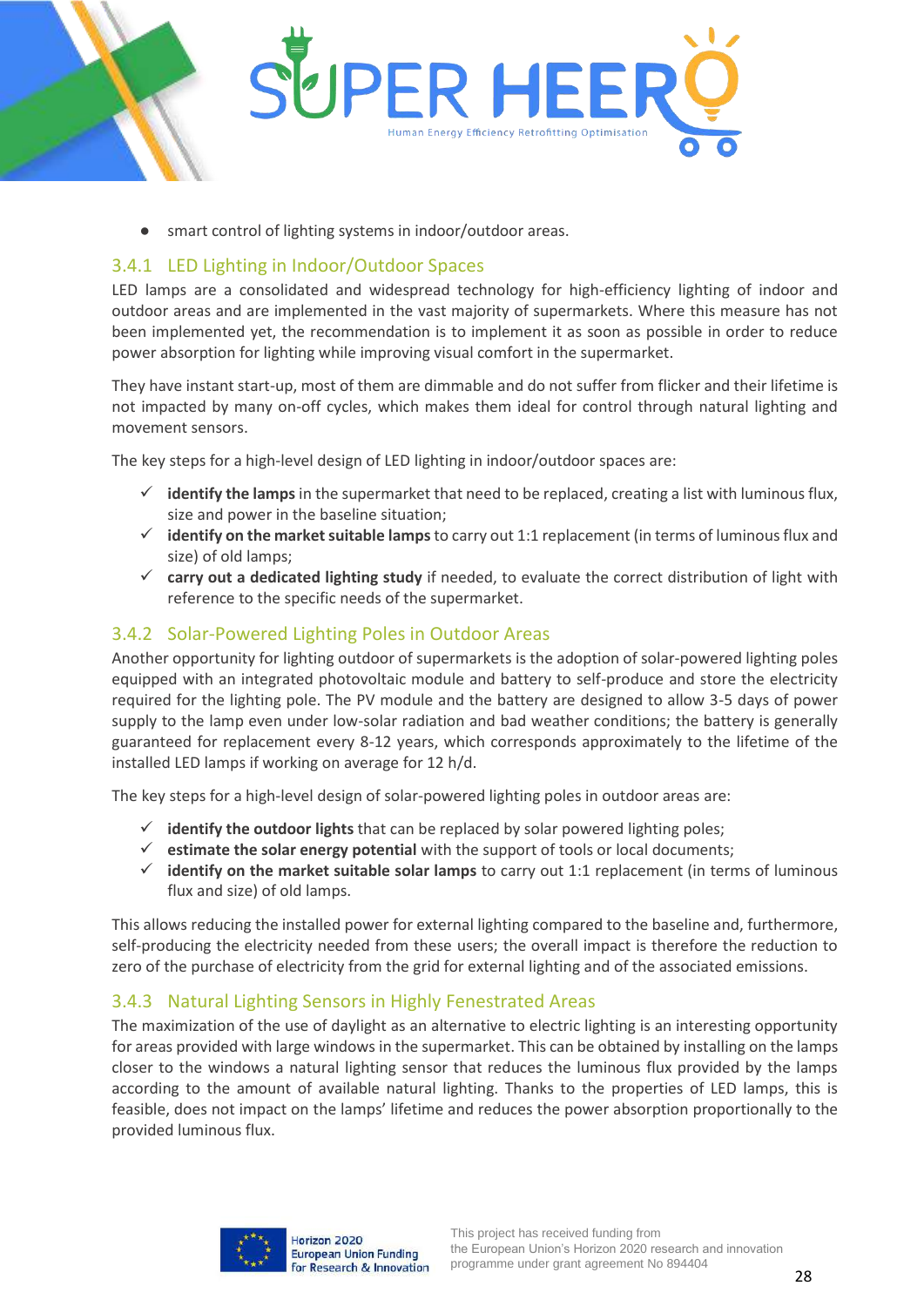- smart control of lighting systems in indoor/outdoor areas.

### 3.4.1 LED Lighting in Indoor/Outdoor Spaces

LED lamps are a consolidated and widespread technology for high-efficiency lighting of indoor and outdoor areas and are implemented in the vast majority of supermarkets. Where this measure has not been implemented yet, the recommendation is to implement it as soon as possible in order to reduce power absorption for lighting while improving visual comfort in the supermarket.

They have instant start-up, most of them are dimmable and do not suffer from flicker and their lifetime is not impacted by many on-off cycles, which makes them ideal for control through natural lighting and movement sensors.

The key steps for a high-level design of LED lighting in indoor/outdoor spaces are:

- ✓ **identify the lamps** in the supermarket that need to be replaced, creating a list with luminous flux, size and power in the baseline situation;
- ✓ **identify on the market suitable lamps** to carry out 1:1 replacement (in terms of luminous flux and size) of old lamps;
- ✓ **carry out a dedicated lighting study** if needed, to evaluate the correct distribution of light with reference to the specific needs of the supermarket.

### 3.4.2 Solar-Powered Lighting Poles in Outdoor Areas

Another opportunity for lighting outdoor of supermarkets is the adoption of solar-powered lighting poles equipped with an integrated photovoltaic module and battery to self-produce and store the electricity required for the lighting pole. The PV module and the battery are designed to allow 3-5 days of power supply to the lamp even under low-solar radiation and bad weather conditions; the battery is generally guaranteed for replacement every 8-12 years, which corresponds approximately to the lifetime of the installed LED lamps if working on average for 12 h/d.

The key steps for a high-level design of solar-powered lighting poles in outdoor areas are:

- ✓ **identify the outdoor lights** that can be replaced by solar powered lighting poles;
- ✓ **estimate the solar energy potential** with the support of tools or local documents;
- ✓ **identify on the market suitable solar lamps** to carry out 1:1 replacement (in terms of luminous flux and size) of old lamps.

This allows reducing the installed power for external lighting compared to the baseline and, furthermore, self-producing the electricity needed from these users; the overall impact is therefore the reduction to zero of the purchase of electricity from the grid for external lighting and of the associated emissions.

### 3.4.3 Natural Lighting Sensors in Highly Fenestrated Areas

The maximization of the use of daylight as an alternative to electric lighting is an interesting opportunity for areas provided with large windows in the supermarket. This can be obtained by installing on the lamps closer to the windows a natural lighting sensor that reduces the luminous flux provided by the lamps according to the amount of available natural lighting. Thanks to the properties of LED lamps, this is feasible, does not impact on the lamps' lifetime and reduces the power absorption proportionally to the provided luminous flux.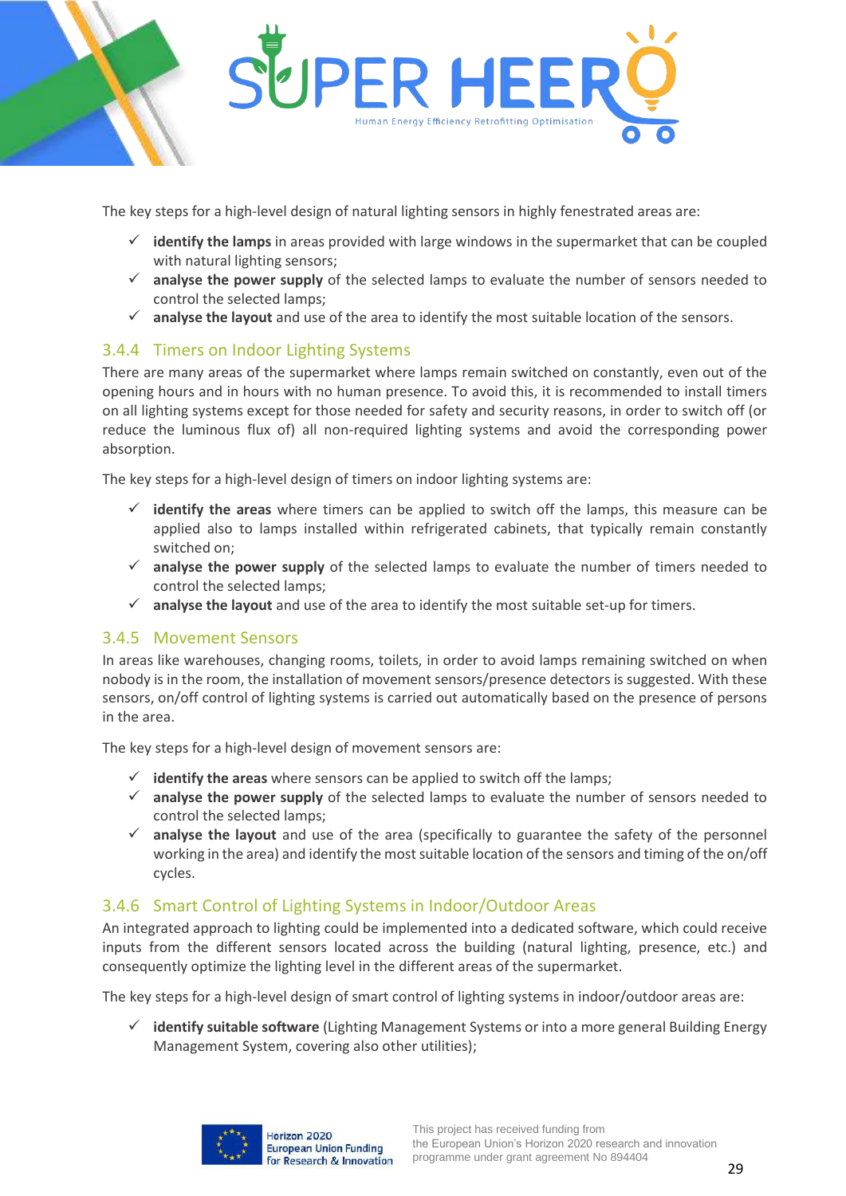The key steps for a high-level design of natural lighting sensors in highly fenestrated areas are:

- ✓ **identify the lamps** in areas provided with large windows in the supermarket that can be coupled with natural lighting sensors;
- ✓ **analyse the power supply** of the selected lamps to evaluate the number of sensors needed to control the selected lamps;
- ✓ **analyse the layout** and use of the area to identify the most suitable location of the sensors.

### 3.4.4 Timers on Indoor Lighting Systems

There are many areas of the supermarket where lamps remain switched on constantly, even out of the opening hours and in hours with no human presence. To avoid this, it is recommended to install timers on all lighting systems except for those needed for safety and security reasons, in order to switch off (or reduce the luminous flux of) all non-required lighting systems and avoid the corresponding power absorption.

The key steps for a high-level design of timers on indoor lighting systems are:

- ✓ **identify the areas** where timers can be applied to switch off the lamps, this measure can be applied also to lamps installed within refrigerated cabinets, that typically remain constantly switched on;
- ✓ **analyse the power supply** of the selected lamps to evaluate the number of timers needed to control the selected lamps;
- ✓ **analyse the layout** and use of the area to identify the most suitable set-up for timers.

### 3.4.5 Movement Sensors

In areas like warehouses, changing rooms, toilets, in order to avoid lamps remaining switched on when nobody is in the room, the installation of movement sensors/presence detectors is suggested. With these sensors, on/off control of lighting systems is carried out automatically based on the presence of persons in the area.

The key steps for a high-level design of movement sensors are:

- ✓ **identify the areas** where sensors can be applied to switch off the lamps;
- ✓ **analyse the power supply** of the selected lamps to evaluate the number of sensors needed to control the selected lamps;
- ✓ **analyse the layout** and use of the area (specifically to guarantee the safety of the personnel working in the area) and identify the most suitable location of the sensors and timing of the on/off cycles.

### 3.4.6 Smart Control of Lighting Systems in Indoor/Outdoor Areas

An integrated approach to lighting could be implemented into a dedicated software, which could receive inputs from the different sensors located across the building (natural lighting, presence, etc.) and consequently optimize the lighting level in the different areas of the supermarket.

The key steps for a high-level design of smart control of lighting systems in indoor/outdoor areas are:

- ✓ **identify suitable software** (Lighting Management Systems or into a more general Building Energy Management System, covering also other utilities);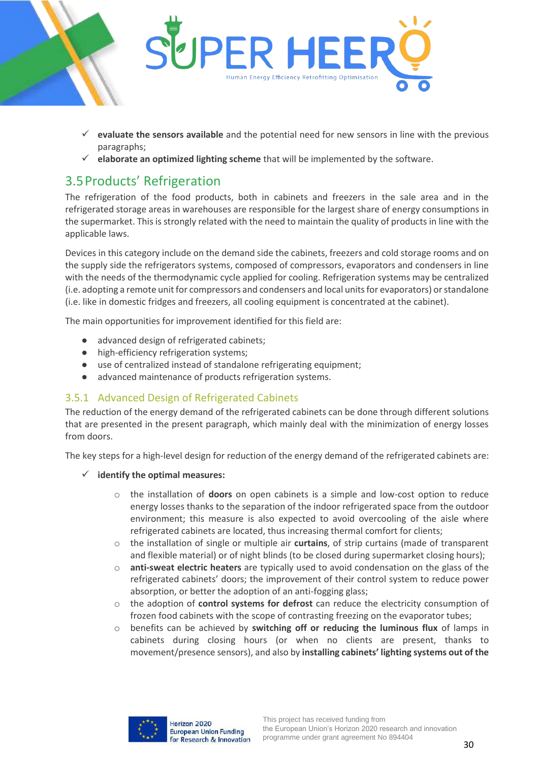- ✓ **evaluate the sensors available** and the potential need for new sensors in line with the previous paragraphs;
- ✓ **elaborate an optimized lighting scheme** that will be implemented by the software.

## 3.5 Products' Refrigeration

The refrigeration of the food products, both in cabinets and freezers in the sale area and in the refrigerated storage areas in warehouses are responsible for the largest share of energy consumptions in the supermarket. This is strongly related with the need to maintain the quality of products in line with the applicable laws.

Devices in this category include on the demand side the cabinets, freezers and cold storage rooms and on the supply side the refrigerators systems, composed of compressors, evaporators and condensers in line with the needs of the thermodynamic cycle applied for cooling. Refrigeration systems may be centralized (i.e. adopting a remote unit for compressors and condensers and local units for evaporators) or standalone (i.e. like in domestic fridges and freezers, all cooling equipment is concentrated at the cabinet).

The main opportunities for improvement identified for this field are:

- advanced design of refrigerated cabinets;
- high-efficiency refrigeration systems;
- use of centralized instead of standalone refrigerating equipment;
- advanced maintenance of products refrigeration systems.

### 3.5.1 Advanced Design of Refrigerated Cabinets

The reduction of the energy demand of the refrigerated cabinets can be done through different solutions that are presented in the present paragraph, which mainly deal with the minimization of energy losses from doors.

The key steps for a high-level design for reduction of the energy demand of the refrigerated cabinets are:

- ✓ **identify the optimal measures:**
  - the installation of **doors** on open cabinets is a simple and low-cost option to reduce energy losses thanks to the separation of the indoor refrigerated space from the outdoor environment; this measure is also expected to avoid overcooling of the aisle where refrigerated cabinets are located, thus increasing thermal comfort for clients;
  - the installation of single or multiple air **curtains**, of strip curtains (made of transparent and flexible material) or of night blinds (to be closed during supermarket closing hours);
  - **anti-sweat electric heaters** are typically used to avoid condensation on the glass of the refrigerated cabinets' doors; the improvement of their control system to reduce power absorption, or better the adoption of an anti-fogging glass;
  - the adoption of **control systems for defrost** can reduce the electricity consumption of frozen food cabinets with the scope of contrasting freezing on the evaporator tubes;
  - benefits can be achieved by **switching off or reducing the luminous flux** of lamps in cabinets during closing hours (or when no clients are present, thanks to movement/presence sensors), and also by **installing cabinets' lighting systems out of the**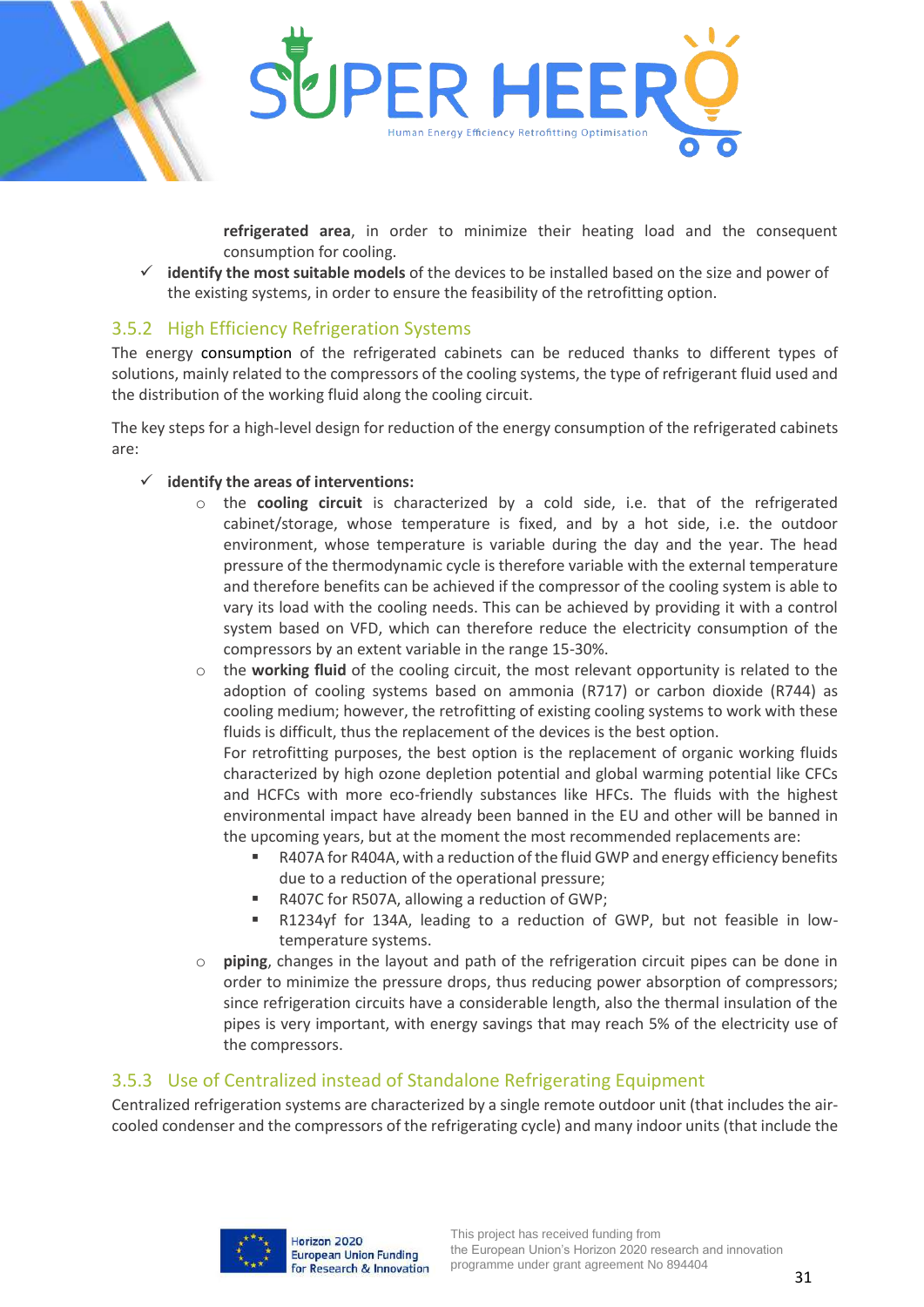**refrigerated area**, in order to minimize their heating load and the consequent consumption for cooling.

- ✓ **identify the most suitable models** of the devices to be installed based on the size and power of the existing systems, in order to ensure the feasibility of the retrofitting option.

### 3.5.2 High Efficiency Refrigeration Systems

The energy consumption of the refrigerated cabinets can be reduced thanks to different types of solutions, mainly related to the compressors of the cooling systems, the type of refrigerant fluid used and the distribution of the working fluid along the cooling circuit.

The key steps for a high-level design for reduction of the energy consumption of the refrigerated cabinets are:

- ✓ **identify the areas of interventions:**
  - the **cooling circuit** is characterized by a cold side, i.e. that of the refrigerated cabinet/storage, whose temperature is fixed, and by a hot side, i.e. the outdoor environment, whose temperature is variable during the day and the year. The head pressure of the thermodynamic cycle is therefore variable with the external temperature and therefore benefits can be achieved if the compressor of the cooling system is able to vary its load with the cooling needs. This can be achieved by providing it with a control system based on VFD, which can therefore reduce the electricity consumption of the compressors by an extent variable in the range 15-30%.
  - the **working fluid** of the cooling circuit, the most relevant opportunity is related to the adoption of cooling systems based on ammonia (R717) or carbon dioxide (R744) as cooling medium; however, the retrofitting of existing cooling systems to work with these fluids is difficult, thus the replacement of the devices is the best option.

    For retrofitting purposes, the best option is the replacement of organic working fluids characterized by high ozone depletion potential and global warming potential like CFCs and HCFCs with more eco-friendly substances like HFCs. The fluids with the highest environmental impact have already been banned in the EU and other will be banned in the upcoming years, but at the moment the most recommended replacements are:
    - R407A for R404A, with a reduction of the fluid GWP and energy efficiency benefits due to a reduction of the operational pressure;
    - R407C for R507A, allowing a reduction of GWP;
    - R1234yf for 134A, leading to a reduction of GWP, but not feasible in low-temperature systems.
  - **piping**, changes in the layout and path of the refrigeration circuit pipes can be done in order to minimize the pressure drops, thus reducing power absorption of compressors; since refrigeration circuits have a considerable length, also the thermal insulation of the pipes is very important, with energy savings that may reach 5% of the electricity use of the compressors.

### 3.5.3 Use of Centralized instead of Standalone Refrigerating Equipment

Centralized refrigeration systems are characterized by a single remote outdoor unit (that includes the air-cooled condenser and the compressors of the refrigerating cycle) and many indoor units (that include the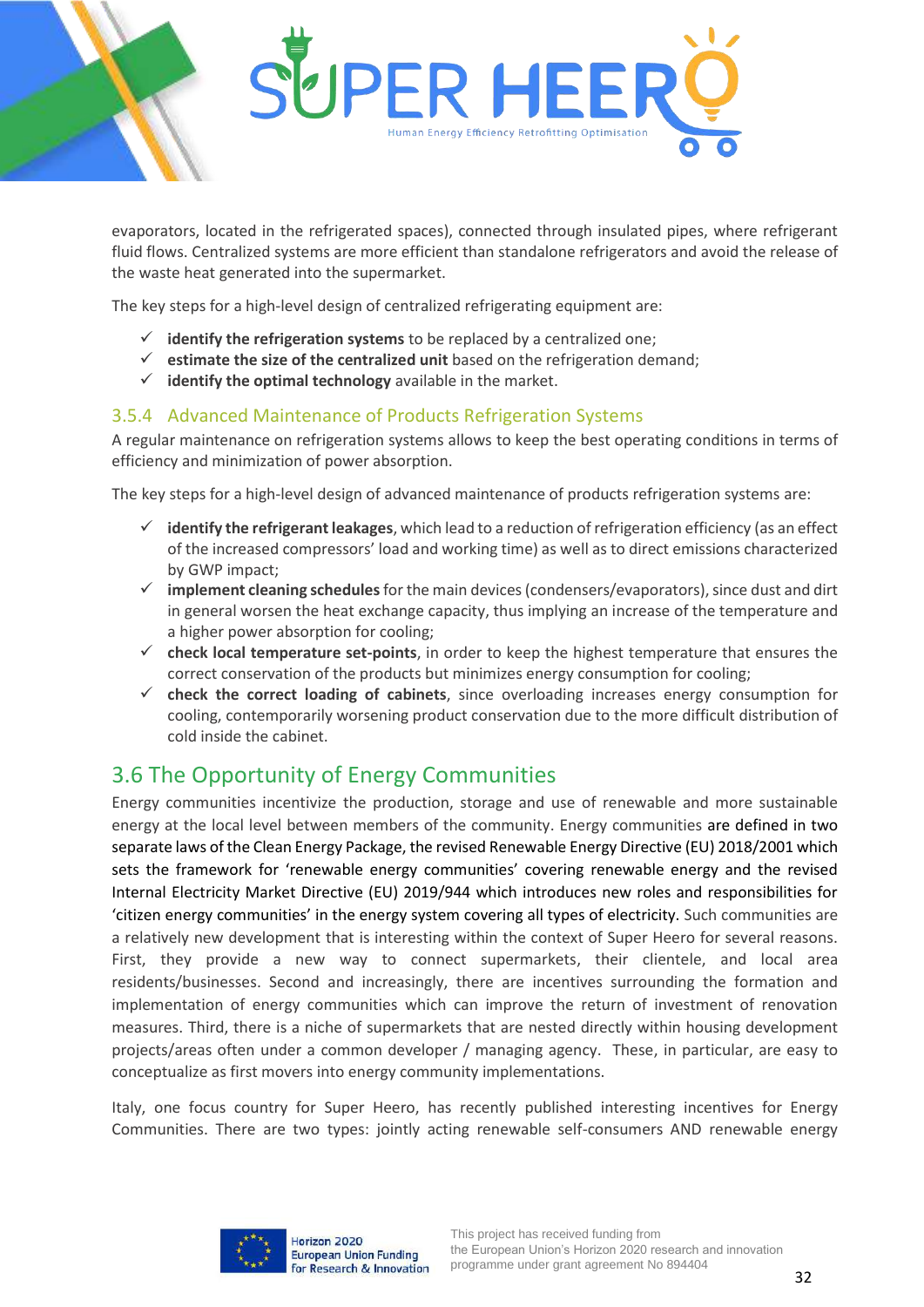evaporators, located in the refrigerated spaces), connected through insulated pipes, where refrigerant fluid flows. Centralized systems are more efficient than standalone refrigerators and avoid the release of the waste heat generated into the supermarket.

The key steps for a high-level design of centralized refrigerating equipment are:

- ✓ **identify the refrigeration systems** to be replaced by a centralized one;
- ✓ **estimate the size of the centralized unit** based on the refrigeration demand;
- ✓ **identify the optimal technology** available in the market.

### 3.5.4 Advanced Maintenance of Products Refrigeration Systems

A regular maintenance on refrigeration systems allows to keep the best operating conditions in terms of efficiency and minimization of power absorption.

The key steps for a high-level design of advanced maintenance of products refrigeration systems are:

- ✓ **identify the refrigerant leakages**, which lead to a reduction of refrigeration efficiency (as an effect of the increased compressors' load and working time) as well as to direct emissions characterized by GWP impact;
- ✓ **implement cleaning schedules** for the main devices (condensers/evaporators), since dust and dirt in general worsen the heat exchange capacity, thus implying an increase of the temperature and a higher power absorption for cooling;
- ✓ **check local temperature set-points**, in order to keep the highest temperature that ensures the correct conservation of the products but minimizes energy consumption for cooling;
- ✓ **check the correct loading of cabinets**, since overloading increases energy consumption for cooling, contemporarily worsening product conservation due to the more difficult distribution of cold inside the cabinet.

## 3.6 The Opportunity of Energy Communities

Energy communities incentivize the production, storage and use of renewable and more sustainable energy at the local level between members of the community. Energy communities are defined in two separate laws of the Clean Energy Package, the revised Renewable Energy Directive (EU) 2018/2001 which sets the framework for 'renewable energy communities' covering renewable energy and the revised Internal Electricity Market Directive (EU) 2019/944 which introduces new roles and responsibilities for 'citizen energy communities' in the energy system covering all types of electricity. Such communities are a relatively new development that is interesting within the context of Super Heero for several reasons. First, they provide a new way to connect supermarkets, their clientele, and local area residents/businesses. Second and increasingly, there are incentives surrounding the formation and implementation of energy communities which can improve the return of investment of renovation measures. Third, there is a niche of supermarkets that are nested directly within housing development projects/areas often under a common developer / managing agency. These, in particular, are easy to conceptualize as first movers into energy community implementations.

Italy, one focus country for Super Heero, has recently published interesting incentives for Energy Communities. There are two types: jointly acting renewable self-consumers AND renewable energy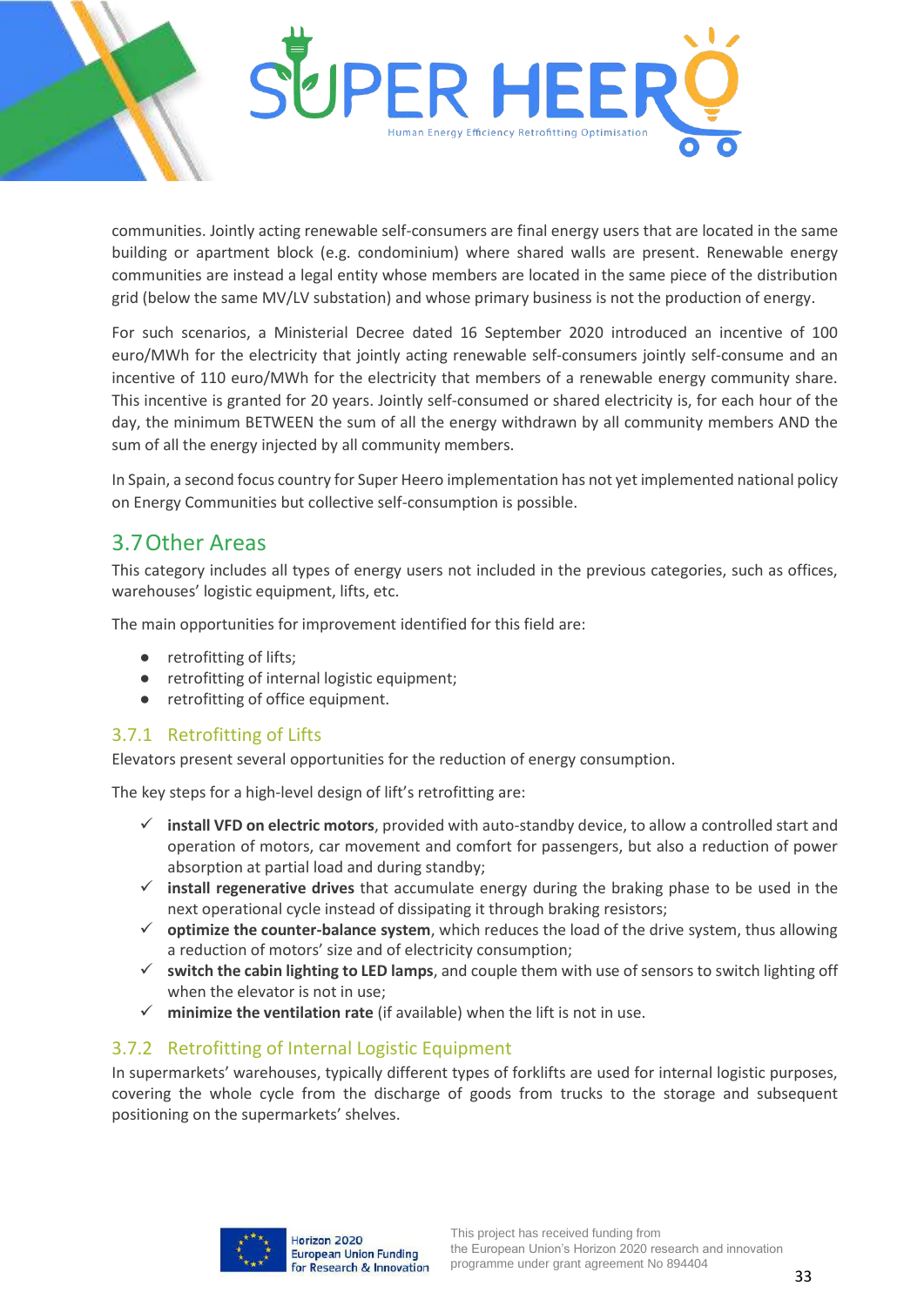communities. Jointly acting renewable self-consumers are final energy users that are located in the same building or apartment block (e.g. condominium) where shared walls are present. Renewable energy communities are instead a legal entity whose members are located in the same piece of the distribution grid (below the same MV/LV substation) and whose primary business is not the production of energy.

For such scenarios, a Ministerial Decree dated 16 September 2020 introduced an incentive of 100 euro/MWh for the electricity that jointly acting renewable self-consumers jointly self-consume and an incentive of 110 euro/MWh for the electricity that members of a renewable energy community share. This incentive is granted for 20 years. Jointly self-consumed or shared electricity is, for each hour of the day, the minimum BETWEEN the sum of all the energy withdrawn by all community members AND the sum of all the energy injected by all community members.

In Spain, a second focus country for Super Heero implementation has not yet implemented national policy on Energy Communities but collective self-consumption is possible.

## 3.7 Other Areas

This category includes all types of energy users not included in the previous categories, such as offices, warehouses' logistic equipment, lifts, etc.

The main opportunities for improvement identified for this field are:

- retrofitting of lifts;
- retrofitting of internal logistic equipment;
- retrofitting of office equipment.

### 3.7.1 Retrofitting of Lifts

Elevators present several opportunities for the reduction of energy consumption.

The key steps for a high-level design of lift's retrofitting are:

- ✓ **install VFD on electric motors**, provided with auto-standby device, to allow a controlled start and operation of motors, car movement and comfort for passengers, but also a reduction of power absorption at partial load and during standby;
- ✓ **install regenerative drives** that accumulate energy during the braking phase to be used in the next operational cycle instead of dissipating it through braking resistors;
- ✓ **optimize the counter-balance system**, which reduces the load of the drive system, thus allowing a reduction of motors' size and of electricity consumption;
- ✓ **switch the cabin lighting to LED lamps**, and couple them with use of sensors to switch lighting off when the elevator is not in use;
- ✓ **minimize the ventilation rate** (if available) when the lift is not in use.

### 3.7.2 Retrofitting of Internal Logistic Equipment

In supermarkets' warehouses, typically different types of forklifts are used for internal logistic purposes, covering the whole cycle from the discharge of goods from trucks to the storage and subsequent positioning on the supermarkets' shelves.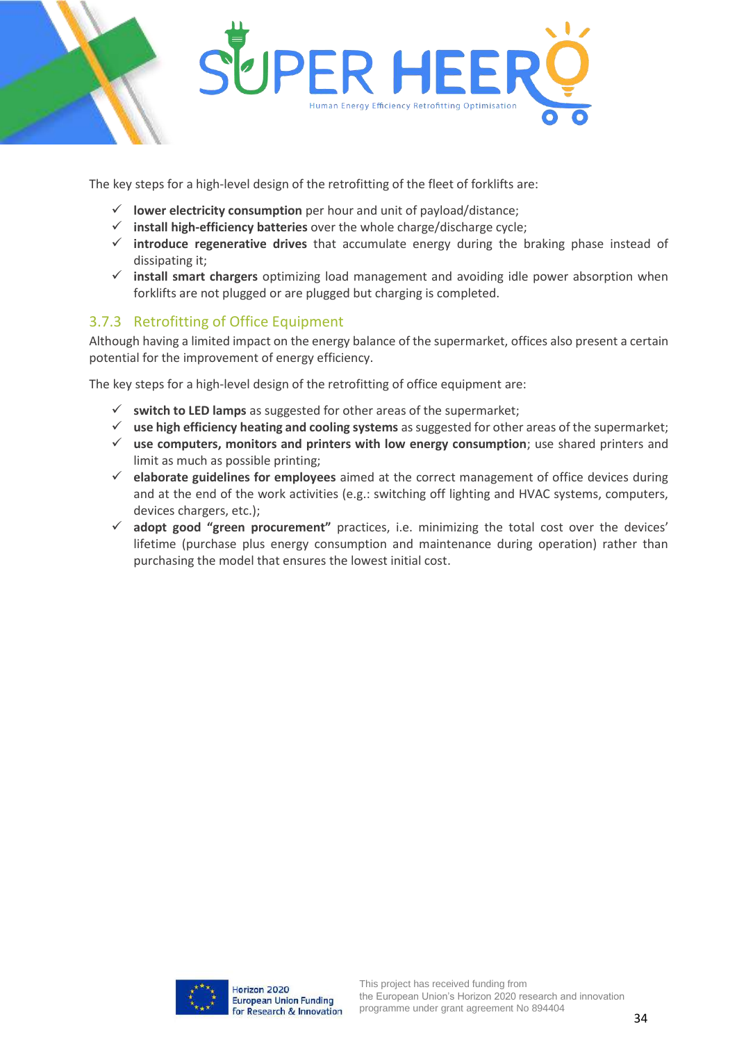The key steps for a high-level design of the retrofitting of the fleet of forklifts are:

- ✓ **lower electricity consumption** per hour and unit of payload/distance;
- ✓ **install high-efficiency batteries** over the whole charge/discharge cycle;
- ✓ **introduce regenerative drives** that accumulate energy during the braking phase instead of dissipating it;
- ✓ **install smart chargers** optimizing load management and avoiding idle power absorption when forklifts are not plugged or are plugged but charging is completed.

### 3.7.3 Retrofitting of Office Equipment

Although having a limited impact on the energy balance of the supermarket, offices also present a certain potential for the improvement of energy efficiency.

The key steps for a high-level design of the retrofitting of office equipment are:

- ✓ **switch to LED lamps** as suggested for other areas of the supermarket;
- ✓ **use high efficiency heating and cooling systems** as suggested for other areas of the supermarket;
- ✓ **use computers, monitors and printers with low energy consumption**; use shared printers and limit as much as possible printing;
- ✓ **elaborate guidelines for employees** aimed at the correct management of office devices during and at the end of the work activities (e.g.: switching off lighting and HVAC systems, computers, devices chargers, etc.);
- ✓ **adopt good "green procurement"** practices, i.e. minimizing the total cost over the devices' lifetime (purchase plus energy consumption and maintenance during operation) rather than purchasing the model that ensures the lowest initial cost.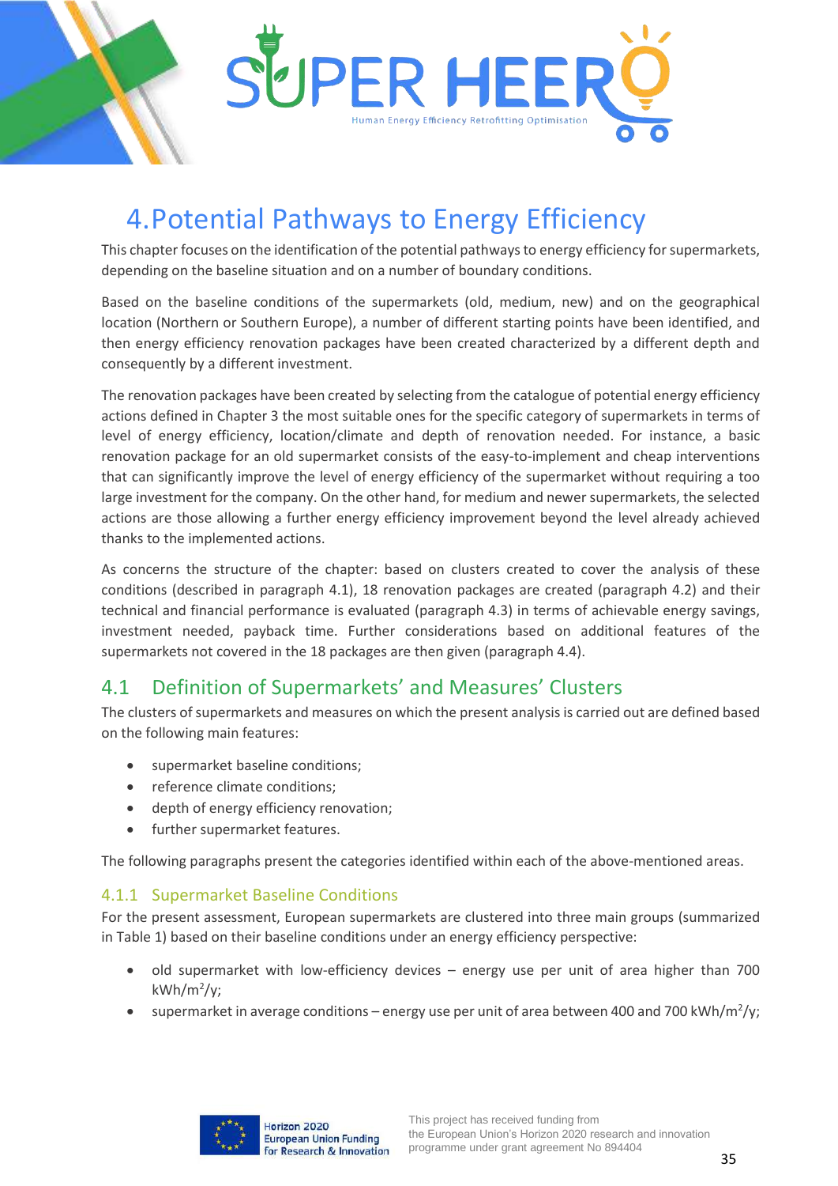# 4. Potential Pathways to Energy Efficiency

This chapter focuses on the identification of the potential pathways to energy efficiency for supermarkets, depending on the baseline situation and on a number of boundary conditions.

Based on the baseline conditions of the supermarkets (old, medium, new) and on the geographical location (Northern or Southern Europe), a number of different starting points have been identified, and then energy efficiency renovation packages have been created characterized by a different depth and consequently by a different investment.

The renovation packages have been created by selecting from the catalogue of potential energy efficiency actions defined in Chapter 3 the most suitable ones for the specific category of supermarkets in terms of level of energy efficiency, location/climate and depth of renovation needed. For instance, a basic renovation package for an old supermarket consists of the easy-to-implement and cheap interventions that can significantly improve the level of energy efficiency of the supermarket without requiring a too large investment for the company. On the other hand, for medium and newer supermarkets, the selected actions are those allowing a further energy efficiency improvement beyond the level already achieved thanks to the implemented actions.

As concerns the structure of the chapter: based on clusters created to cover the analysis of these conditions (described in paragraph 4.1), 18 renovation packages are created (paragraph 4.2) and their technical and financial performance is evaluated (paragraph 4.3) in terms of achievable energy savings, investment needed, payback time. Further considerations based on additional features of the supermarkets not covered in the 18 packages are then given (paragraph 4.4).

## 4.1 Definition of Supermarkets' and Measures' Clusters

The clusters of supermarkets and measures on which the present analysis is carried out are defined based on the following main features:

- supermarket baseline conditions;
- reference climate conditions;
- depth of energy efficiency renovation;
- further supermarket features.

The following paragraphs present the categories identified within each of the above-mentioned areas.

### 4.1.1 Supermarket Baseline Conditions

For the present assessment, European supermarkets are clustered into three main groups (summarized in Table 1) based on their baseline conditions under an energy efficiency perspective:

- old supermarket with low-efficiency devices – energy use per unit of area higher than 700 kWh/m$^2$/y;
- supermarket in average conditions – energy use per unit of area between 400 and 700 kWh/m$^2$/y;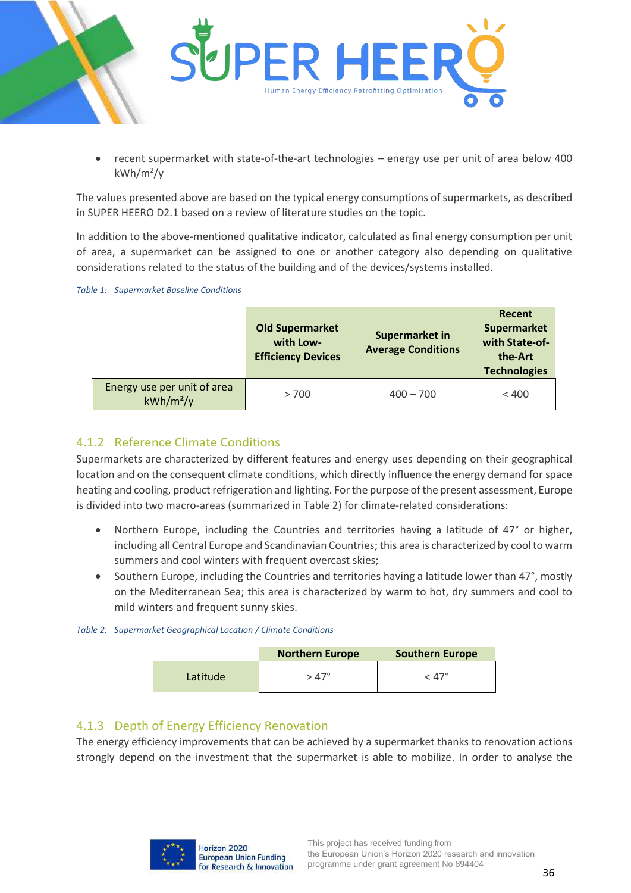- recent supermarket with state-of-the-art technologies – energy use per unit of area below 400 kWh/m$^2$/y

The values presented above are based on the typical energy consumptions of supermarkets, as described in SUPER HEERO D2.1 based on a review of literature studies on the topic.

In addition to the above-mentioned qualitative indicator, calculated as final energy consumption per unit of area, a supermarket can be assigned to one or another category also depending on qualitative considerations related to the status of the building and of the devices/systems installed.

*Table 1: Supermarket Baseline Conditions*

| | **Old Supermarket with Low-Efficiency Devices** | **Supermarket in Average Conditions** | **Recent Supermarket with State-of-the-Art Technologies** |
|---|---|---|---|
| Energy use per unit of area kWh/m$^2$/y | > 700 | 400 – 700 | < 400 |

### 4.1.2 Reference Climate Conditions

Supermarkets are characterized by different features and energy uses depending on their geographical location and on the consequent climate conditions, which directly influence the energy demand for space heating and cooling, product refrigeration and lighting. For the purpose of the present assessment, Europe is divided into two macro-areas (summarized in Table 2) for climate-related considerations:

- Northern Europe, including the Countries and territories having a latitude of 47° or higher, including all Central Europe and Scandinavian Countries; this area is characterized by cool to warm summers and cool winters with frequent overcast skies;
- Southern Europe, including the Countries and territories having a latitude lower than 47°, mostly on the Mediterranean Sea; this area is characterized by warm to hot, dry summers and cool to mild winters and frequent sunny skies.

*Table 2: Supermarket Geographical Location / Climate Conditions*

| | **Northern Europe** | **Southern Europe** |
|---|---|---|
| Latitude | > 47° | < 47° |

### 4.1.3 Depth of Energy Efficiency Renovation

The energy efficiency improvements that can be achieved by a supermarket thanks to renovation actions strongly depend on the investment that the supermarket is able to mobilize. In order to analyse the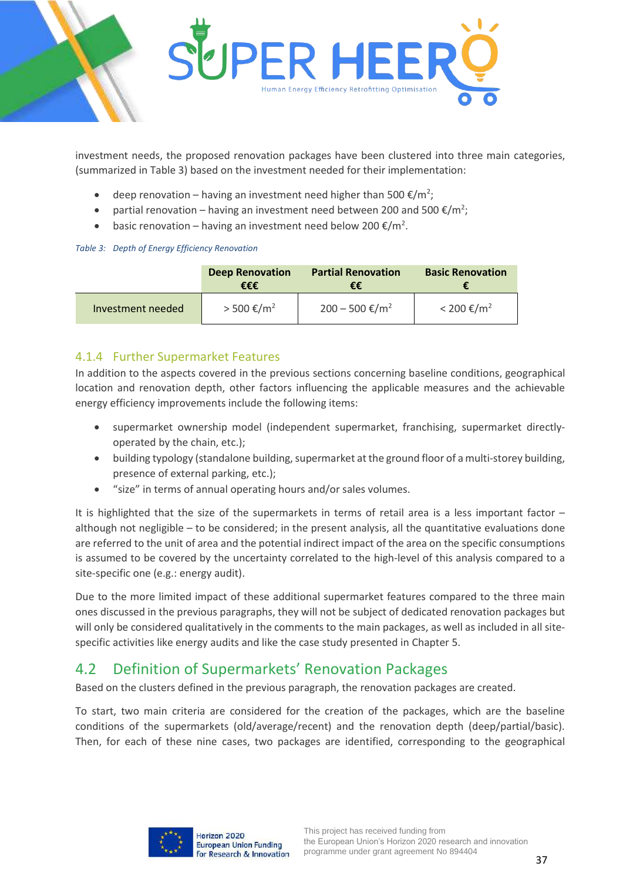investment needs, the proposed renovation packages have been clustered into three main categories, (summarized in Table 3) based on the investment needed for their implementation:

- deep renovation – having an investment need higher than 500 €/m$^2$;
- partial renovation – having an investment need between 200 and 500 €/m$^2$;
- basic renovation – having an investment need below 200 €/m$^2$.

*Table 3: Depth of Energy Efficiency Renovation*

| | Deep Renovation €€€ | Partial Renovation €€ | Basic Renovation € |
|---|---|---|---|
| Investment needed | > 500 €/m$^2$ | 200 – 500 €/m$^2$ | < 200 €/m$^2$ |

### 4.1.4 Further Supermarket Features

In addition to the aspects covered in the previous sections concerning baseline conditions, geographical location and renovation depth, other factors influencing the applicable measures and the achievable energy efficiency improvements include the following items:

- supermarket ownership model (independent supermarket, franchising, supermarket directly-operated by the chain, etc.);
- building typology (standalone building, supermarket at the ground floor of a multi-storey building, presence of external parking, etc.);
- "size" in terms of annual operating hours and/or sales volumes.

It is highlighted that the size of the supermarkets in terms of retail area is a less important factor – although not negligible – to be considered; in the present analysis, all the quantitative evaluations done are referred to the unit of area and the potential indirect impact of the area on the specific consumptions is assumed to be covered by the uncertainty correlated to the high-level of this analysis compared to a site-specific one (e.g.: energy audit).

Due to the more limited impact of these additional supermarket features compared to the three main ones discussed in the previous paragraphs, they will not be subject of dedicated renovation packages but will only be considered qualitatively in the comments to the main packages, as well as included in all site-specific activities like energy audits and like the case study presented in Chapter 5.

## 4.2 Definition of Supermarkets' Renovation Packages

Based on the clusters defined in the previous paragraph, the renovation packages are created.

To start, two main criteria are considered for the creation of the packages, which are the baseline conditions of the supermarkets (old/average/recent) and the renovation depth (deep/partial/basic). Then, for each of these nine cases, two packages are identified, corresponding to the geographical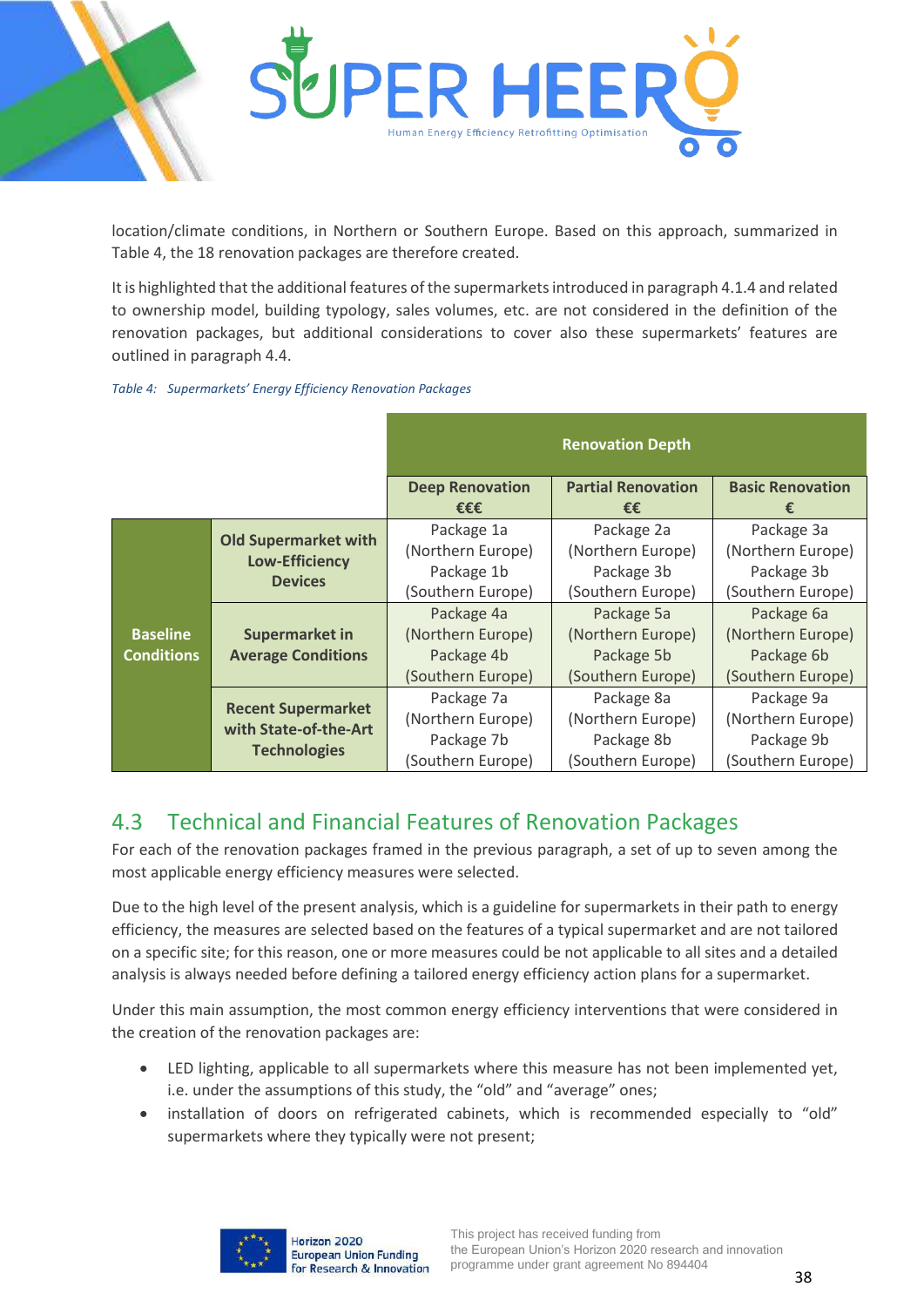location/climate conditions, in Northern or Southern Europe. Based on this approach, summarized in Table 4, the 18 renovation packages are therefore created.

It is highlighted that the additional features of the supermarkets introduced in paragraph 4.1.4 and related to ownership model, building typology, sales volumes, etc. are not considered in the definition of the renovation packages, but additional considerations to cover also these supermarkets' features are outlined in paragraph 4.4.

*Table 4: Supermarkets' Energy Efficiency Renovation Packages*

| | | Renovation Depth | | |
|---|---|---|---|---|
| | | **Deep Renovation €€€** | **Partial Renovation €€** | **Basic Renovation €** |
| **Baseline Conditions** | **Old Supermarket with Low-Efficiency Devices** | Package 1a (Northern Europe) Package 1b (Southern Europe) | Package 2a (Northern Europe) Package 3b (Southern Europe) | Package 3a (Northern Europe) Package 3b (Southern Europe) |
| | **Supermarket in Average Conditions** | Package 4a (Northern Europe) Package 4b (Southern Europe) | Package 5a (Northern Europe) Package 5b (Southern Europe) | Package 6a (Northern Europe) Package 6b (Southern Europe) |
| | **Recent Supermarket with State-of-the-Art Technologies** | Package 7a (Northern Europe) Package 7b (Southern Europe) | Package 8a (Northern Europe) Package 8b (Southern Europe) | Package 9a (Northern Europe) Package 9b (Southern Europe) |

## 4.3 Technical and Financial Features of Renovation Packages

For each of the renovation packages framed in the previous paragraph, a set of up to seven among the most applicable energy efficiency measures were selected.

Due to the high level of the present analysis, which is a guideline for supermarkets in their path to energy efficiency, the measures are selected based on the features of a typical supermarket and are not tailored on a specific site; for this reason, one or more measures could be not applicable to all sites and a detailed analysis is always needed before defining a tailored energy efficiency action plans for a supermarket.

Under this main assumption, the most common energy efficiency interventions that were considered in the creation of the renovation packages are:

- LED lighting, applicable to all supermarkets where this measure has not been implemented yet, i.e. under the assumptions of this study, the "old" and "average" ones;
- installation of doors on refrigerated cabinets, which is recommended especially to "old" supermarkets where they typically were not present;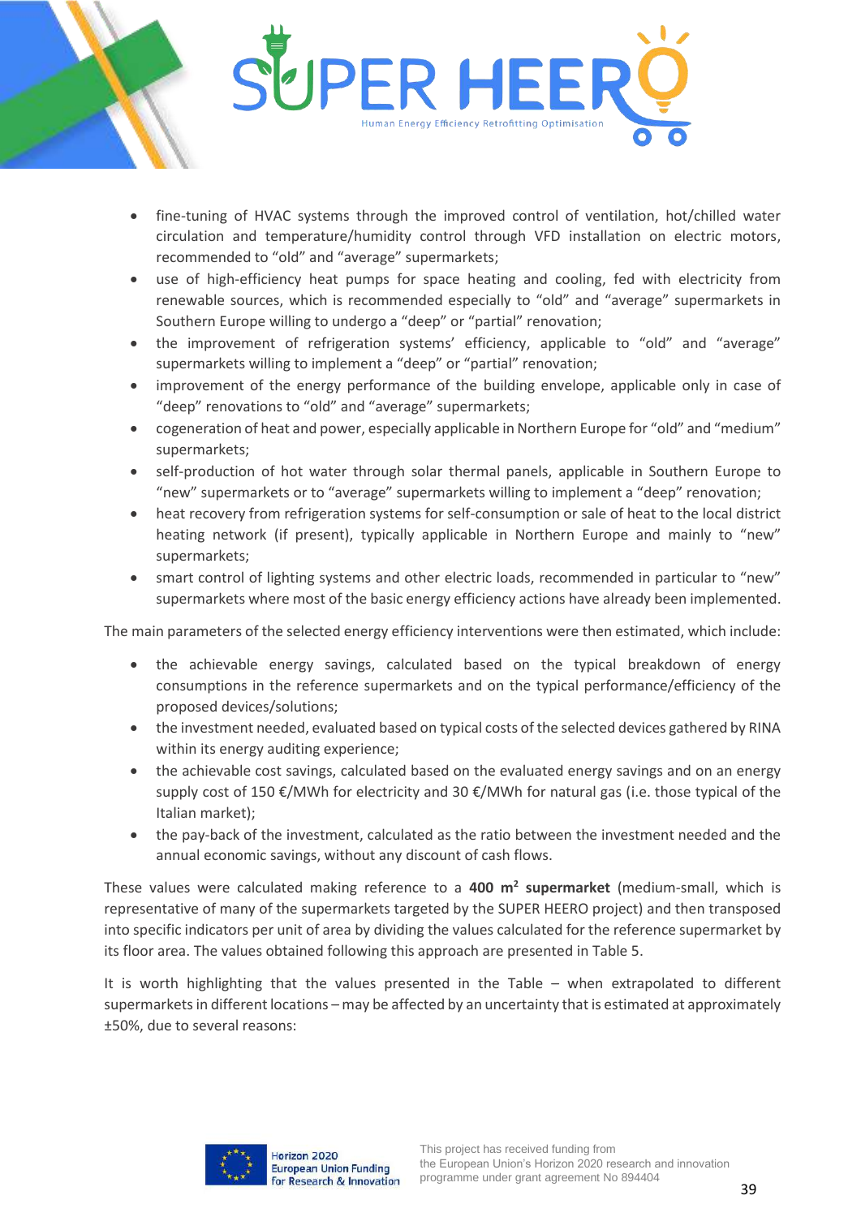- fine-tuning of HVAC systems through the improved control of ventilation, hot/chilled water circulation and temperature/humidity control through VFD installation on electric motors, recommended to "old" and "average" supermarkets;
- use of high-efficiency heat pumps for space heating and cooling, fed with electricity from renewable sources, which is recommended especially to "old" and "average" supermarkets in Southern Europe willing to undergo a "deep" or "partial" renovation;
- the improvement of refrigeration systems' efficiency, applicable to "old" and "average" supermarkets willing to implement a "deep" or "partial" renovation;
- improvement of the energy performance of the building envelope, applicable only in case of "deep" renovations to "old" and "average" supermarkets;
- cogeneration of heat and power, especially applicable in Northern Europe for "old" and "medium" supermarkets;
- self-production of hot water through solar thermal panels, applicable in Southern Europe to "new" supermarkets or to "average" supermarkets willing to implement a "deep" renovation;
- heat recovery from refrigeration systems for self-consumption or sale of heat to the local district heating network (if present), typically applicable in Northern Europe and mainly to "new" supermarkets;
- smart control of lighting systems and other electric loads, recommended in particular to "new" supermarkets where most of the basic energy efficiency actions have already been implemented.

The main parameters of the selected energy efficiency interventions were then estimated, which include:

- the achievable energy savings, calculated based on the typical breakdown of energy consumptions in the reference supermarkets and on the typical performance/efficiency of the proposed devices/solutions;
- the investment needed, evaluated based on typical costs of the selected devices gathered by RINA within its energy auditing experience;
- the achievable cost savings, calculated based on the evaluated energy savings and on an energy supply cost of 150 €/MWh for electricity and 30 €/MWh for natural gas (i.e. those typical of the Italian market);
- the pay-back of the investment, calculated as the ratio between the investment needed and the annual economic savings, without any discount of cash flows.

These values were calculated making reference to a **400 m² supermarket** (medium-small, which is representative of many of the supermarkets targeted by the SUPER HEERO project) and then transposed into specific indicators per unit of area by dividing the values calculated for the reference supermarket by its floor area. The values obtained following this approach are presented in Table 5.

It is worth highlighting that the values presented in the Table – when extrapolated to different supermarkets in different locations – may be affected by an uncertainty that is estimated at approximately ±50%, due to several reasons: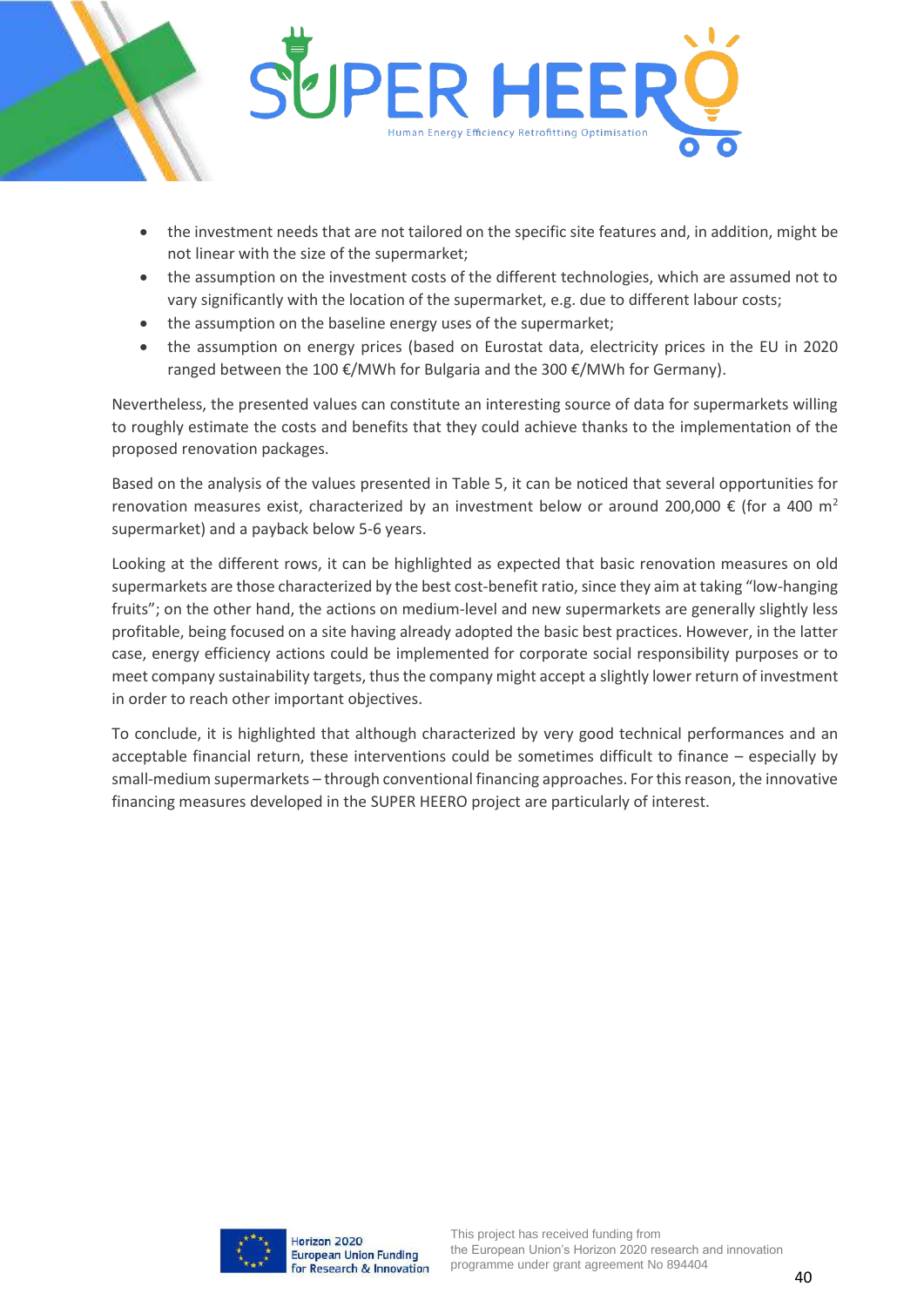- the investment needs that are not tailored on the specific site features and, in addition, might be not linear with the size of the supermarket;
- the assumption on the investment costs of the different technologies, which are assumed not to vary significantly with the location of the supermarket, e.g. due to different labour costs;
- the assumption on the baseline energy uses of the supermarket;
- the assumption on energy prices (based on Eurostat data, electricity prices in the EU in 2020 ranged between the 100 €/MWh for Bulgaria and the 300 €/MWh for Germany).

Nevertheless, the presented values can constitute an interesting source of data for supermarkets willing to roughly estimate the costs and benefits that they could achieve thanks to the implementation of the proposed renovation packages.

Based on the analysis of the values presented in Table 5, it can be noticed that several opportunities for renovation measures exist, characterized by an investment below or around 200,000 € (for a 400 $m^2$ supermarket) and a payback below 5-6 years.

Looking at the different rows, it can be highlighted as expected that basic renovation measures on old supermarkets are those characterized by the best cost-benefit ratio, since they aim at taking "low-hanging fruits"; on the other hand, the actions on medium-level and new supermarkets are generally slightly less profitable, being focused on a site having already adopted the basic best practices. However, in the latter case, energy efficiency actions could be implemented for corporate social responsibility purposes or to meet company sustainability targets, thus the company might accept a slightly lower return of investment in order to reach other important objectives.

To conclude, it is highlighted that although characterized by very good technical performances and an acceptable financial return, these interventions could be sometimes difficult to finance – especially by small-medium supermarkets – through conventional financing approaches. For this reason, the innovative financing measures developed in the SUPER HEERO project are particularly of interest.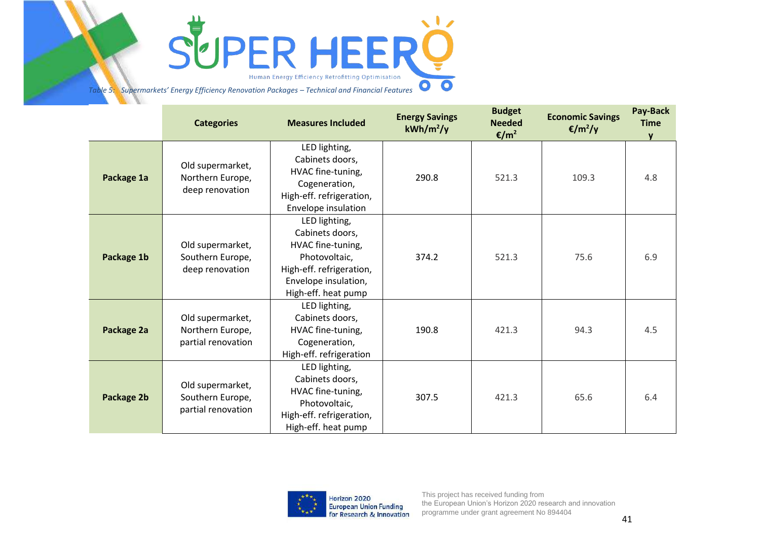*Table 5: Supermarkets' Energy Efficiency Renovation Packages – Technical and Financial Features*

| | Categories | Measures Included | Energy Savings kWh/m²/y | Budget Needed €/m² | Economic Savings €/m²/y | Pay-Back Time y |
|---|---|---|---|---|---|---|
| **Package 1a** | Old supermarket, Northern Europe, deep renovation | LED lighting, Cabinets doors, HVAC fine-tuning, Cogeneration, High-eff. refrigeration, Envelope insulation | 290.8 | 521.3 | 109.3 | 4.8 |
| **Package 1b** | Old supermarket, Southern Europe, deep renovation | LED lighting, Cabinets doors, HVAC fine-tuning, Photovoltaic, High-eff. refrigeration, Envelope insulation, High-eff. heat pump | 374.2 | 521.3 | 75.6 | 6.9 |
| **Package 2a** | Old supermarket, Northern Europe, partial renovation | LED lighting, Cabinets doors, HVAC fine-tuning, Cogeneration, High-eff. refrigeration | 190.8 | 421.3 | 94.3 | 4.5 |
| **Package 2b** | Old supermarket, Southern Europe, partial renovation | LED lighting, Cabinets doors, HVAC fine-tuning, Photovoltaic, High-eff. refrigeration, High-eff. heat pump | 307.5 | 421.3 | 65.6 | 6.4 |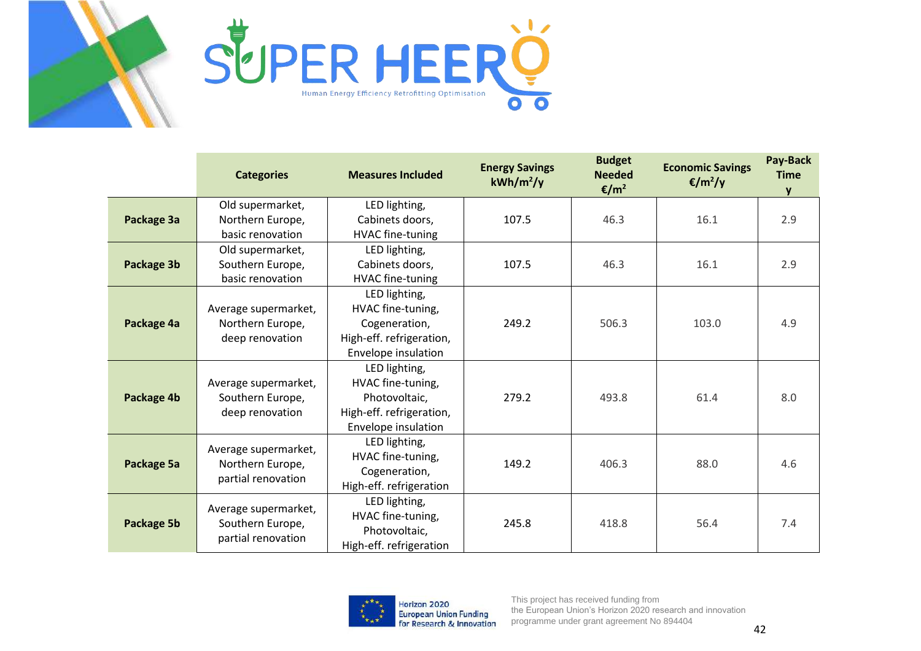| | Categories | Measures Included | Energy Savings kWh/m²/y | Budget Needed €/m² | Economic Savings €/m²/y | Pay-Back Time y |
|---|---|---|---|---|---|---|
| **Package 3a** | Old supermarket, Northern Europe, basic renovation | LED lighting, Cabinets doors, HVAC fine-tuning | 107.5 | 46.3 | 16.1 | 2.9 |
| **Package 3b** | Old supermarket, Southern Europe, basic renovation | LED lighting, Cabinets doors, HVAC fine-tuning | 107.5 | 46.3 | 16.1 | 2.9 |
| **Package 4a** | Average supermarket, Northern Europe, deep renovation | LED lighting, HVAC fine-tuning, Cogeneration, High-eff. refrigeration, Envelope insulation | 249.2 | 506.3 | 103.0 | 4.9 |
| **Package 4b** | Average supermarket, Southern Europe, deep renovation | LED lighting, HVAC fine-tuning, Photovoltaic, High-eff. refrigeration, Envelope insulation | 279.2 | 493.8 | 61.4 | 8.0 |
| **Package 5a** | Average supermarket, Northern Europe, partial renovation | LED lighting, HVAC fine-tuning, Cogeneration, High-eff. refrigeration | 149.2 | 406.3 | 88.0 | 4.6 |
| **Package 5b** | Average supermarket, Southern Europe, partial renovation | LED lighting, HVAC fine-tuning, Photovoltaic, High-eff. refrigeration | 245.8 | 418.8 | 56.4 | 7.4 |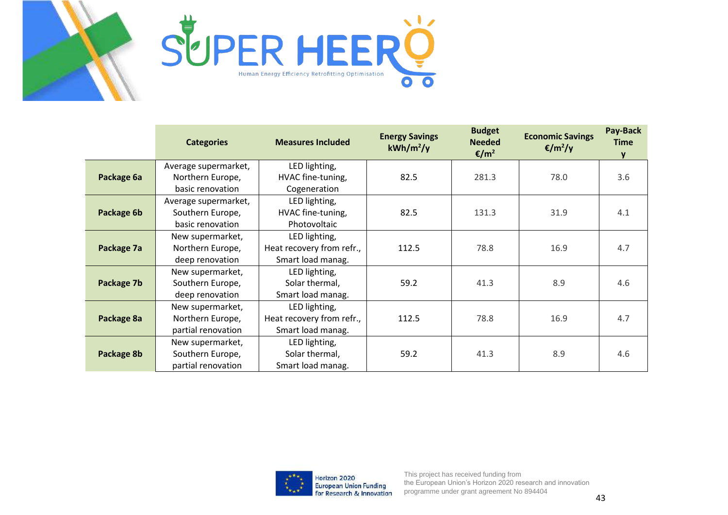| | Categories | Measures Included | Energy Savings kWh/m²/y | Budget Needed €/m² | Economic Savings €/m²/y | Pay-Back Time y |
|---|---|---|---|---|---|---|
| **Package 6a** | Average supermarket, Northern Europe, basic renovation | LED lighting, HVAC fine-tuning, Cogeneration | 82.5 | 281.3 | 78.0 | 3.6 |
| **Package 6b** | Average supermarket, Southern Europe, basic renovation | LED lighting, HVAC fine-tuning, Photovoltaic | 82.5 | 131.3 | 31.9 | 4.1 |
| **Package 7a** | New supermarket, Northern Europe, deep renovation | LED lighting, Heat recovery from refr., Smart load manag. | 112.5 | 78.8 | 16.9 | 4.7 |
| **Package 7b** | New supermarket, Southern Europe, deep renovation | LED lighting, Solar thermal, Smart load manag. | 59.2 | 41.3 | 8.9 | 4.6 |
| **Package 8a** | New supermarket, Northern Europe, partial renovation | LED lighting, Heat recovery from refr., Smart load manag. | 112.5 | 78.8 | 16.9 | 4.7 |
| **Package 8b** | New supermarket, Southern Europe, partial renovation | LED lighting, Solar thermal, Smart load manag. | 59.2 | 41.3 | 8.9 | 4.6 |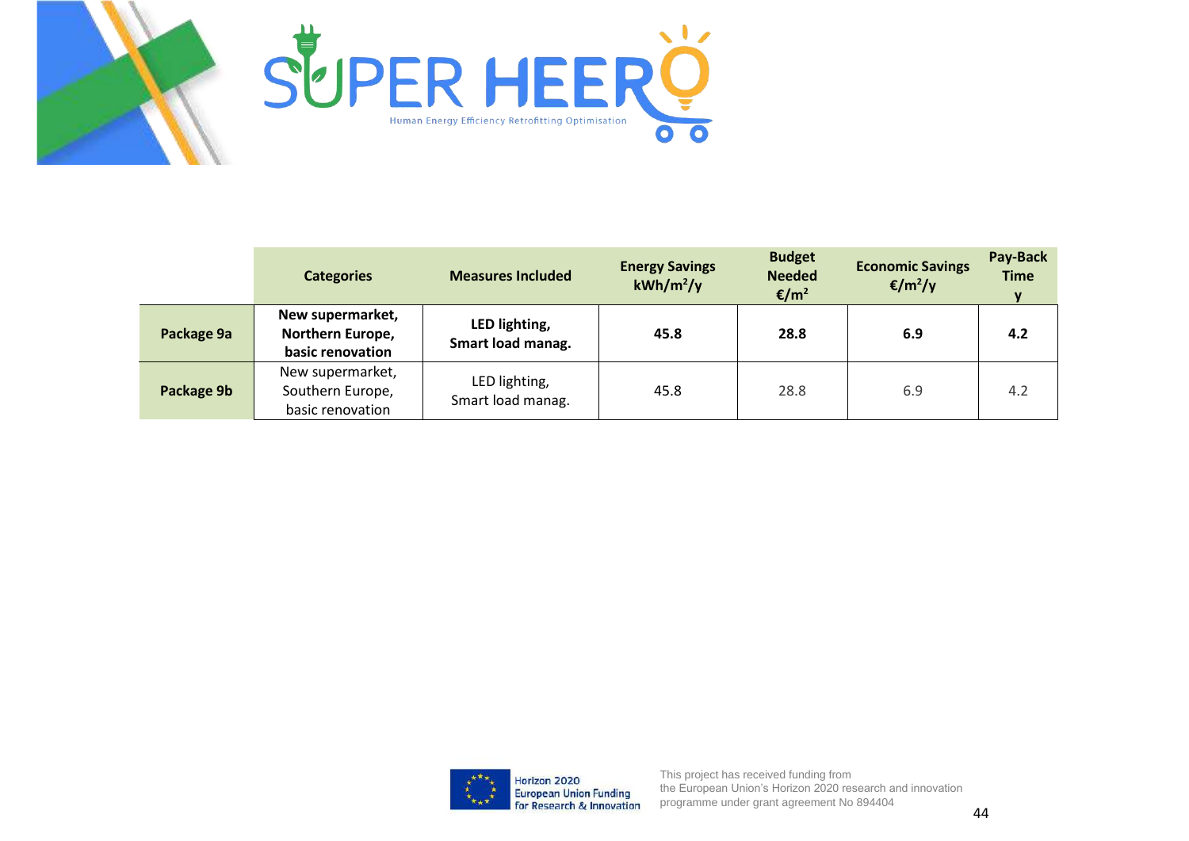| | Categories | Measures Included | Energy Savings kWh/m²/y | Budget Needed €/m² | Economic Savings €/m²/y | Pay-Back Time y |
|---|---|---|---|---|---|---|
| **Package 9a** | **New supermarket, Northern Europe, basic renovation** | **LED lighting, Smart load manag.** | **45.8** | **28.8** | **6.9** | **4.2** |
| **Package 9b** | New supermarket, Southern Europe, basic renovation | LED lighting, Smart load manag. | 45.8 | 28.8 | 6.9 | 4.2 |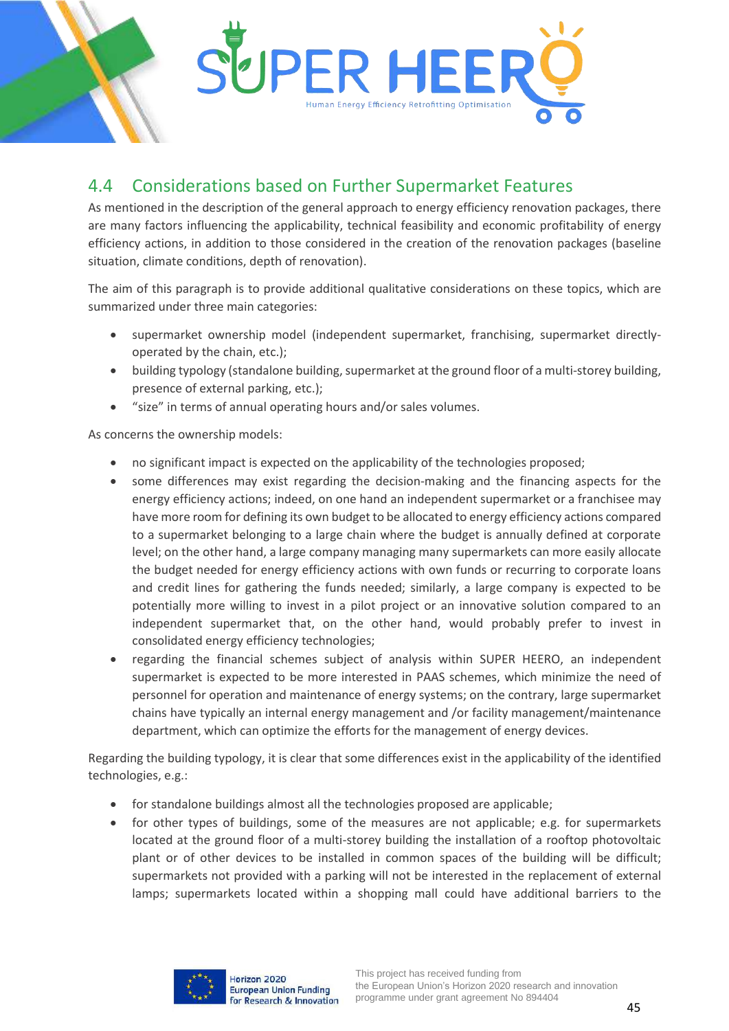## 4.4 Considerations based on Further Supermarket Features

As mentioned in the description of the general approach to energy efficiency renovation packages, there are many factors influencing the applicability, technical feasibility and economic profitability of energy efficiency actions, in addition to those considered in the creation of the renovation packages (baseline situation, climate conditions, depth of renovation).

The aim of this paragraph is to provide additional qualitative considerations on these topics, which are summarized under three main categories:

- supermarket ownership model (independent supermarket, franchising, supermarket directly-operated by the chain, etc.);
- building typology (standalone building, supermarket at the ground floor of a multi-storey building, presence of external parking, etc.);
- "size" in terms of annual operating hours and/or sales volumes.

As concerns the ownership models:

- no significant impact is expected on the applicability of the technologies proposed;
- some differences may exist regarding the decision-making and the financing aspects for the energy efficiency actions; indeed, on one hand an independent supermarket or a franchisee may have more room for defining its own budget to be allocated to energy efficiency actions compared to a supermarket belonging to a large chain where the budget is annually defined at corporate level; on the other hand, a large company managing many supermarkets can more easily allocate the budget needed for energy efficiency actions with own funds or recurring to corporate loans and credit lines for gathering the funds needed; similarly, a large company is expected to be potentially more willing to invest in a pilot project or an innovative solution compared to an independent supermarket that, on the other hand, would probably prefer to invest in consolidated energy efficiency technologies;
- regarding the financial schemes subject of analysis within SUPER HEERO, an independent supermarket is expected to be more interested in PAAS schemes, which minimize the need of personnel for operation and maintenance of energy systems; on the contrary, large supermarket chains have typically an internal energy management and /or facility management/maintenance department, which can optimize the efforts for the management of energy devices.

Regarding the building typology, it is clear that some differences exist in the applicability of the identified technologies, e.g.:

- for standalone buildings almost all the technologies proposed are applicable;
- for other types of buildings, some of the measures are not applicable; e.g. for supermarkets located at the ground floor of a multi-storey building the installation of a rooftop photovoltaic plant or of other devices to be installed in common spaces of the building will be difficult; supermarkets not provided with a parking will not be interested in the replacement of external lamps; supermarkets located within a shopping mall could have additional barriers to the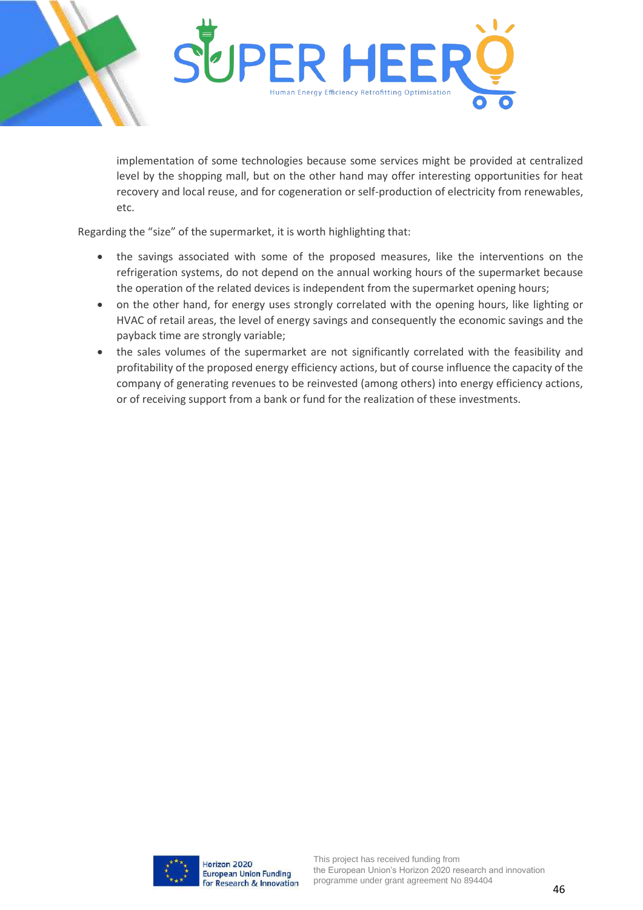implementation of some technologies because some services might be provided at centralized level by the shopping mall, but on the other hand may offer interesting opportunities for heat recovery and local reuse, and for cogeneration or self-production of electricity from renewables, etc.

Regarding the "size" of the supermarket, it is worth highlighting that:

- the savings associated with some of the proposed measures, like the interventions on the refrigeration systems, do not depend on the annual working hours of the supermarket because the operation of the related devices is independent from the supermarket opening hours;
- on the other hand, for energy uses strongly correlated with the opening hours, like lighting or HVAC of retail areas, the level of energy savings and consequently the economic savings and the payback time are strongly variable;
- the sales volumes of the supermarket are not significantly correlated with the feasibility and profitability of the proposed energy efficiency actions, but of course influence the capacity of the company of generating revenues to be reinvested (among others) into energy efficiency actions, or of receiving support from a bank or fund for the realization of these investments.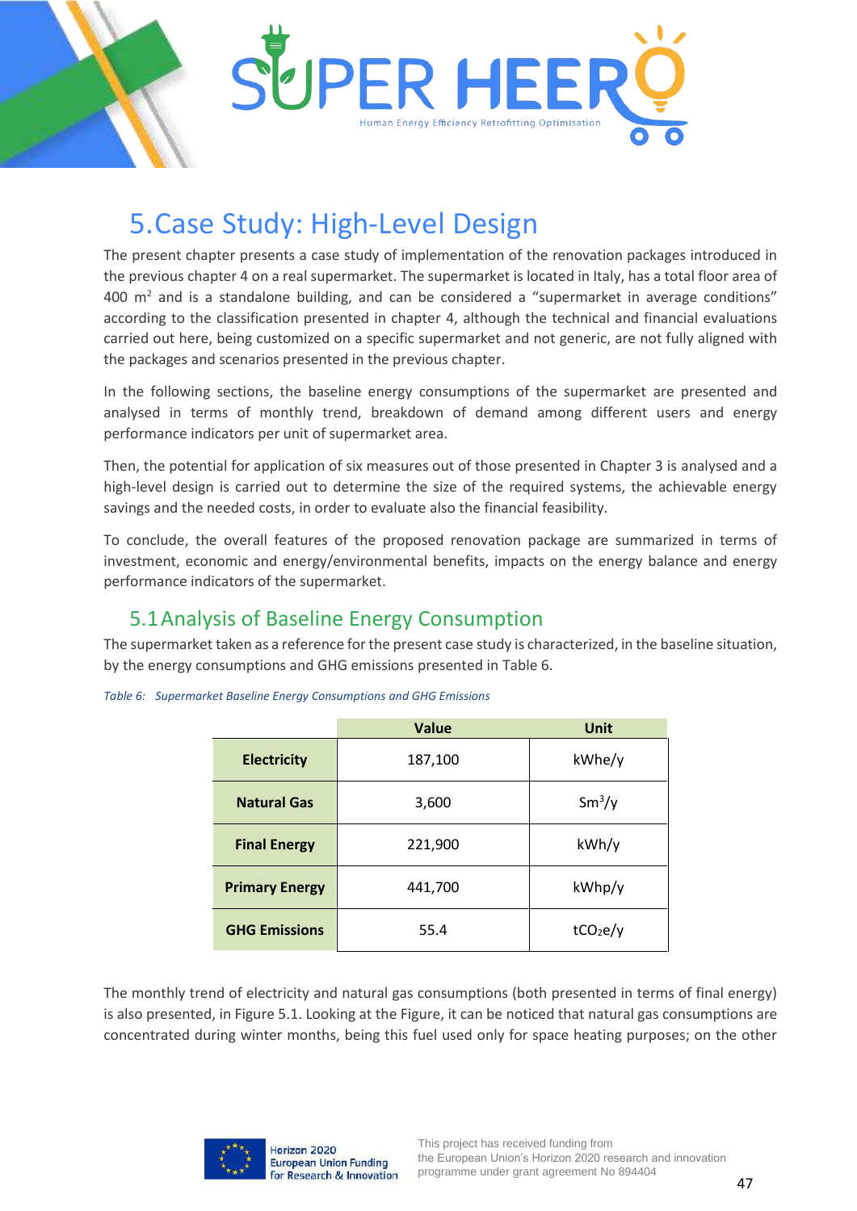# 5. Case Study: High-Level Design

The present chapter presents a case study of implementation of the renovation packages introduced in the previous chapter 4 on a real supermarket. The supermarket is located in Italy, has a total floor area of 400 $m^2$ and is a standalone building, and can be considered a "supermarket in average conditions" according to the classification presented in chapter 4, although the technical and financial evaluations carried out here, being customized on a specific supermarket and not generic, are not fully aligned with the packages and scenarios presented in the previous chapter.

In the following sections, the baseline energy consumptions of the supermarket are presented and analysed in terms of monthly trend, breakdown of demand among different users and energy performance indicators per unit of supermarket area.

Then, the potential for application of six measures out of those presented in Chapter 3 is analysed and a high-level design is carried out to determine the size of the required systems, the achievable energy savings and the needed costs, in order to evaluate also the financial feasibility.

To conclude, the overall features of the proposed renovation package are summarized in terms of investment, economic and energy/environmental benefits, impacts on the energy balance and energy performance indicators of the supermarket.

## 5.1 Analysis of Baseline Energy Consumption

The supermarket taken as a reference for the present case study is characterized, in the baseline situation, by the energy consumptions and GHG emissions presented in Table 6.

*Table 6: Supermarket Baseline Energy Consumptions and GHG Emissions*

| | Value | Unit |
|---|---|---|
| **Electricity** | 187,100 | kWhe/y |
| **Natural Gas** | 3,600 | $Sm^3$/y |
| **Final Energy** | 221,900 | kWh/y |
| **Primary Energy** | 441,700 | kWhp/y |
| **GHG Emissions** | 55.4 | $tCO_2e$/y |

The monthly trend of electricity and natural gas consumptions (both presented in terms of final energy) is also presented, in Figure 5.1. Looking at the Figure, it can be noticed that natural gas consumptions are concentrated during winter months, being this fuel used only for space heating purposes; on the other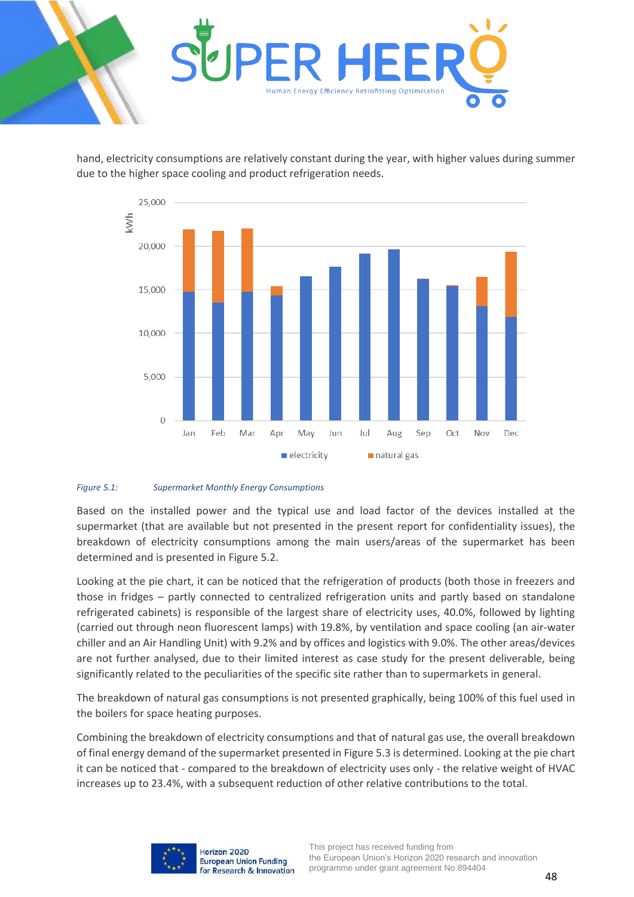hand, electricity consumptions are relatively constant during the year, with higher values during summer due to the higher space cooling and product refrigeration needs.

kWh
25,000
20,000
15,000
10,000
5,000
0
Jan Feb Mar Apr May Jun Jul Aug Sep Oct Nov Dec
electricity natural gas

*Figure 5.1: Supermarket Monthly Energy Consumptions*

Based on the installed power and the typical use and load factor of the devices installed at the supermarket (that are available but not presented in the present report for confidentiality issues), the breakdown of electricity consumptions among the main users/areas of the supermarket has been determined and is presented in Figure 5.2.

Looking at the pie chart, it can be noticed that the refrigeration of products (both those in freezers and those in fridges – partly connected to centralized refrigeration units and partly based on standalone refrigerated cabinets) is responsible of the largest share of electricity uses, 40.0%, followed by lighting (carried out through neon fluorescent lamps) with 19.8%, by ventilation and space cooling (an air-water chiller and an Air Handling Unit) with 9.2% and by offices and logistics with 9.0%. The other areas/devices are not further analysed, due to their limited interest as case study for the present deliverable, being significantly related to the peculiarities of the specific site rather than to supermarkets in general.

The breakdown of natural gas consumptions is not presented graphically, being 100% of this fuel used in the boilers for space heating purposes.

Combining the breakdown of electricity consumptions and that of natural gas use, the overall breakdown of final energy demand of the supermarket presented in Figure 5.3 is determined. Looking at the pie chart it can be noticed that - compared to the breakdown of electricity uses only - the relative weight of HVAC increases up to 23.4%, with a subsequent reduction of other relative contributions to the total.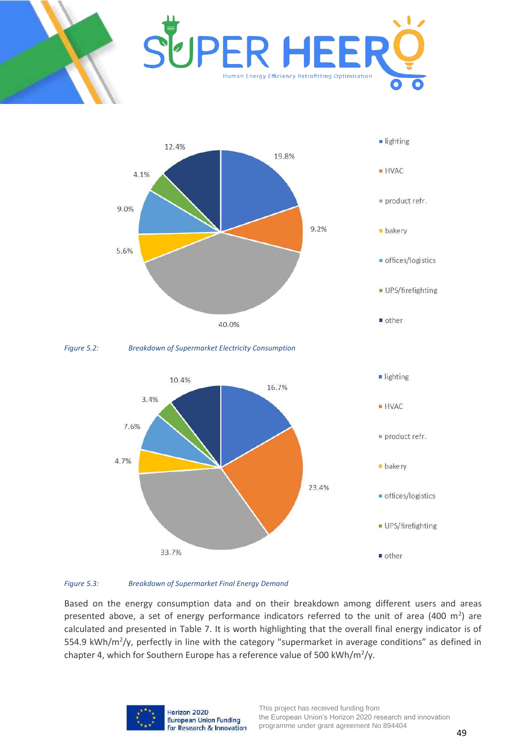12.4%
19.8%
4.1%
9.0%
9.2%
5.6%
40.0%

- lighting
- HVAC
- product refr.
- bakery
- offices/logistics
- UPS/firefighting
- other

*Figure 5.2: Breakdown of Supermarket Electricity Consumption*

10.4%
16.7%
3.4%
7.6%
4.7%
23.4%
33.7%

- lighting
- HVAC
- product refr.
- bakery
- offices/logistics
- UPS/firefighting
- other

*Figure 5.3: Breakdown of Supermarket Final Energy Demand*

Based on the energy consumption data and on their breakdown among different users and areas presented above, a set of energy performance indicators referred to the unit of area (400 $m^2$) are calculated and presented in Table 7. It is worth highlighting that the overall final energy indicator is of 554.9 $kWh/m^2/y$, perfectly in line with the category "supermarket in average conditions" as defined in chapter 4, which for Southern Europe has a reference value of 500 $kWh/m^2/y$.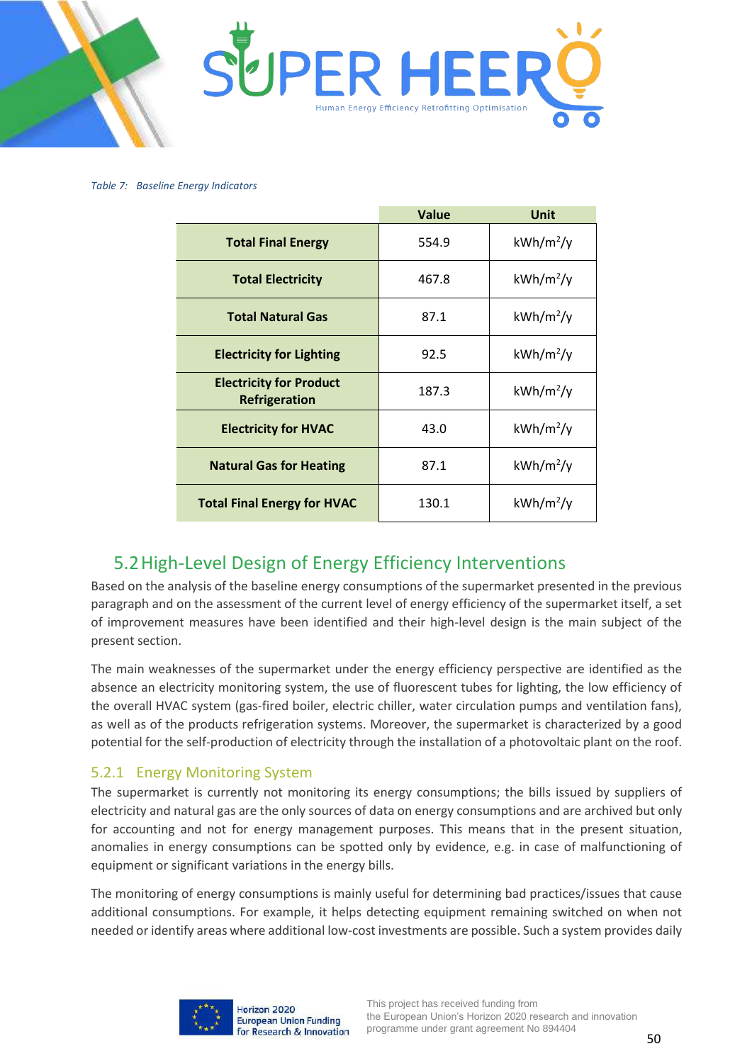*Table 7: Baseline Energy Indicators*

| | Value | Unit |
|---|---|---|
| **Total Final Energy** | 554.9 | $kWh/m^2/y$ |
| **Total Electricity** | 467.8 | $kWh/m^2/y$ |
| **Total Natural Gas** | 87.1 | $kWh/m^2/y$ |
| **Electricity for Lighting** | 92.5 | $kWh/m^2/y$ |
| **Electricity for Product Refrigeration** | 187.3 | $kWh/m^2/y$ |
| **Electricity for HVAC** | 43.0 | $kWh/m^2/y$ |
| **Natural Gas for Heating** | 87.1 | $kWh/m^2/y$ |
| **Total Final Energy for HVAC** | 130.1 | $kWh/m^2/y$ |

## 5.2 High-Level Design of Energy Efficiency Interventions

Based on the analysis of the baseline energy consumptions of the supermarket presented in the previous paragraph and on the assessment of the current level of energy efficiency of the supermarket itself, a set of improvement measures have been identified and their high-level design is the main subject of the present section.

The main weaknesses of the supermarket under the energy efficiency perspective are identified as the absence an electricity monitoring system, the use of fluorescent tubes for lighting, the low efficiency of the overall HVAC system (gas-fired boiler, electric chiller, water circulation pumps and ventilation fans), as well as of the products refrigeration systems. Moreover, the supermarket is characterized by a good potential for the self-production of electricity through the installation of a photovoltaic plant on the roof.

### 5.2.1 Energy Monitoring System

The supermarket is currently not monitoring its energy consumptions; the bills issued by suppliers of electricity and natural gas are the only sources of data on energy consumptions and are archived but only for accounting and not for energy management purposes. This means that in the present situation, anomalies in energy consumptions can be spotted only by evidence, e.g. in case of malfunctioning of equipment or significant variations in the energy bills.

The monitoring of energy consumptions is mainly useful for determining bad practices/issues that cause additional consumptions. For example, it helps detecting equipment remaining switched on when not needed or identify areas where additional low-cost investments are possible. Such a system provides daily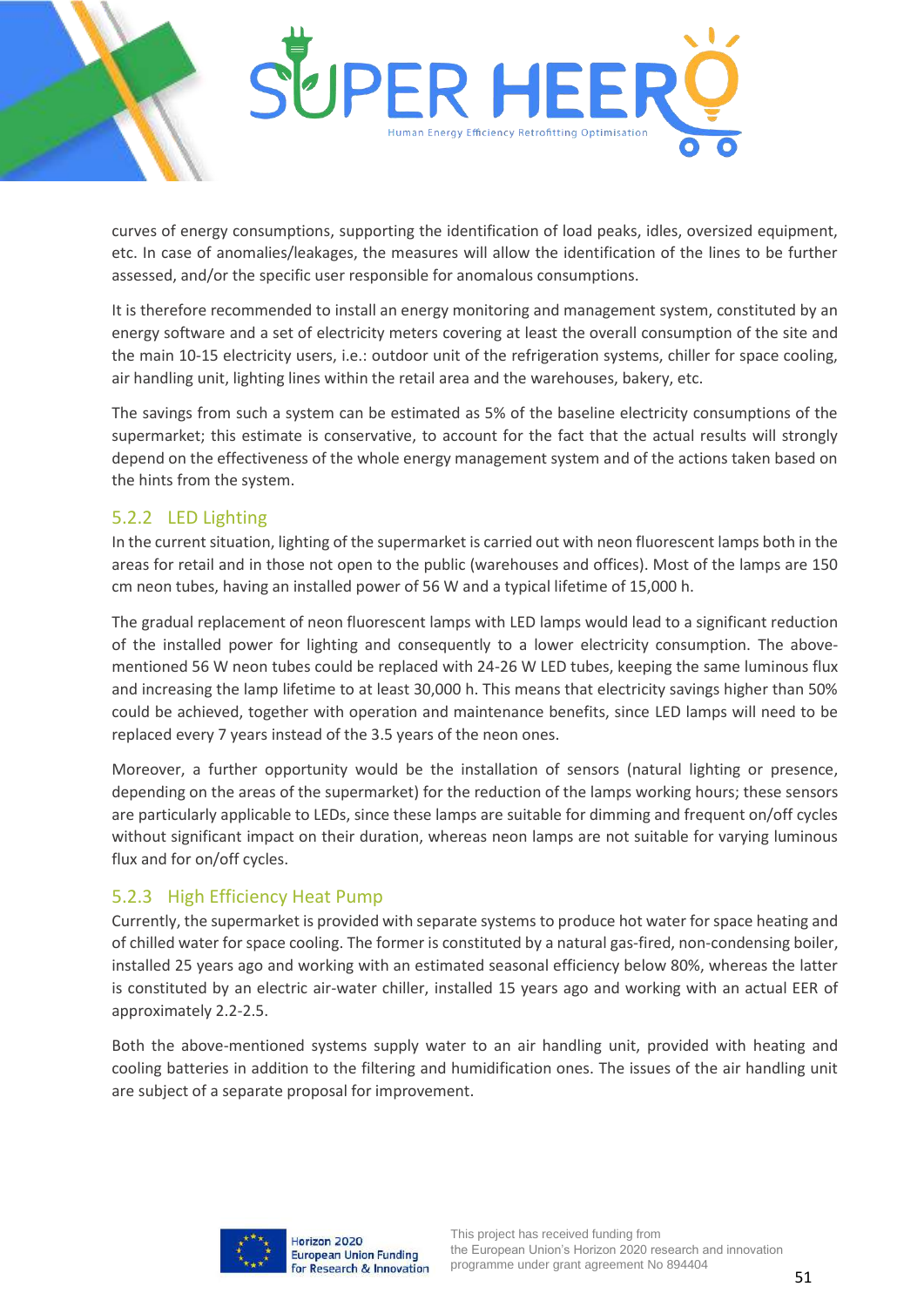curves of energy consumptions, supporting the identification of load peaks, idles, oversized equipment, etc. In case of anomalies/leakages, the measures will allow the identification of the lines to be further assessed, and/or the specific user responsible for anomalous consumptions.

It is therefore recommended to install an energy monitoring and management system, constituted by an energy software and a set of electricity meters covering at least the overall consumption of the site and the main 10-15 electricity users, i.e.: outdoor unit of the refrigeration systems, chiller for space cooling, air handling unit, lighting lines within the retail area and the warehouses, bakery, etc.

The savings from such a system can be estimated as 5% of the baseline electricity consumptions of the supermarket; this estimate is conservative, to account for the fact that the actual results will strongly depend on the effectiveness of the whole energy management system and of the actions taken based on the hints from the system.

### 5.2.2 LED Lighting

In the current situation, lighting of the supermarket is carried out with neon fluorescent lamps both in the areas for retail and in those not open to the public (warehouses and offices). Most of the lamps are 150 cm neon tubes, having an installed power of 56 W and a typical lifetime of 15,000 h.

The gradual replacement of neon fluorescent lamps with LED lamps would lead to a significant reduction of the installed power for lighting and consequently to a lower electricity consumption. The above-mentioned 56 W neon tubes could be replaced with 24-26 W LED tubes, keeping the same luminous flux and increasing the lamp lifetime to at least 30,000 h. This means that electricity savings higher than 50% could be achieved, together with operation and maintenance benefits, since LED lamps will need to be replaced every 7 years instead of the 3.5 years of the neon ones.

Moreover, a further opportunity would be the installation of sensors (natural lighting or presence, depending on the areas of the supermarket) for the reduction of the lamps working hours; these sensors are particularly applicable to LEDs, since these lamps are suitable for dimming and frequent on/off cycles without significant impact on their duration, whereas neon lamps are not suitable for varying luminous flux and for on/off cycles.

### 5.2.3 High Efficiency Heat Pump

Currently, the supermarket is provided with separate systems to produce hot water for space heating and of chilled water for space cooling. The former is constituted by a natural gas-fired, non-condensing boiler, installed 25 years ago and working with an estimated seasonal efficiency below 80%, whereas the latter is constituted by an electric air-water chiller, installed 15 years ago and working with an actual EER of approximately 2.2-2.5.

Both the above-mentioned systems supply water to an air handling unit, provided with heating and cooling batteries in addition to the filtering and humidification ones. The issues of the air handling unit are subject of a separate proposal for improvement.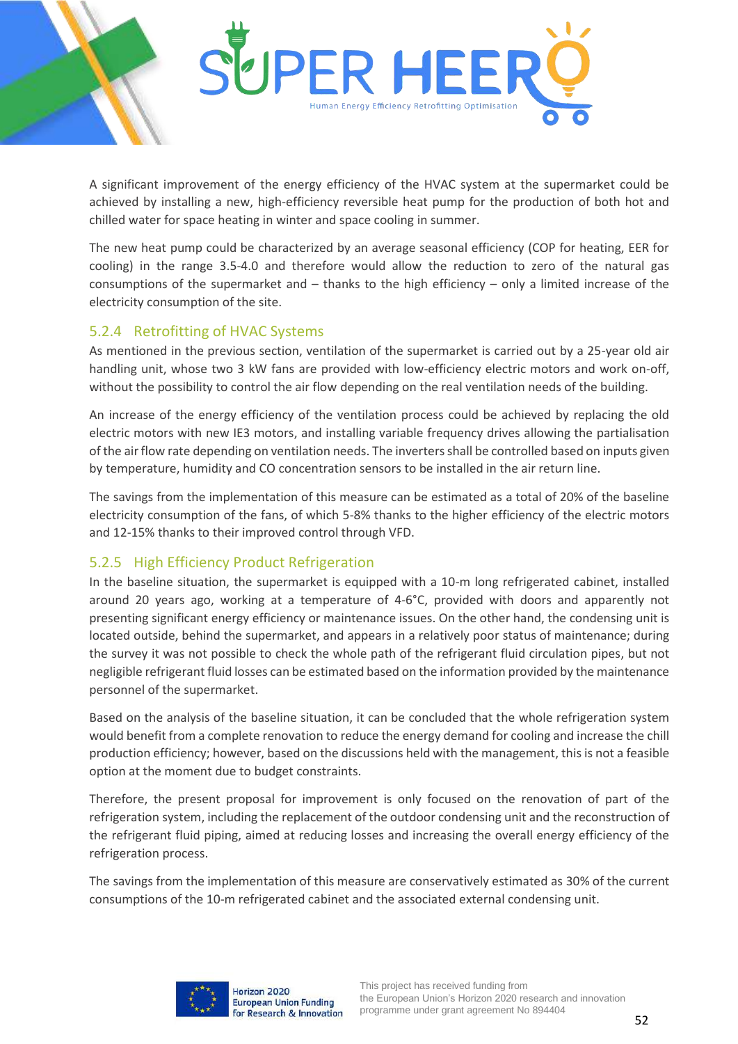A significant improvement of the energy efficiency of the HVAC system at the supermarket could be achieved by installing a new, high-efficiency reversible heat pump for the production of both hot and chilled water for space heating in winter and space cooling in summer.

The new heat pump could be characterized by an average seasonal efficiency (COP for heating, EER for cooling) in the range 3.5-4.0 and therefore would allow the reduction to zero of the natural gas consumptions of the supermarket and – thanks to the high efficiency – only a limited increase of the electricity consumption of the site.

### 5.2.4 Retrofitting of HVAC Systems

As mentioned in the previous section, ventilation of the supermarket is carried out by a 25-year old air handling unit, whose two 3 kW fans are provided with low-efficiency electric motors and work on-off, without the possibility to control the air flow depending on the real ventilation needs of the building.

An increase of the energy efficiency of the ventilation process could be achieved by replacing the old electric motors with new IE3 motors, and installing variable frequency drives allowing the partialisation of the air flow rate depending on ventilation needs. The inverters shall be controlled based on inputs given by temperature, humidity and CO concentration sensors to be installed in the air return line.

The savings from the implementation of this measure can be estimated as a total of 20% of the baseline electricity consumption of the fans, of which 5-8% thanks to the higher efficiency of the electric motors and 12-15% thanks to their improved control through VFD.

### 5.2.5 High Efficiency Product Refrigeration

In the baseline situation, the supermarket is equipped with a 10-m long refrigerated cabinet, installed around 20 years ago, working at a temperature of 4-6°C, provided with doors and apparently not presenting significant energy efficiency or maintenance issues. On the other hand, the condensing unit is located outside, behind the supermarket, and appears in a relatively poor status of maintenance; during the survey it was not possible to check the whole path of the refrigerant fluid circulation pipes, but not negligible refrigerant fluid losses can be estimated based on the information provided by the maintenance personnel of the supermarket.

Based on the analysis of the baseline situation, it can be concluded that the whole refrigeration system would benefit from a complete renovation to reduce the energy demand for cooling and increase the chill production efficiency; however, based on the discussions held with the management, this is not a feasible option at the moment due to budget constraints.

Therefore, the present proposal for improvement is only focused on the renovation of part of the refrigeration system, including the replacement of the outdoor condensing unit and the reconstruction of the refrigerant fluid piping, aimed at reducing losses and increasing the overall energy efficiency of the refrigeration process.

The savings from the implementation of this measure are conservatively estimated as 30% of the current consumptions of the 10-m refrigerated cabinet and the associated external condensing unit.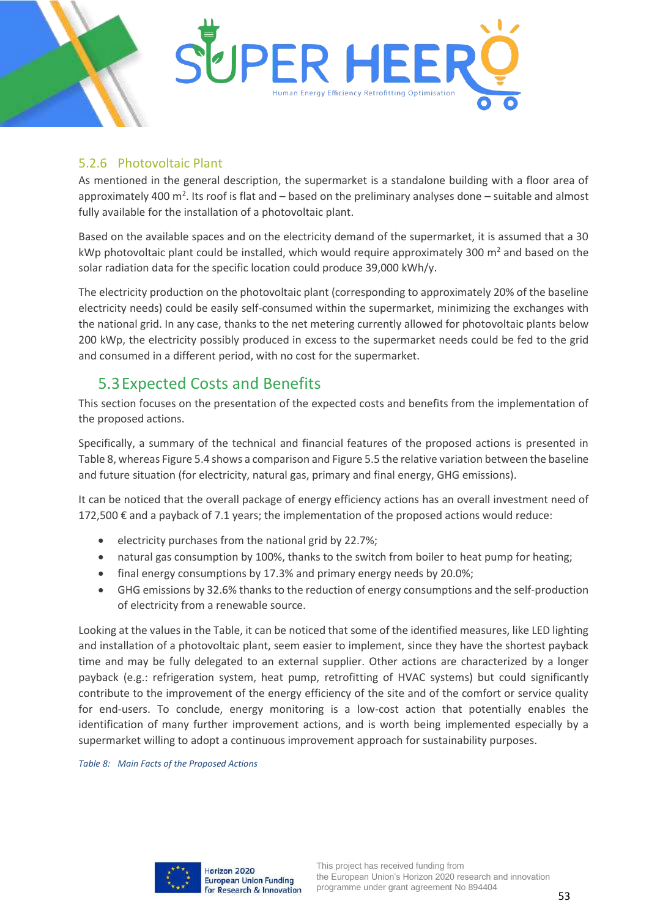### 5.2.6 Photovoltaic Plant

As mentioned in the general description, the supermarket is a standalone building with a floor area of approximately 400 m$^2$. Its roof is flat and – based on the preliminary analyses done – suitable and almost fully available for the installation of a photovoltaic plant.

Based on the available spaces and on the electricity demand of the supermarket, it is assumed that a 30 kWp photovoltaic plant could be installed, which would require approximately 300 m$^2$ and based on the solar radiation data for the specific location could produce 39,000 kWh/y.

The electricity production on the photovoltaic plant (corresponding to approximately 20% of the baseline electricity needs) could be easily self-consumed within the supermarket, minimizing the exchanges with the national grid. In any case, thanks to the net metering currently allowed for photovoltaic plants below 200 kWp, the electricity possibly produced in excess to the supermarket needs could be fed to the grid and consumed in a different period, with no cost for the supermarket.

## 5.3 Expected Costs and Benefits

This section focuses on the presentation of the expected costs and benefits from the implementation of the proposed actions.

Specifically, a summary of the technical and financial features of the proposed actions is presented in Table 8, whereas Figure 5.4 shows a comparison and Figure 5.5 the relative variation between the baseline and future situation (for electricity, natural gas, primary and final energy, GHG emissions).

It can be noticed that the overall package of energy efficiency actions has an overall investment need of 172,500 € and a payback of 7.1 years; the implementation of the proposed actions would reduce:

- electricity purchases from the national grid by 22.7%;
- natural gas consumption by 100%, thanks to the switch from boiler to heat pump for heating;
- final energy consumptions by 17.3% and primary energy needs by 20.0%;
- GHG emissions by 32.6% thanks to the reduction of energy consumptions and the self-production of electricity from a renewable source.

Looking at the values in the Table, it can be noticed that some of the identified measures, like LED lighting and installation of a photovoltaic plant, seem easier to implement, since they have the shortest payback time and may be fully delegated to an external supplier. Other actions are characterized by a longer payback (e.g.: refrigeration system, heat pump, retrofitting of HVAC systems) but could significantly contribute to the improvement of the energy efficiency of the site and of the comfort or service quality for end-users. To conclude, energy monitoring is a low-cost action that potentially enables the identification of many further improvement actions, and is worth being implemented especially by a supermarket willing to adopt a continuous improvement approach for sustainability purposes.

*Table 8: Main Facts of the Proposed Actions*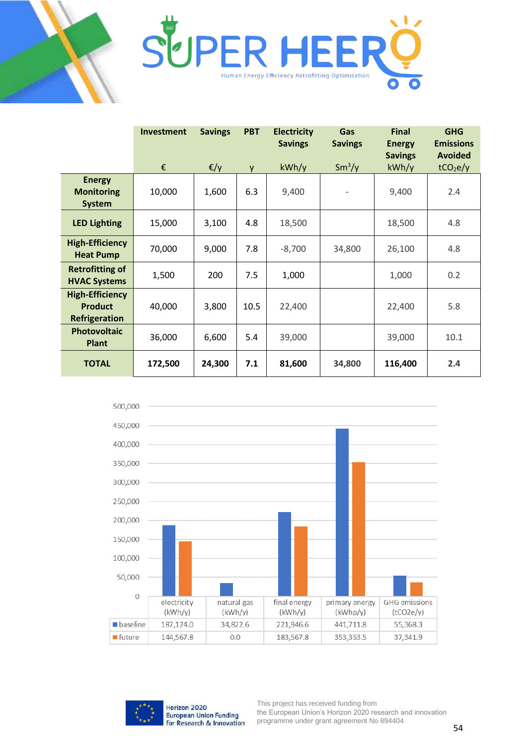| | Investment<br>€ | Savings<br>€/y | PBT<br>y | Electricity Savings<br>kWh/y | Gas Savings<br>$Sm^3/y$ | Final Energy Savings<br>kWh/y | GHG Emissions Avoided<br>$tCO_2e/y$ |
|---|---|---|---|---|---|---|---|
| **Energy Monitoring System** | 10,000 | 1,600 | 6.3 | 9,400 | - | 9,400 | 2.4 |
| **LED Lighting** | 15,000 | 3,100 | 4.8 | 18,500 | | 18,500 | 4.8 |
| **High-Efficiency Heat Pump** | 70,000 | 9,000 | 7.8 | -8,700 | 34,800 | 26,100 | 4.8 |
| **Retrofitting of HVAC Systems** | 1,500 | 200 | 7.5 | 1,000 | | 1,000 | 0.2 |
| **High-Efficiency Product Refrigeration** | 40,000 | 3,800 | 10.5 | 22,400 | | 22,400 | 5.8 |
| **Photovoltaic Plant** | 36,000 | 6,600 | 5.4 | 39,000 | | 39,000 | 10.1 |
| **TOTAL** | **172,500** | **24,300** | **7.1** | **81,600** | **34,800** | **116,400** | **2.4** |

500,000
450,000
400,000
350,000
300,000
250,000
200,000
150,000
100,000
50,000
0

electricity (kWh/y) — baseline 187,124.0 — future 144,567.8
natural gas (kWh/y) — baseline 34,822.6 — future 0.0
final energy (kWh/y) — baseline 221,946.6 — future 183,567.8
primary energy (kWhp/y) — baseline 441,711.8 — future 353,353.5
GHG emissions (tCO2e/y) — baseline 55,368.3 — future 37,341.9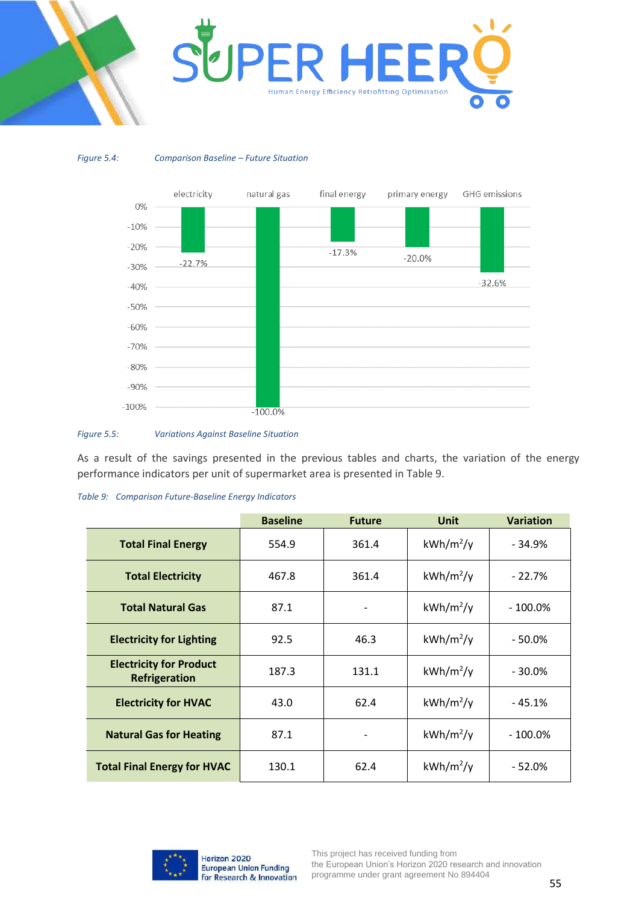*Figure 5.4: Comparison Baseline – Future Situation*

electricity
natural gas
final energy
primary energy
GHG emissions

0%
-10%
-20%
-30%
-40%
-50%
-60%
-70%
-80%
-90%
-100%

-22.7%
-100.0%
-17.3%
-20.0%
-32.6%

*Figure 5.5: Variations Against Baseline Situation*

As a result of the savings presented in the previous tables and charts, the variation of the energy performance indicators per unit of supermarket area is presented in Table 9.

*Table 9: Comparison Future-Baseline Energy Indicators*

| | Baseline | Future | Unit | Variation |
|---|---|---|---|---|
| **Total Final Energy** | 554.9 | 361.4 | $kWh/m^2/y$ | - 34.9% |
| **Total Electricity** | 467.8 | 361.4 | $kWh/m^2/y$ | - 22.7% |
| **Total Natural Gas** | 87.1 | - | $kWh/m^2/y$ | - 100.0% |
| **Electricity for Lighting** | 92.5 | 46.3 | $kWh/m^2/y$ | - 50.0% |
| **Electricity for Product Refrigeration** | 187.3 | 131.1 | $kWh/m^2/y$ | - 30.0% |
| **Electricity for HVAC** | 43.0 | 62.4 | $kWh/m^2/y$ | - 45.1% |
| **Natural Gas for Heating** | 87.1 | - | $kWh/m^2/y$ | - 100.0% |
| **Total Final Energy for HVAC** | 130.1 | 62.4 | $kWh/m^2/y$ | - 52.0% |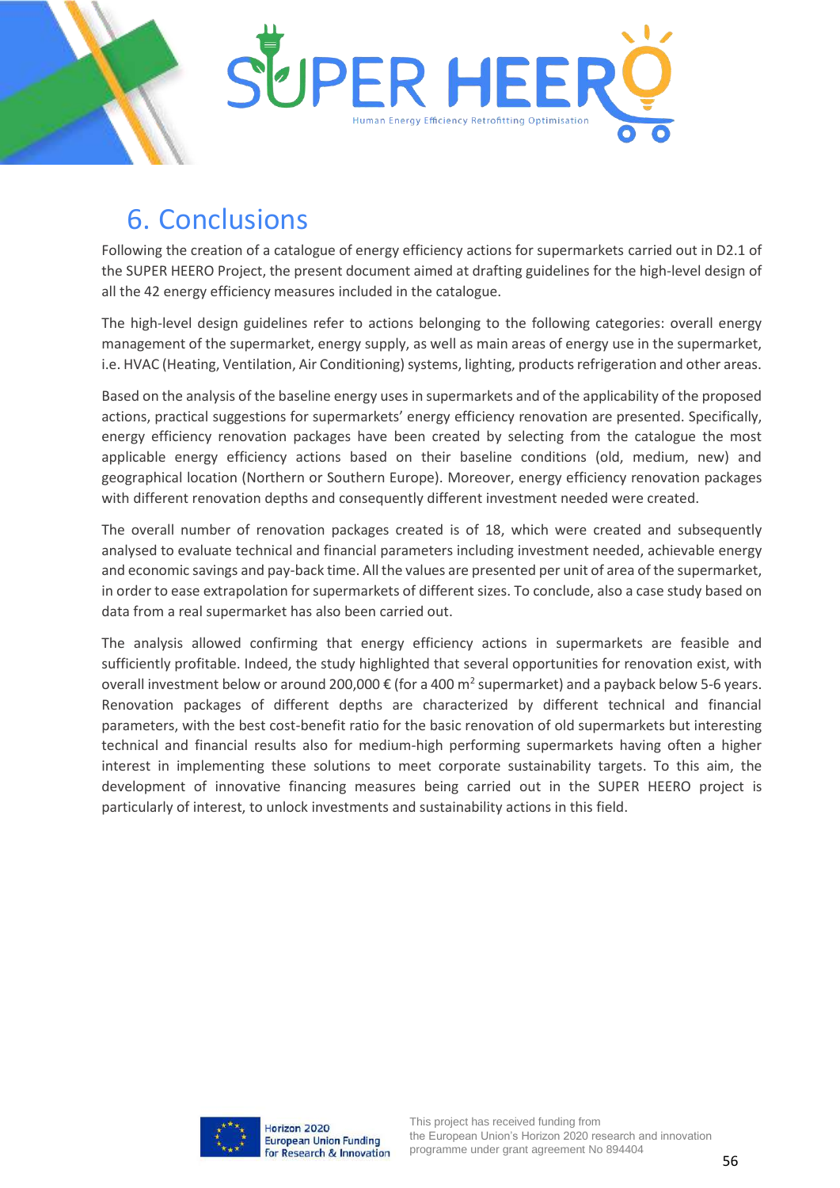# 6. Conclusions

Following the creation of a catalogue of energy efficiency actions for supermarkets carried out in D2.1 of the SUPER HEERO Project, the present document aimed at drafting guidelines for the high-level design of all the 42 energy efficiency measures included in the catalogue.

The high-level design guidelines refer to actions belonging to the following categories: overall energy management of the supermarket, energy supply, as well as main areas of energy use in the supermarket, i.e. HVAC (Heating, Ventilation, Air Conditioning) systems, lighting, products refrigeration and other areas.

Based on the analysis of the baseline energy uses in supermarkets and of the applicability of the proposed actions, practical suggestions for supermarkets' energy efficiency renovation are presented. Specifically, energy efficiency renovation packages have been created by selecting from the catalogue the most applicable energy efficiency actions based on their baseline conditions (old, medium, new) and geographical location (Northern or Southern Europe). Moreover, energy efficiency renovation packages with different renovation depths and consequently different investment needed were created.

The overall number of renovation packages created is of 18, which were created and subsequently analysed to evaluate technical and financial parameters including investment needed, achievable energy and economic savings and pay-back time. All the values are presented per unit of area of the supermarket, in order to ease extrapolation for supermarkets of different sizes. To conclude, also a case study based on data from a real supermarket has also been carried out.

The analysis allowed confirming that energy efficiency actions in supermarkets are feasible and sufficiently profitable. Indeed, the study highlighted that several opportunities for renovation exist, with overall investment below or around 200,000 € (for a 400 $m^2$ supermarket) and a payback below 5-6 years. Renovation packages of different depths are characterized by different technical and financial parameters, with the best cost-benefit ratio for the basic renovation of old supermarkets but interesting technical and financial results also for medium-high performing supermarkets having often a higher interest in implementing these solutions to meet corporate sustainability targets. To this aim, the development of innovative financing measures being carried out in the SUPER HEERO project is particularly of interest, to unlock investments and sustainability actions in this field.